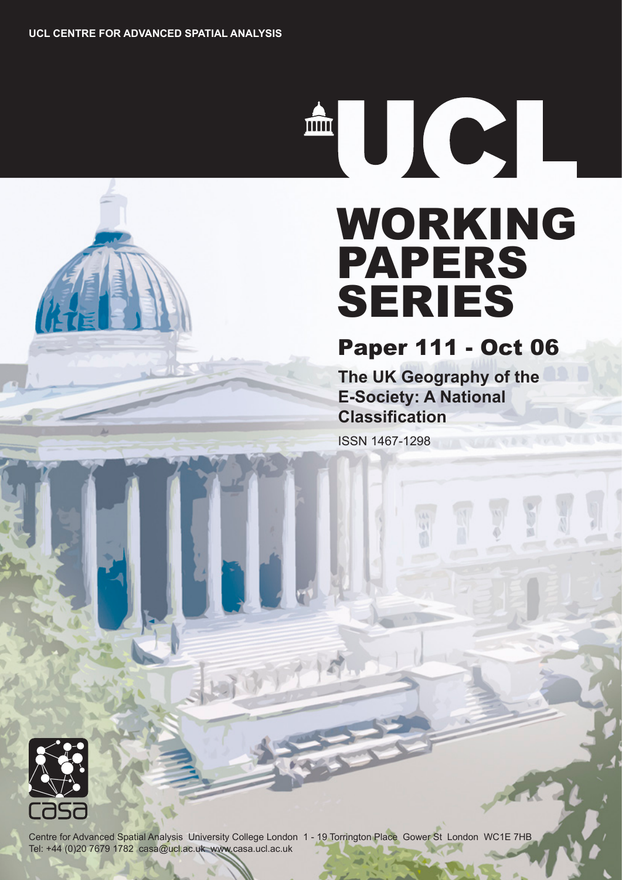UCL CENTRE FOR ADVANCED SPATIAL ANALYSIS

UCL

# WORKING PAPERS SERIES

## Paper 111 - Oct 06

**The UK Geography of the E-Society: A National Classification**

ISSN 1467-1298

casa

Centre for Advanced Spatial Analysis University College London 1 - 19 Torrington Place Gower St London WC1E 7HB
Tel: +44 (0)20 7679 1782 casa@ucl.ac.uk www.casa.ucl.ac.uk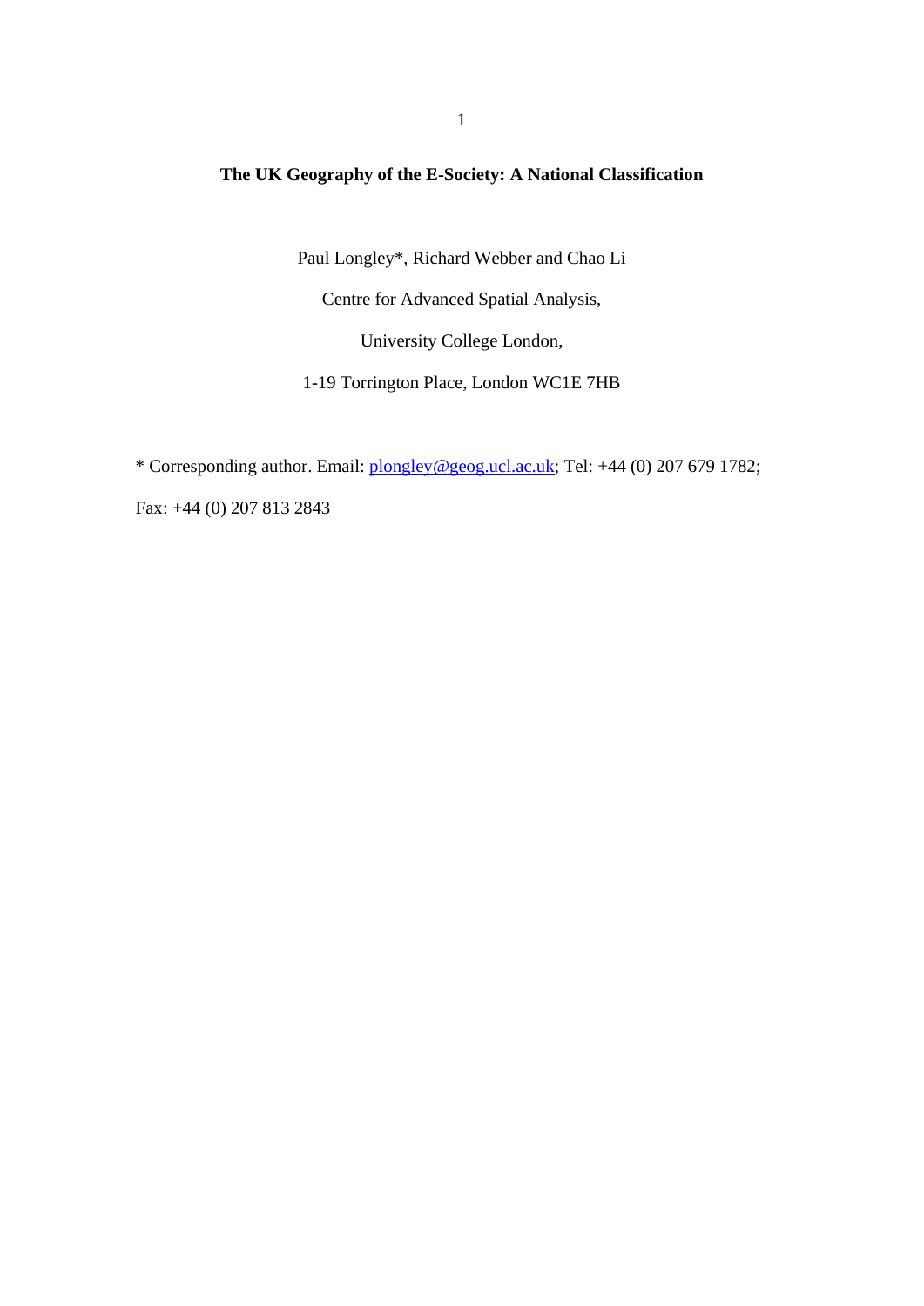**The UK Geography of the E-Society: A National Classification**

Paul Longley*, Richard Webber and Chao Li

Centre for Advanced Spatial Analysis,

University College London,

1-19 Torrington Place, London WC1E 7HB

* Corresponding author. Email: plongley@geog.ucl.ac.uk; Tel: +44 (0) 207 679 1782;

Fax: +44 (0) 207 813 2843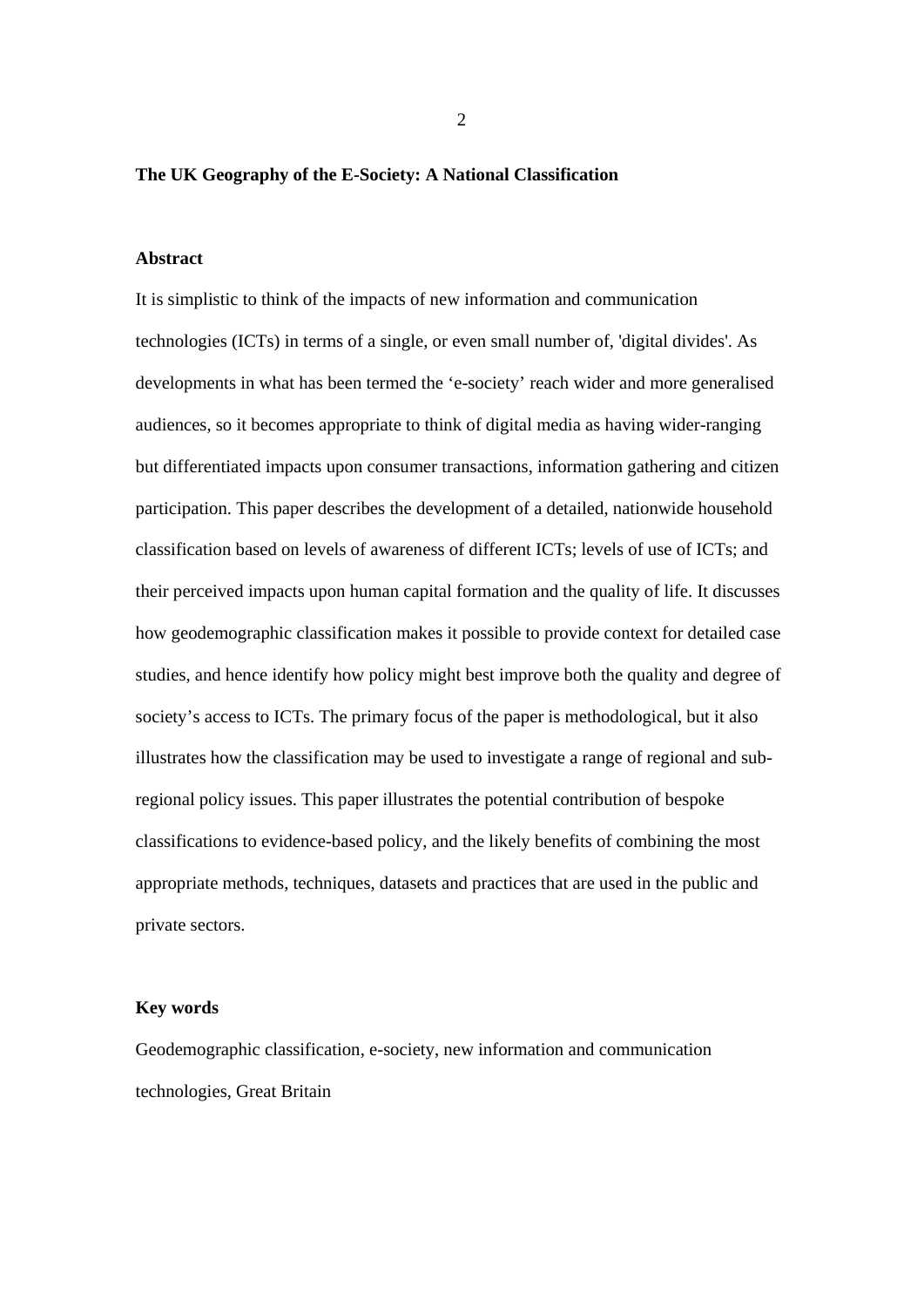**The UK Geography of the E-Society: A National Classification**

**Abstract**

It is simplistic to think of the impacts of new information and communication technologies (ICTs) in terms of a single, or even small number of, 'digital divides'. As developments in what has been termed the ‘e-society’ reach wider and more generalised audiences, so it becomes appropriate to think of digital media as having wider-ranging but differentiated impacts upon consumer transactions, information gathering and citizen participation. This paper describes the development of a detailed, nationwide household classification based on levels of awareness of different ICTs; levels of use of ICTs; and their perceived impacts upon human capital formation and the quality of life. It discusses how geodemographic classification makes it possible to provide context for detailed case studies, and hence identify how policy might best improve both the quality and degree of society’s access to ICTs. The primary focus of the paper is methodological, but it also illustrates how the classification may be used to investigate a range of regional and sub-regional policy issues. This paper illustrates the potential contribution of bespoke classifications to evidence-based policy, and the likely benefits of combining the most appropriate methods, techniques, datasets and practices that are used in the public and private sectors.

**Key words**

Geodemographic classification, e-society, new information and communication technologies, Great Britain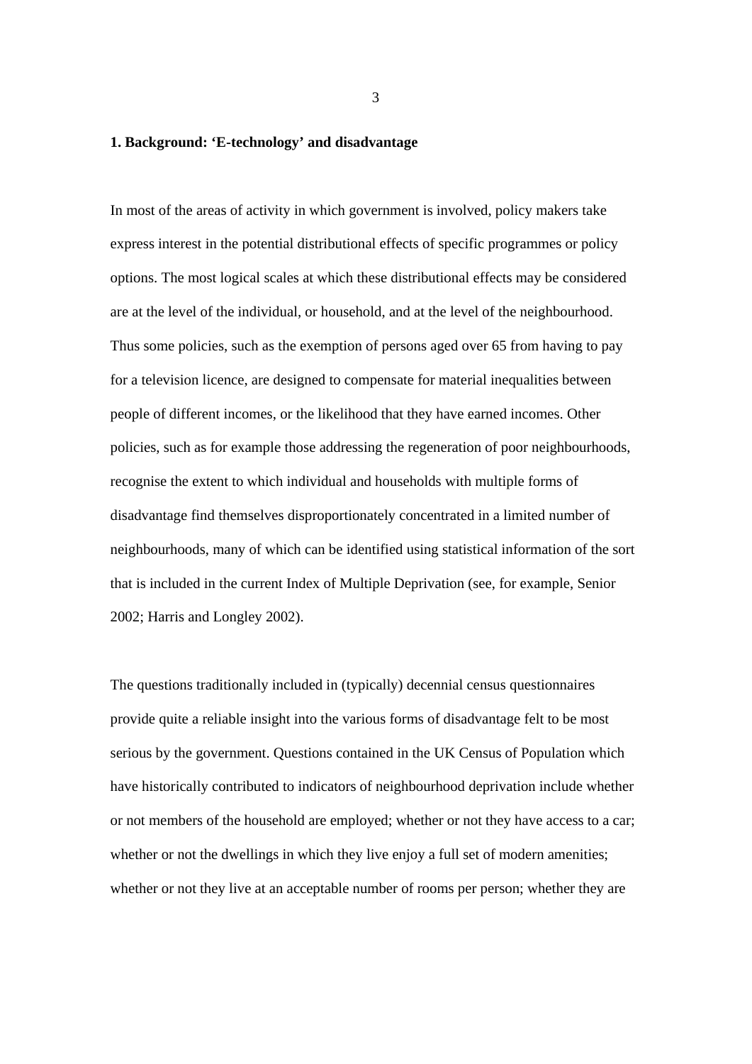**1. Background: 'E-technology' and disadvantage**

In most of the areas of activity in which government is involved, policy makers take express interest in the potential distributional effects of specific programmes or policy options. The most logical scales at which these distributional effects may be considered are at the level of the individual, or household, and at the level of the neighbourhood. Thus some policies, such as the exemption of persons aged over 65 from having to pay for a television licence, are designed to compensate for material inequalities between people of different incomes, or the likelihood that they have earned incomes. Other policies, such as for example those addressing the regeneration of poor neighbourhoods, recognise the extent to which individual and households with multiple forms of disadvantage find themselves disproportionately concentrated in a limited number of neighbourhoods, many of which can be identified using statistical information of the sort that is included in the current Index of Multiple Deprivation (see, for example, Senior 2002; Harris and Longley 2002).

The questions traditionally included in (typically) decennial census questionnaires provide quite a reliable insight into the various forms of disadvantage felt to be most serious by the government. Questions contained in the UK Census of Population which have historically contributed to indicators of neighbourhood deprivation include whether or not members of the household are employed; whether or not they have access to a car; whether or not the dwellings in which they live enjoy a full set of modern amenities; whether or not they live at an acceptable number of rooms per person; whether they are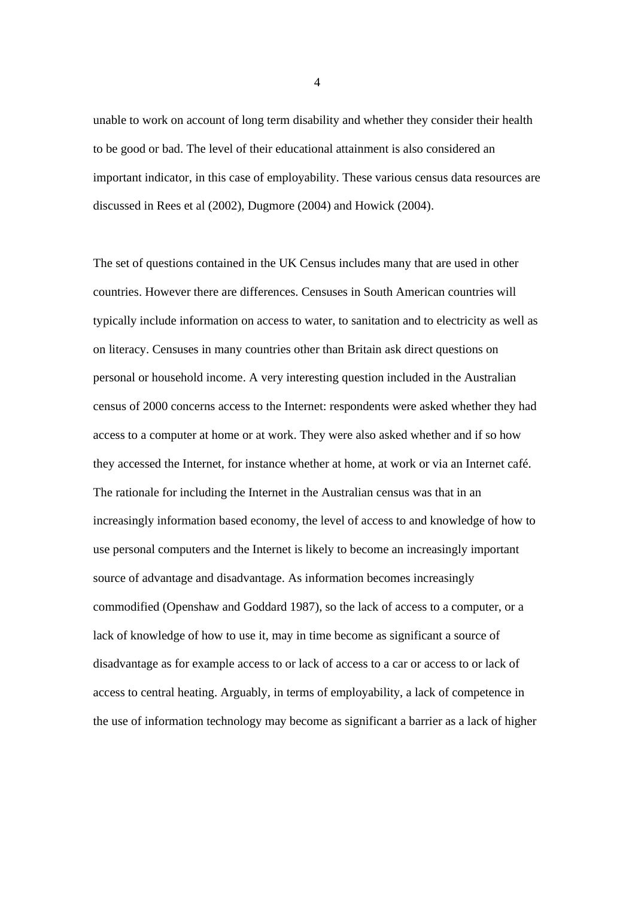unable to work on account of long term disability and whether they consider their health to be good or bad. The level of their educational attainment is also considered an important indicator, in this case of employability. These various census data resources are discussed in Rees et al (2002), Dugmore (2004) and Howick (2004).

The set of questions contained in the UK Census includes many that are used in other countries. However there are differences. Censuses in South American countries will typically include information on access to water, to sanitation and to electricity as well as on literacy. Censuses in many countries other than Britain ask direct questions on personal or household income. A very interesting question included in the Australian census of 2000 concerns access to the Internet: respondents were asked whether they had access to a computer at home or at work. They were also asked whether and if so how they accessed the Internet, for instance whether at home, at work or via an Internet café. The rationale for including the Internet in the Australian census was that in an increasingly information based economy, the level of access to and knowledge of how to use personal computers and the Internet is likely to become an increasingly important source of advantage and disadvantage. As information becomes increasingly commodified (Openshaw and Goddard 1987), so the lack of access to a computer, or a lack of knowledge of how to use it, may in time become as significant a source of disadvantage as for example access to or lack of access to a car or access to or lack of access to central heating. Arguably, in terms of employability, a lack of competence in the use of information technology may become as significant a barrier as a lack of higher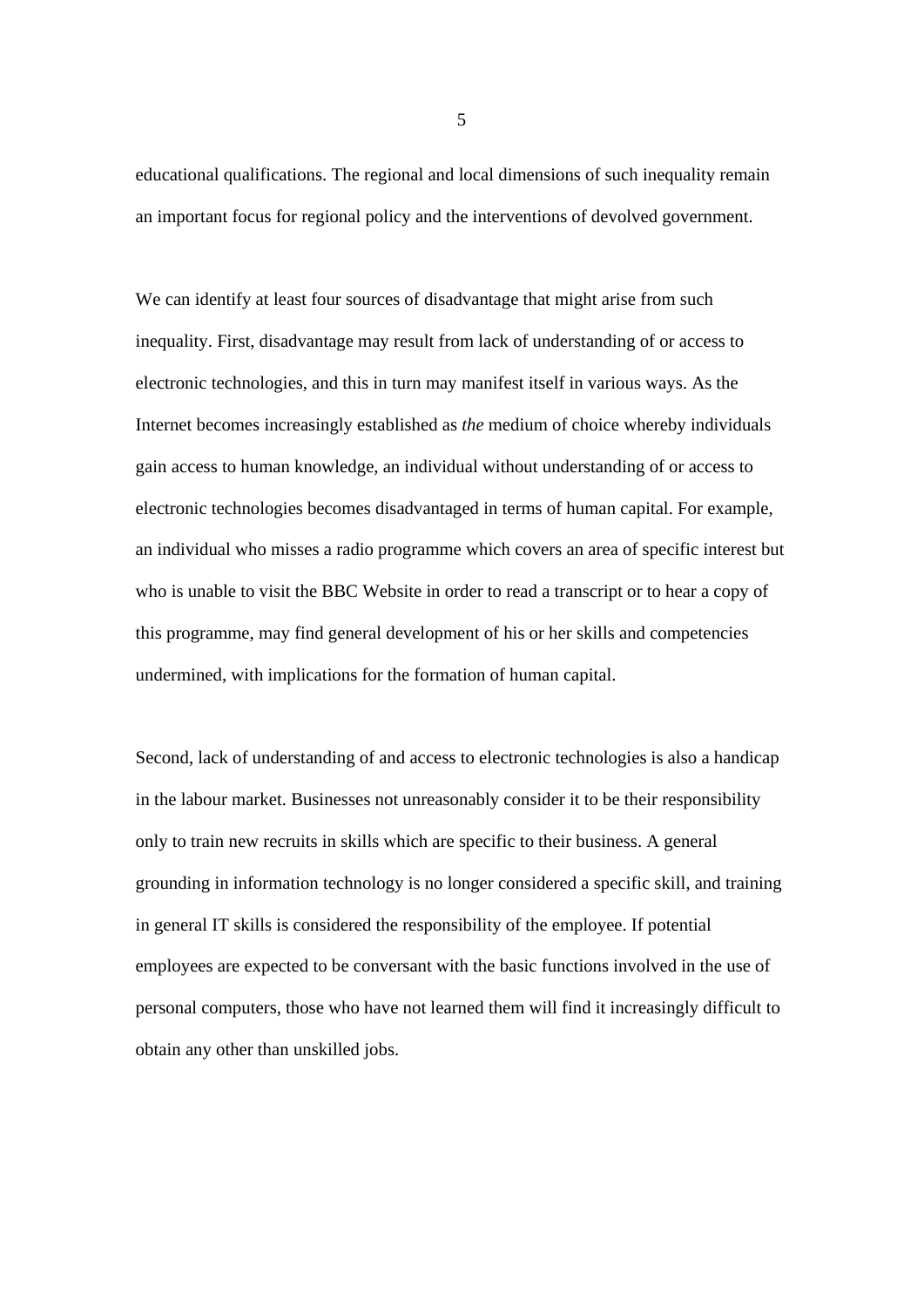educational qualifications. The regional and local dimensions of such inequality remain an important focus for regional policy and the interventions of devolved government.

We can identify at least four sources of disadvantage that might arise from such inequality. First, disadvantage may result from lack of understanding of or access to electronic technologies, and this in turn may manifest itself in various ways. As the Internet becomes increasingly established as *the* medium of choice whereby individuals gain access to human knowledge, an individual without understanding of or access to electronic technologies becomes disadvantaged in terms of human capital. For example, an individual who misses a radio programme which covers an area of specific interest but who is unable to visit the BBC Website in order to read a transcript or to hear a copy of this programme, may find general development of his or her skills and competencies undermined, with implications for the formation of human capital.

Second, lack of understanding of and access to electronic technologies is also a handicap in the labour market. Businesses not unreasonably consider it to be their responsibility only to train new recruits in skills which are specific to their business. A general grounding in information technology is no longer considered a specific skill, and training in general IT skills is considered the responsibility of the employee. If potential employees are expected to be conversant with the basic functions involved in the use of personal computers, those who have not learned them will find it increasingly difficult to obtain any other than unskilled jobs.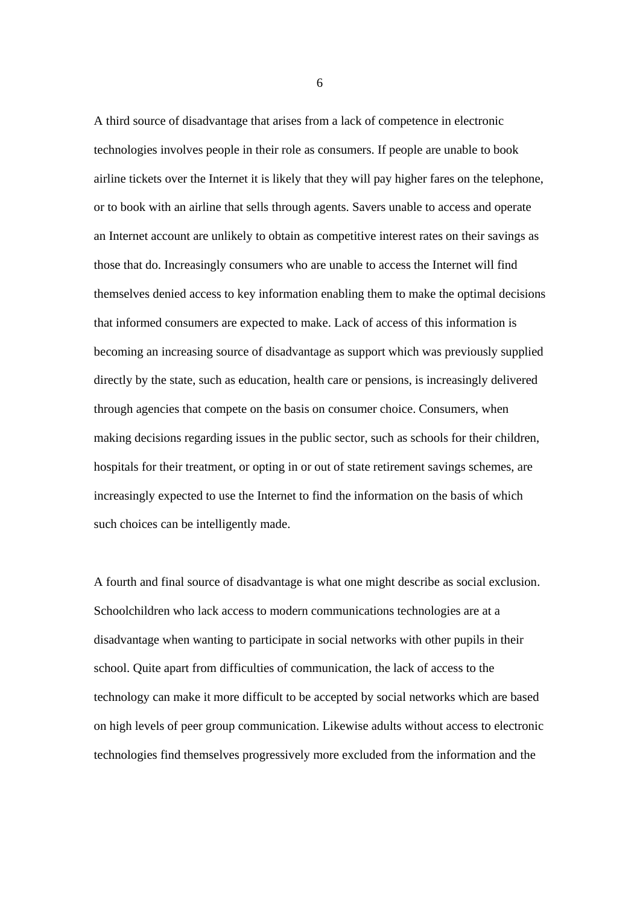A third source of disadvantage that arises from a lack of competence in electronic technologies involves people in their role as consumers. If people are unable to book airline tickets over the Internet it is likely that they will pay higher fares on the telephone, or to book with an airline that sells through agents. Savers unable to access and operate an Internet account are unlikely to obtain as competitive interest rates on their savings as those that do. Increasingly consumers who are unable to access the Internet will find themselves denied access to key information enabling them to make the optimal decisions that informed consumers are expected to make. Lack of access of this information is becoming an increasing source of disadvantage as support which was previously supplied directly by the state, such as education, health care or pensions, is increasingly delivered through agencies that compete on the basis on consumer choice. Consumers, when making decisions regarding issues in the public sector, such as schools for their children, hospitals for their treatment, or opting in or out of state retirement savings schemes, are increasingly expected to use the Internet to find the information on the basis of which such choices can be intelligently made.

A fourth and final source of disadvantage is what one might describe as social exclusion. Schoolchildren who lack access to modern communications technologies are at a disadvantage when wanting to participate in social networks with other pupils in their school. Quite apart from difficulties of communication, the lack of access to the technology can make it more difficult to be accepted by social networks which are based on high levels of peer group communication. Likewise adults without access to electronic technologies find themselves progressively more excluded from the information and the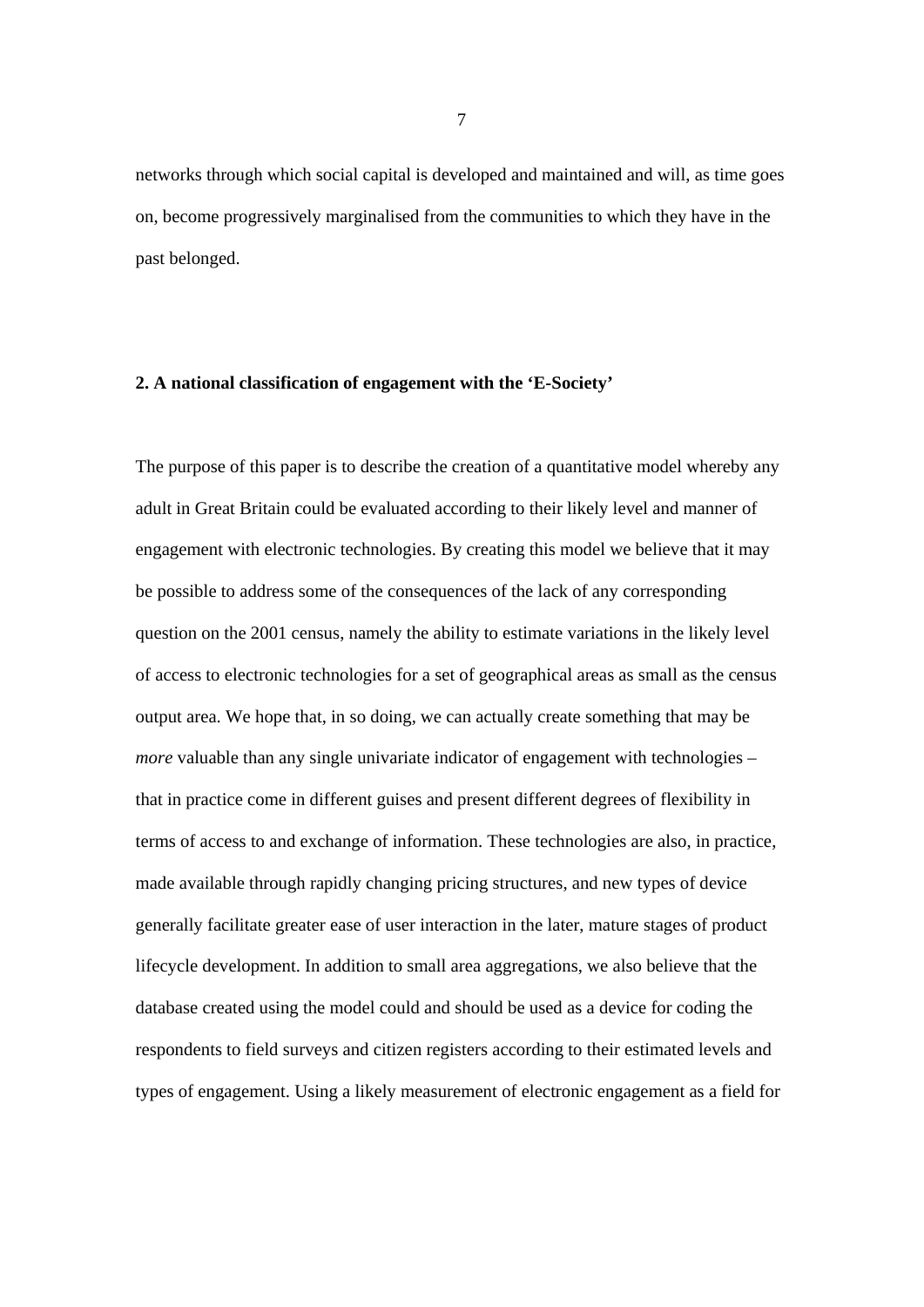networks through which social capital is developed and maintained and will, as time goes on, become progressively marginalised from the communities to which they have in the past belonged.

## 2. A national classification of engagement with the 'E-Society'

The purpose of this paper is to describe the creation of a quantitative model whereby any adult in Great Britain could be evaluated according to their likely level and manner of engagement with electronic technologies. By creating this model we believe that it may be possible to address some of the consequences of the lack of any corresponding question on the 2001 census, namely the ability to estimate variations in the likely level of access to electronic technologies for a set of geographical areas as small as the census output area. We hope that, in so doing, we can actually create something that may be *more* valuable than any single univariate indicator of engagement with technologies – that in practice come in different guises and present different degrees of flexibility in terms of access to and exchange of information. These technologies are also, in practice, made available through rapidly changing pricing structures, and new types of device generally facilitate greater ease of user interaction in the later, mature stages of product lifecycle development. In addition to small area aggregations, we also believe that the database created using the model could and should be used as a device for coding the respondents to field surveys and citizen registers according to their estimated levels and types of engagement. Using a likely measurement of electronic engagement as a field for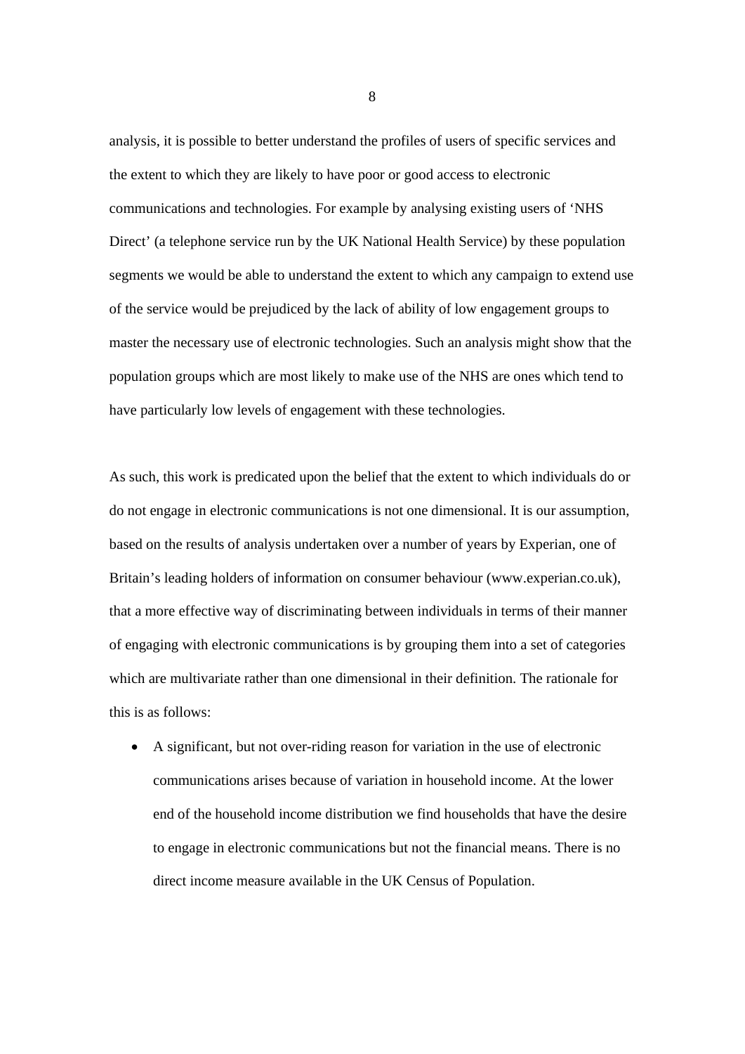analysis, it is possible to better understand the profiles of users of specific services and the extent to which they are likely to have poor or good access to electronic communications and technologies. For example by analysing existing users of 'NHS Direct' (a telephone service run by the UK National Health Service) by these population segments we would be able to understand the extent to which any campaign to extend use of the service would be prejudiced by the lack of ability of low engagement groups to master the necessary use of electronic technologies. Such an analysis might show that the population groups which are most likely to make use of the NHS are ones which tend to have particularly low levels of engagement with these technologies.

As such, this work is predicated upon the belief that the extent to which individuals do or do not engage in electronic communications is not one dimensional. It is our assumption, based on the results of analysis undertaken over a number of years by Experian, one of Britain's leading holders of information on consumer behaviour (www.experian.co.uk), that a more effective way of discriminating between individuals in terms of their manner of engaging with electronic communications is by grouping them into a set of categories which are multivariate rather than one dimensional in their definition. The rationale for this is as follows:

- A significant, but not over-riding reason for variation in the use of electronic communications arises because of variation in household income. At the lower end of the household income distribution we find households that have the desire to engage in electronic communications but not the financial means. There is no direct income measure available in the UK Census of Population.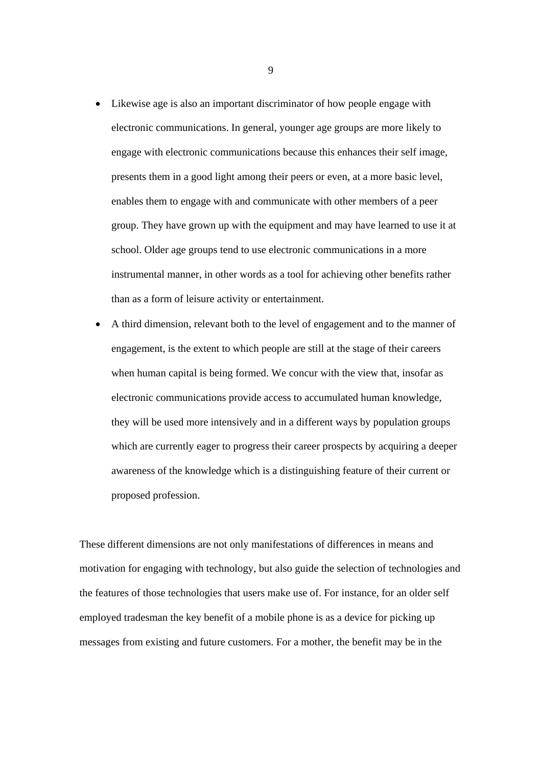- Likewise age is also an important discriminator of how people engage with electronic communications. In general, younger age groups are more likely to engage with electronic communications because this enhances their self image, presents them in a good light among their peers or even, at a more basic level, enables them to engage with and communicate with other members of a peer group. They have grown up with the equipment and may have learned to use it at school. Older age groups tend to use electronic communications in a more instrumental manner, in other words as a tool for achieving other benefits rather than as a form of leisure activity or entertainment.
- A third dimension, relevant both to the level of engagement and to the manner of engagement, is the extent to which people are still at the stage of their careers when human capital is being formed. We concur with the view that, insofar as electronic communications provide access to accumulated human knowledge, they will be used more intensively and in a different ways by population groups which are currently eager to progress their career prospects by acquiring a deeper awareness of the knowledge which is a distinguishing feature of their current or proposed profession.

These different dimensions are not only manifestations of differences in means and motivation for engaging with technology, but also guide the selection of technologies and the features of those technologies that users make use of. For instance, for an older self employed tradesman the key benefit of a mobile phone is as a device for picking up messages from existing and future customers. For a mother, the benefit may be in the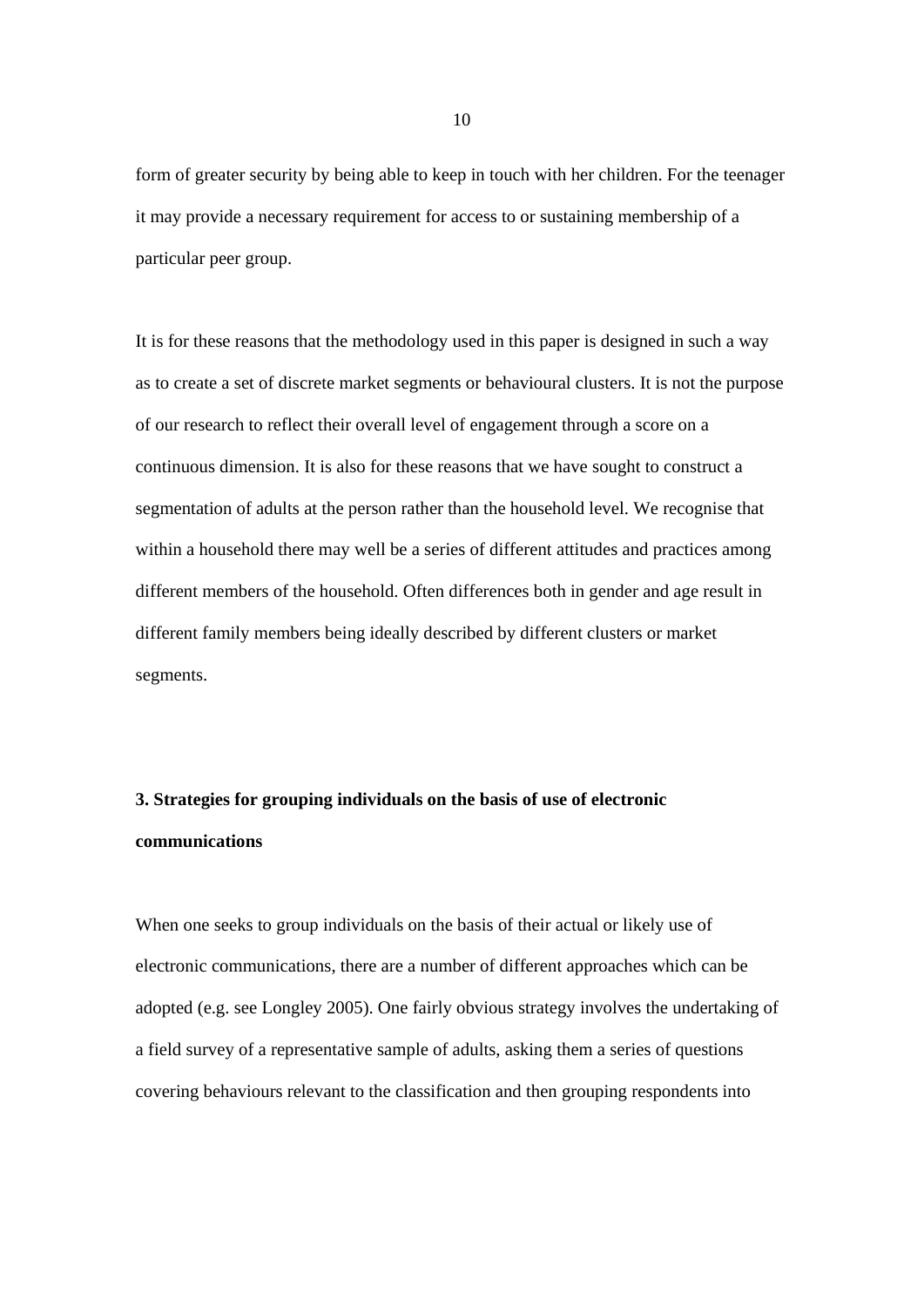form of greater security by being able to keep in touch with her children. For the teenager it may provide a necessary requirement for access to or sustaining membership of a particular peer group.

It is for these reasons that the methodology used in this paper is designed in such a way as to create a set of discrete market segments or behavioural clusters. It is not the purpose of our research to reflect their overall level of engagement through a score on a continuous dimension. It is also for these reasons that we have sought to construct a segmentation of adults at the person rather than the household level. We recognise that within a household there may well be a series of different attitudes and practices among different members of the household. Often differences both in gender and age result in different family members being ideally described by different clusters or market segments.

## 3. Strategies for grouping individuals on the basis of use of electronic communications

When one seeks to group individuals on the basis of their actual or likely use of electronic communications, there are a number of different approaches which can be adopted (e.g. see Longley 2005). One fairly obvious strategy involves the undertaking of a field survey of a representative sample of adults, asking them a series of questions covering behaviours relevant to the classification and then grouping respondents into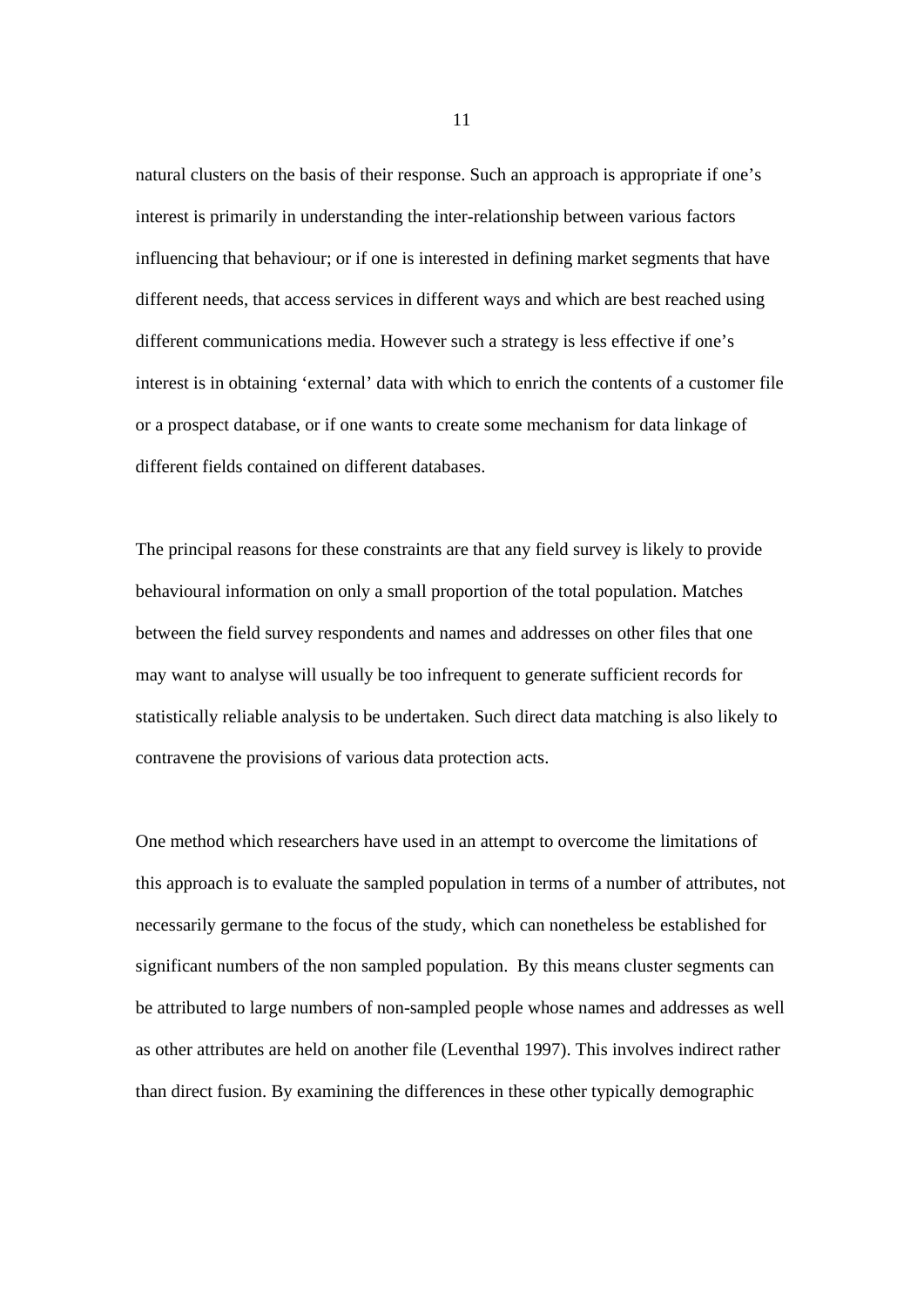natural clusters on the basis of their response. Such an approach is appropriate if one's interest is primarily in understanding the inter-relationship between various factors influencing that behaviour; or if one is interested in defining market segments that have different needs, that access services in different ways and which are best reached using different communications media. However such a strategy is less effective if one's interest is in obtaining 'external' data with which to enrich the contents of a customer file or a prospect database, or if one wants to create some mechanism for data linkage of different fields contained on different databases.

The principal reasons for these constraints are that any field survey is likely to provide behavioural information on only a small proportion of the total population. Matches between the field survey respondents and names and addresses on other files that one may want to analyse will usually be too infrequent to generate sufficient records for statistically reliable analysis to be undertaken. Such direct data matching is also likely to contravene the provisions of various data protection acts.

One method which researchers have used in an attempt to overcome the limitations of this approach is to evaluate the sampled population in terms of a number of attributes, not necessarily germane to the focus of the study, which can nonetheless be established for significant numbers of the non sampled population. By this means cluster segments can be attributed to large numbers of non-sampled people whose names and addresses as well as other attributes are held on another file (Leventhal 1997). This involves indirect rather than direct fusion. By examining the differences in these other typically demographic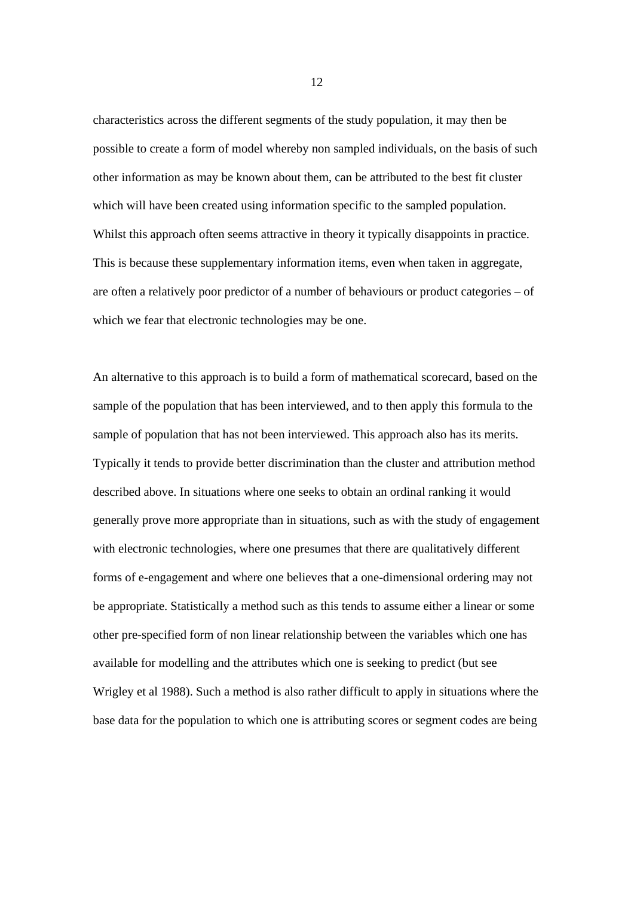characteristics across the different segments of the study population, it may then be possible to create a form of model whereby non sampled individuals, on the basis of such other information as may be known about them, can be attributed to the best fit cluster which will have been created using information specific to the sampled population. Whilst this approach often seems attractive in theory it typically disappoints in practice. This is because these supplementary information items, even when taken in aggregate, are often a relatively poor predictor of a number of behaviours or product categories – of which we fear that electronic technologies may be one.

An alternative to this approach is to build a form of mathematical scorecard, based on the sample of the population that has been interviewed, and to then apply this formula to the sample of population that has not been interviewed. This approach also has its merits. Typically it tends to provide better discrimination than the cluster and attribution method described above. In situations where one seeks to obtain an ordinal ranking it would generally prove more appropriate than in situations, such as with the study of engagement with electronic technologies, where one presumes that there are qualitatively different forms of e-engagement and where one believes that a one-dimensional ordering may not be appropriate. Statistically a method such as this tends to assume either a linear or some other pre-specified form of non linear relationship between the variables which one has available for modelling and the attributes which one is seeking to predict (but see Wrigley et al 1988). Such a method is also rather difficult to apply in situations where the base data for the population to which one is attributing scores or segment codes are being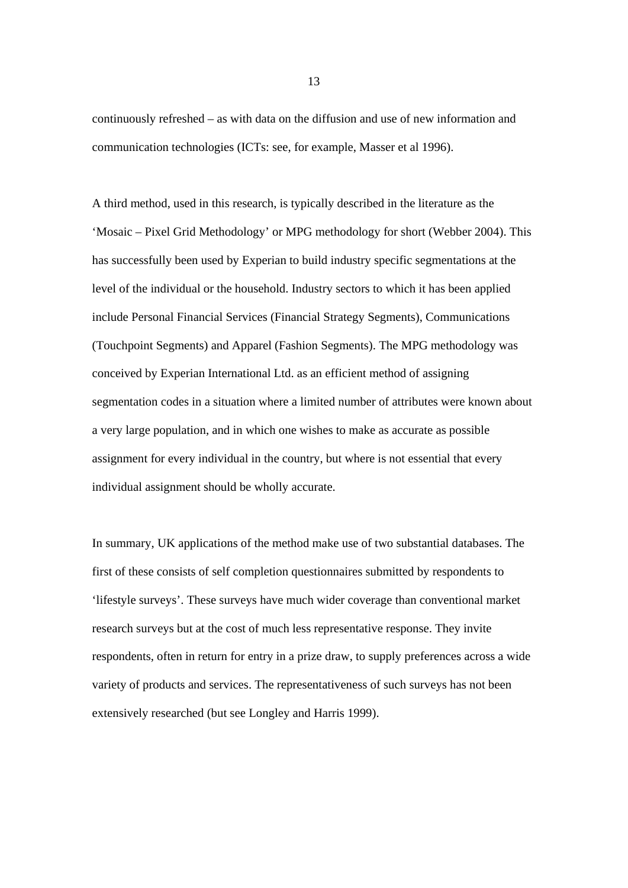continuously refreshed – as with data on the diffusion and use of new information and communication technologies (ICTs: see, for example, Masser et al 1996).

A third method, used in this research, is typically described in the literature as the 'Mosaic – Pixel Grid Methodology' or MPG methodology for short (Webber 2004). This has successfully been used by Experian to build industry specific segmentations at the level of the individual or the household. Industry sectors to which it has been applied include Personal Financial Services (Financial Strategy Segments), Communications (Touchpoint Segments) and Apparel (Fashion Segments). The MPG methodology was conceived by Experian International Ltd. as an efficient method of assigning segmentation codes in a situation where a limited number of attributes were known about a very large population, and in which one wishes to make as accurate as possible assignment for every individual in the country, but where is not essential that every individual assignment should be wholly accurate.

In summary, UK applications of the method make use of two substantial databases. The first of these consists of self completion questionnaires submitted by respondents to 'lifestyle surveys'. These surveys have much wider coverage than conventional market research surveys but at the cost of much less representative response. They invite respondents, often in return for entry in a prize draw, to supply preferences across a wide variety of products and services. The representativeness of such surveys has not been extensively researched (but see Longley and Harris 1999).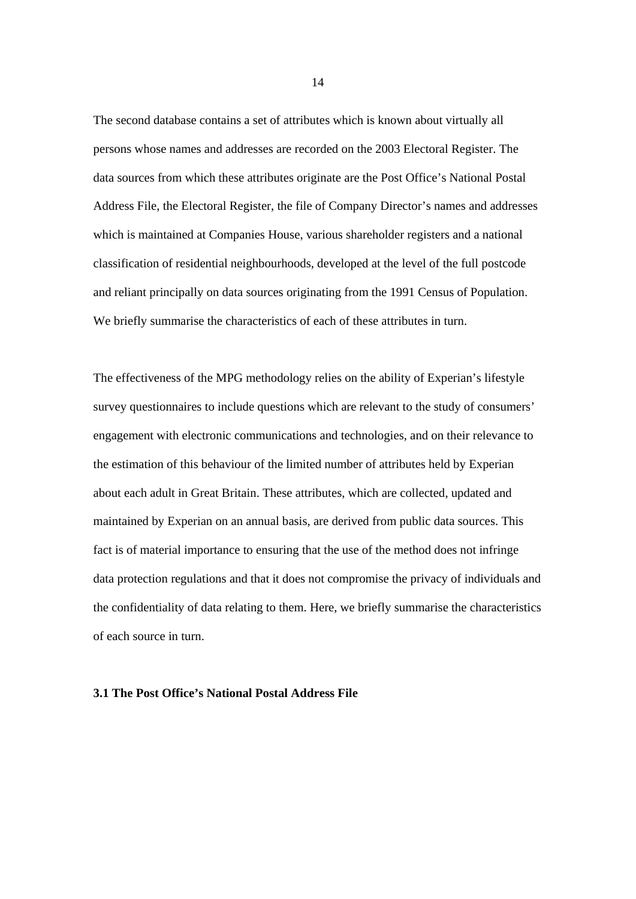The second database contains a set of attributes which is known about virtually all persons whose names and addresses are recorded on the 2003 Electoral Register. The data sources from which these attributes originate are the Post Office's National Postal Address File, the Electoral Register, the file of Company Director's names and addresses which is maintained at Companies House, various shareholder registers and a national classification of residential neighbourhoods, developed at the level of the full postcode and reliant principally on data sources originating from the 1991 Census of Population. We briefly summarise the characteristics of each of these attributes in turn.

The effectiveness of the MPG methodology relies on the ability of Experian's lifestyle survey questionnaires to include questions which are relevant to the study of consumers' engagement with electronic communications and technologies, and on their relevance to the estimation of this behaviour of the limited number of attributes held by Experian about each adult in Great Britain. These attributes, which are collected, updated and maintained by Experian on an annual basis, are derived from public data sources. This fact is of material importance to ensuring that the use of the method does not infringe data protection regulations and that it does not compromise the privacy of individuals and the confidentiality of data relating to them. Here, we briefly summarise the characteristics of each source in turn.

### 3.1 The Post Office's National Postal Address File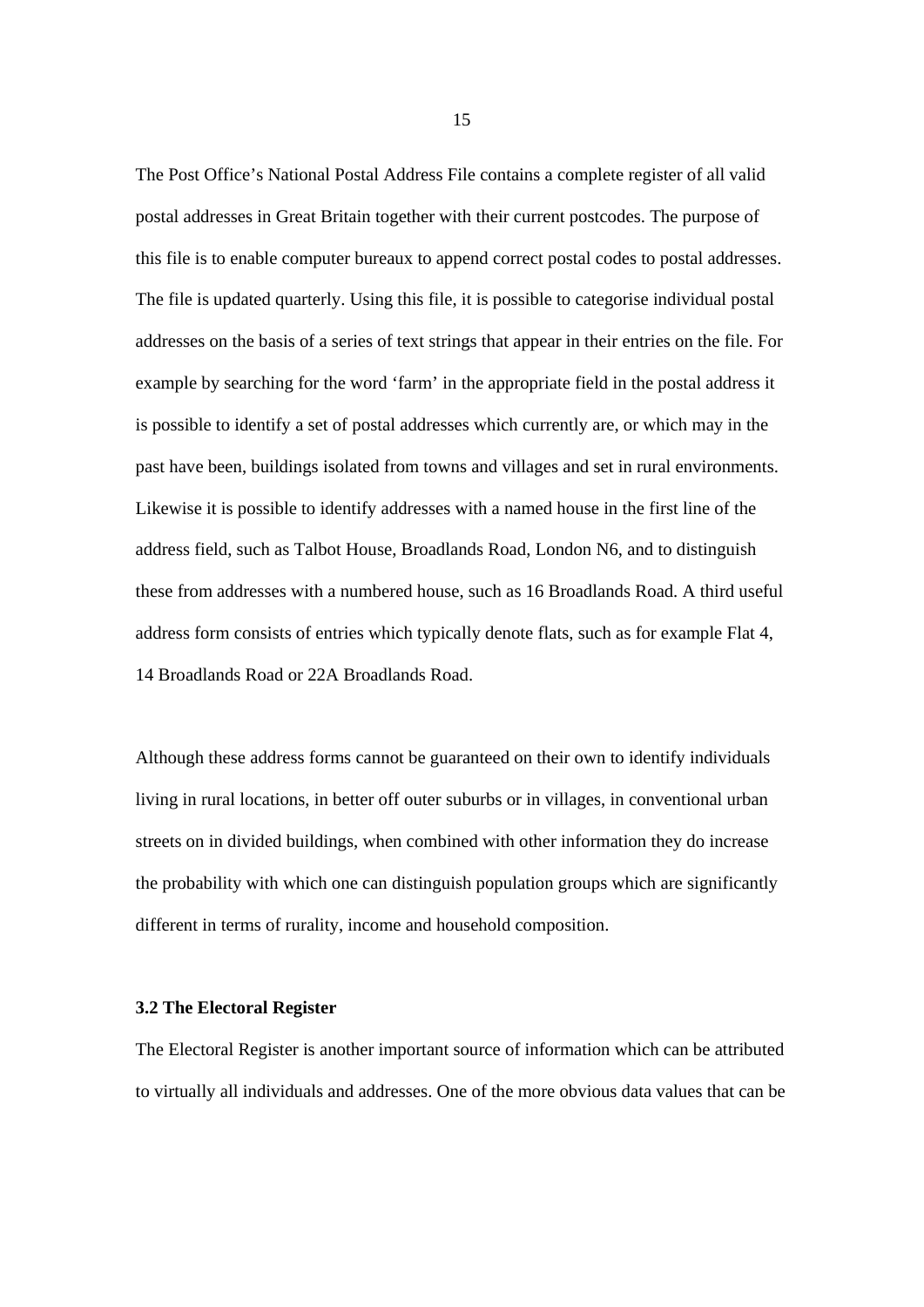The Post Office's National Postal Address File contains a complete register of all valid postal addresses in Great Britain together with their current postcodes. The purpose of this file is to enable computer bureaux to append correct postal codes to postal addresses. The file is updated quarterly. Using this file, it is possible to categorise individual postal addresses on the basis of a series of text strings that appear in their entries on the file. For example by searching for the word 'farm' in the appropriate field in the postal address it is possible to identify a set of postal addresses which currently are, or which may in the past have been, buildings isolated from towns and villages and set in rural environments. Likewise it is possible to identify addresses with a named house in the first line of the address field, such as Talbot House, Broadlands Road, London N6, and to distinguish these from addresses with a numbered house, such as 16 Broadlands Road. A third useful address form consists of entries which typically denote flats, such as for example Flat 4, 14 Broadlands Road or 22A Broadlands Road.

Although these address forms cannot be guaranteed on their own to identify individuals living in rural locations, in better off outer suburbs or in villages, in conventional urban streets on in divided buildings, when combined with other information they do increase the probability with which one can distinguish population groups which are significantly different in terms of rurality, income and household composition.

### 3.2 The Electoral Register

The Electoral Register is another important source of information which can be attributed to virtually all individuals and addresses. One of the more obvious data values that can be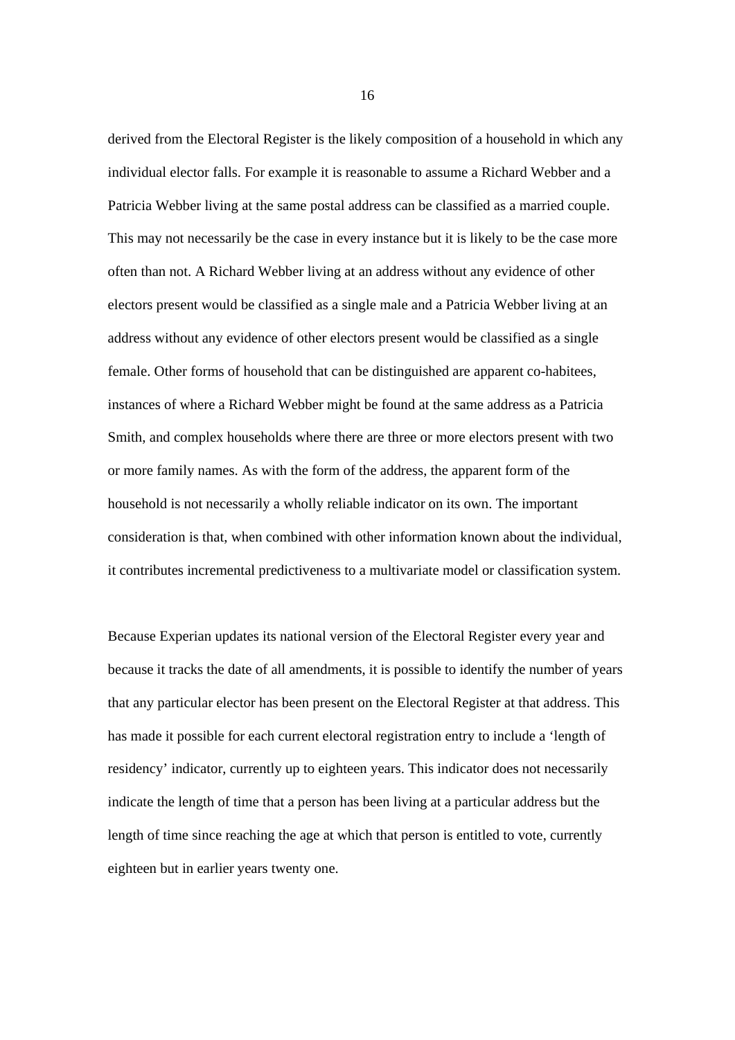derived from the Electoral Register is the likely composition of a household in which any individual elector falls. For example it is reasonable to assume a Richard Webber and a Patricia Webber living at the same postal address can be classified as a married couple. This may not necessarily be the case in every instance but it is likely to be the case more often than not. A Richard Webber living at an address without any evidence of other electors present would be classified as a single male and a Patricia Webber living at an address without any evidence of other electors present would be classified as a single female. Other forms of household that can be distinguished are apparent co-habitees, instances of where a Richard Webber might be found at the same address as a Patricia Smith, and complex households where there are three or more electors present with two or more family names. As with the form of the address, the apparent form of the household is not necessarily a wholly reliable indicator on its own. The important consideration is that, when combined with other information known about the individual, it contributes incremental predictiveness to a multivariate model or classification system.

Because Experian updates its national version of the Electoral Register every year and because it tracks the date of all amendments, it is possible to identify the number of years that any particular elector has been present on the Electoral Register at that address. This has made it possible for each current electoral registration entry to include a 'length of residency' indicator, currently up to eighteen years. This indicator does not necessarily indicate the length of time that a person has been living at a particular address but the length of time since reaching the age at which that person is entitled to vote, currently eighteen but in earlier years twenty one.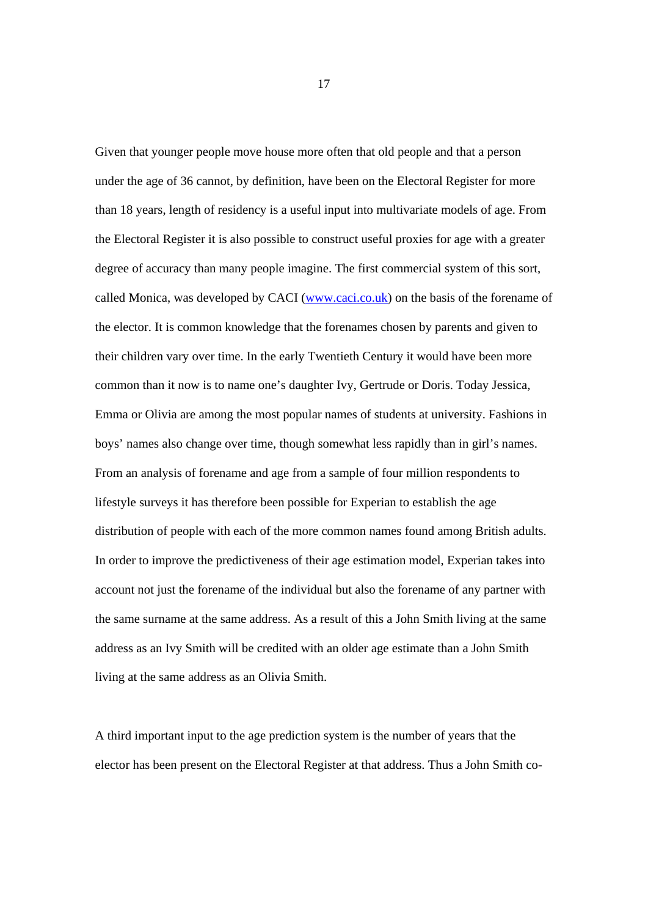Given that younger people move house more often that old people and that a person under the age of 36 cannot, by definition, have been on the Electoral Register for more than 18 years, length of residency is a useful input into multivariate models of age. From the Electoral Register it is also possible to construct useful proxies for age with a greater degree of accuracy than many people imagine. The first commercial system of this sort, called Monica, was developed by CACI ([www.caci.co.uk](www.caci.co.uk)) on the basis of the forename of the elector. It is common knowledge that the forenames chosen by parents and given to their children vary over time. In the early Twentieth Century it would have been more common than it now is to name one's daughter Ivy, Gertrude or Doris. Today Jessica, Emma or Olivia are among the most popular names of students at university. Fashions in boys' names also change over time, though somewhat less rapidly than in girl's names. From an analysis of forename and age from a sample of four million respondents to lifestyle surveys it has therefore been possible for Experian to establish the age distribution of people with each of the more common names found among British adults. In order to improve the predictiveness of their age estimation model, Experian takes into account not just the forename of the individual but also the forename of any partner with the same surname at the same address. As a result of this a John Smith living at the same address as an Ivy Smith will be credited with an older age estimate than a John Smith living at the same address as an Olivia Smith.

A third important input to the age prediction system is the number of years that the elector has been present on the Electoral Register at that address. Thus a John Smith co-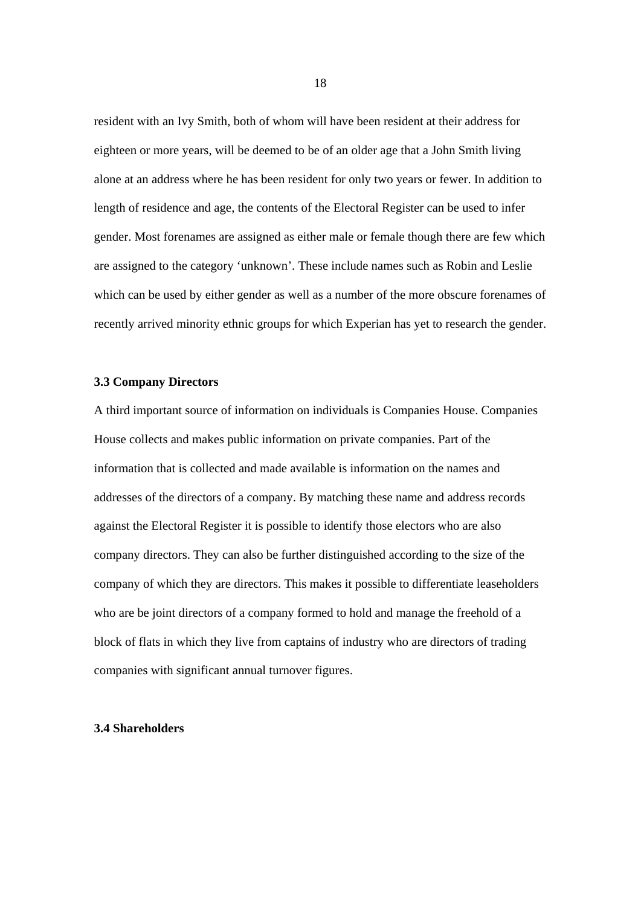resident with an Ivy Smith, both of whom will have been resident at their address for eighteen or more years, will be deemed to be of an older age that a John Smith living alone at an address where he has been resident for only two years or fewer. In addition to length of residence and age, the contents of the Electoral Register can be used to infer gender. Most forenames are assigned as either male or female though there are few which are assigned to the category ‘unknown’. These include names such as Robin and Leslie which can be used by either gender as well as a number of the more obscure forenames of recently arrived minority ethnic groups for which Experian has yet to research the gender.

### 3.3 Company Directors

A third important source of information on individuals is Companies House. Companies House collects and makes public information on private companies. Part of the information that is collected and made available is information on the names and addresses of the directors of a company. By matching these name and address records against the Electoral Register it is possible to identify those electors who are also company directors. They can also be further distinguished according to the size of the company of which they are directors. This makes it possible to differentiate leaseholders who are be joint directors of a company formed to hold and manage the freehold of a block of flats in which they live from captains of industry who are directors of trading companies with significant annual turnover figures.

### 3.4 Shareholders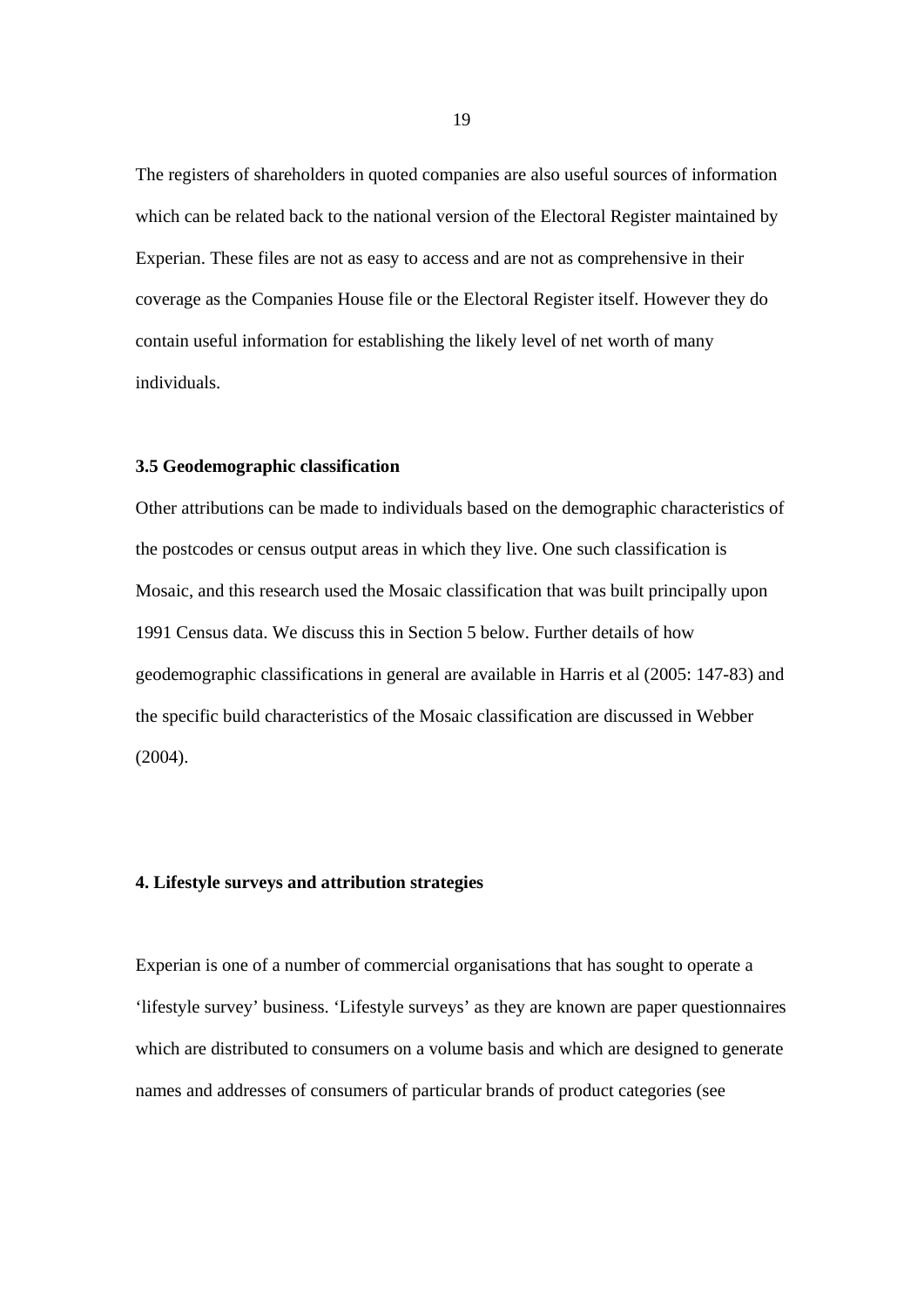The registers of shareholders in quoted companies are also useful sources of information which can be related back to the national version of the Electoral Register maintained by Experian. These files are not as easy to access and are not as comprehensive in their coverage as the Companies House file or the Electoral Register itself. However they do contain useful information for establishing the likely level of net worth of many individuals.

### 3.5 Geodemographic classification

Other attributions can be made to individuals based on the demographic characteristics of the postcodes or census output areas in which they live. One such classification is Mosaic, and this research used the Mosaic classification that was built principally upon 1991 Census data. We discuss this in Section 5 below. Further details of how geodemographic classifications in general are available in Harris et al (2005: 147-83) and the specific build characteristics of the Mosaic classification are discussed in Webber (2004).

## 4. Lifestyle surveys and attribution strategies

Experian is one of a number of commercial organisations that has sought to operate a 'lifestyle survey' business. 'Lifestyle surveys' as they are known are paper questionnaires which are distributed to consumers on a volume basis and which are designed to generate names and addresses of consumers of particular brands of product categories (see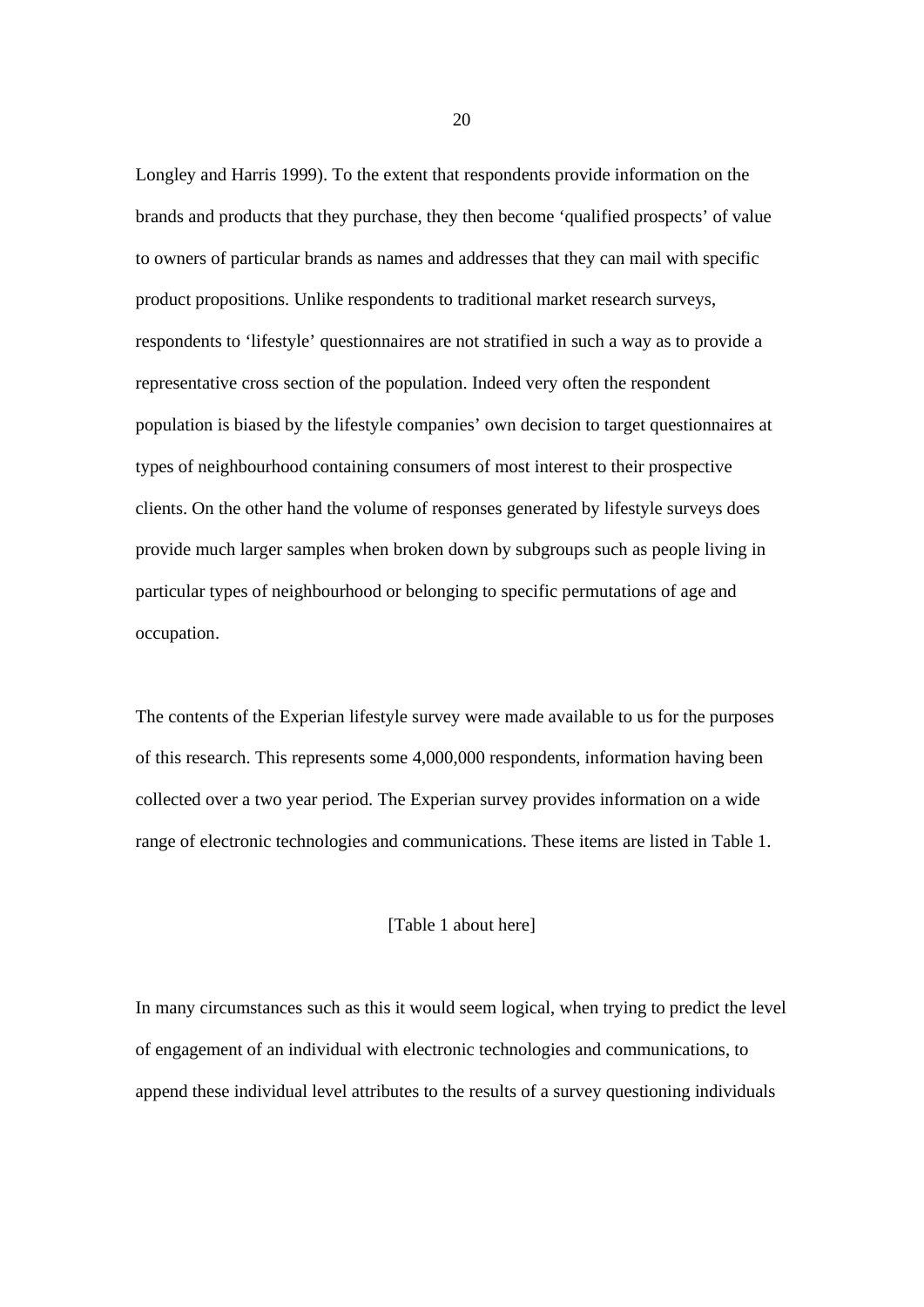Longley and Harris 1999). To the extent that respondents provide information on the brands and products that they purchase, they then become 'qualified prospects' of value to owners of particular brands as names and addresses that they can mail with specific product propositions. Unlike respondents to traditional market research surveys, respondents to 'lifestyle' questionnaires are not stratified in such a way as to provide a representative cross section of the population. Indeed very often the respondent population is biased by the lifestyle companies' own decision to target questionnaires at types of neighbourhood containing consumers of most interest to their prospective clients. On the other hand the volume of responses generated by lifestyle surveys does provide much larger samples when broken down by subgroups such as people living in particular types of neighbourhood or belonging to specific permutations of age and occupation.

The contents of the Experian lifestyle survey were made available to us for the purposes of this research. This represents some 4,000,000 respondents, information having been collected over a two year period. The Experian survey provides information on a wide range of electronic technologies and communications. These items are listed in Table 1.

[Table 1 about here]

In many circumstances such as this it would seem logical, when trying to predict the level of engagement of an individual with electronic technologies and communications, to append these individual level attributes to the results of a survey questioning individuals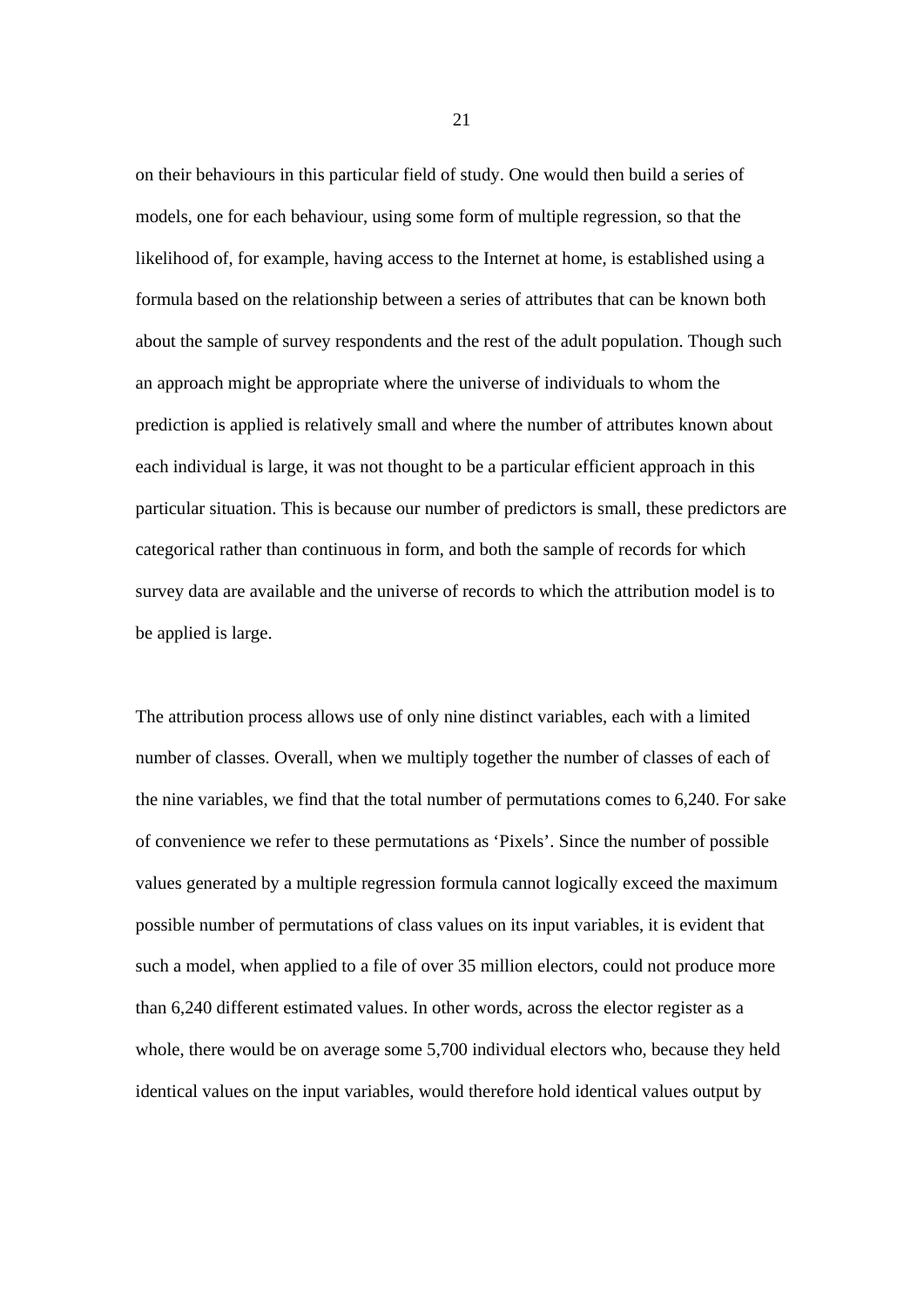on their behaviours in this particular field of study. One would then build a series of models, one for each behaviour, using some form of multiple regression, so that the likelihood of, for example, having access to the Internet at home, is established using a formula based on the relationship between a series of attributes that can be known both about the sample of survey respondents and the rest of the adult population. Though such an approach might be appropriate where the universe of individuals to whom the prediction is applied is relatively small and where the number of attributes known about each individual is large, it was not thought to be a particular efficient approach in this particular situation. This is because our number of predictors is small, these predictors are categorical rather than continuous in form, and both the sample of records for which survey data are available and the universe of records to which the attribution model is to be applied is large.

The attribution process allows use of only nine distinct variables, each with a limited number of classes. Overall, when we multiply together the number of classes of each of the nine variables, we find that the total number of permutations comes to 6,240. For sake of convenience we refer to these permutations as 'Pixels'. Since the number of possible values generated by a multiple regression formula cannot logically exceed the maximum possible number of permutations of class values on its input variables, it is evident that such a model, when applied to a file of over 35 million electors, could not produce more than 6,240 different estimated values. In other words, across the elector register as a whole, there would be on average some 5,700 individual electors who, because they held identical values on the input variables, would therefore hold identical values output by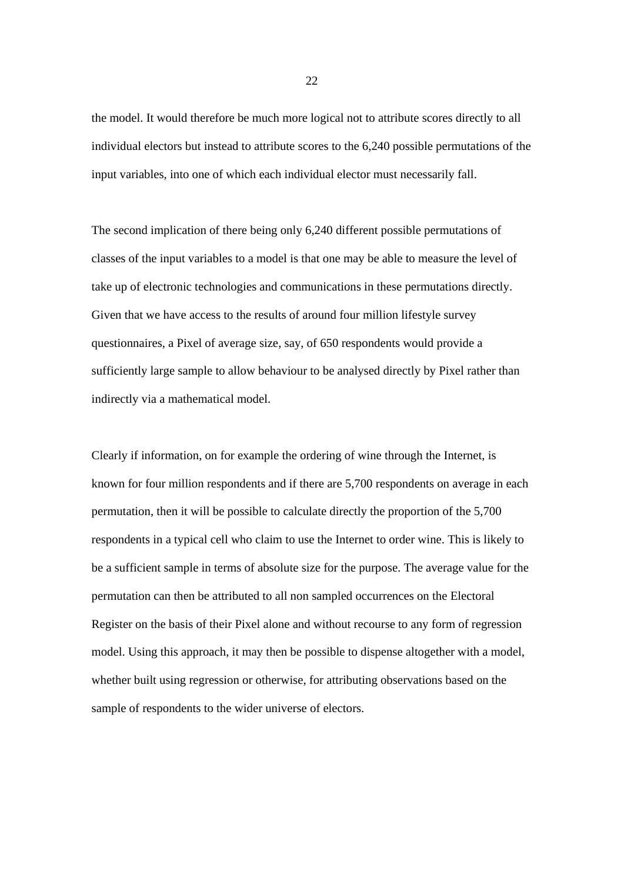the model. It would therefore be much more logical not to attribute scores directly to all individual electors but instead to attribute scores to the 6,240 possible permutations of the input variables, into one of which each individual elector must necessarily fall.

The second implication of there being only 6,240 different possible permutations of classes of the input variables to a model is that one may be able to measure the level of take up of electronic technologies and communications in these permutations directly. Given that we have access to the results of around four million lifestyle survey questionnaires, a Pixel of average size, say, of 650 respondents would provide a sufficiently large sample to allow behaviour to be analysed directly by Pixel rather than indirectly via a mathematical model.

Clearly if information, on for example the ordering of wine through the Internet, is known for four million respondents and if there are 5,700 respondents on average in each permutation, then it will be possible to calculate directly the proportion of the 5,700 respondents in a typical cell who claim to use the Internet to order wine. This is likely to be a sufficient sample in terms of absolute size for the purpose. The average value for the permutation can then be attributed to all non sampled occurrences on the Electoral Register on the basis of their Pixel alone and without recourse to any form of regression model. Using this approach, it may then be possible to dispense altogether with a model, whether built using regression or otherwise, for attributing observations based on the sample of respondents to the wider universe of electors.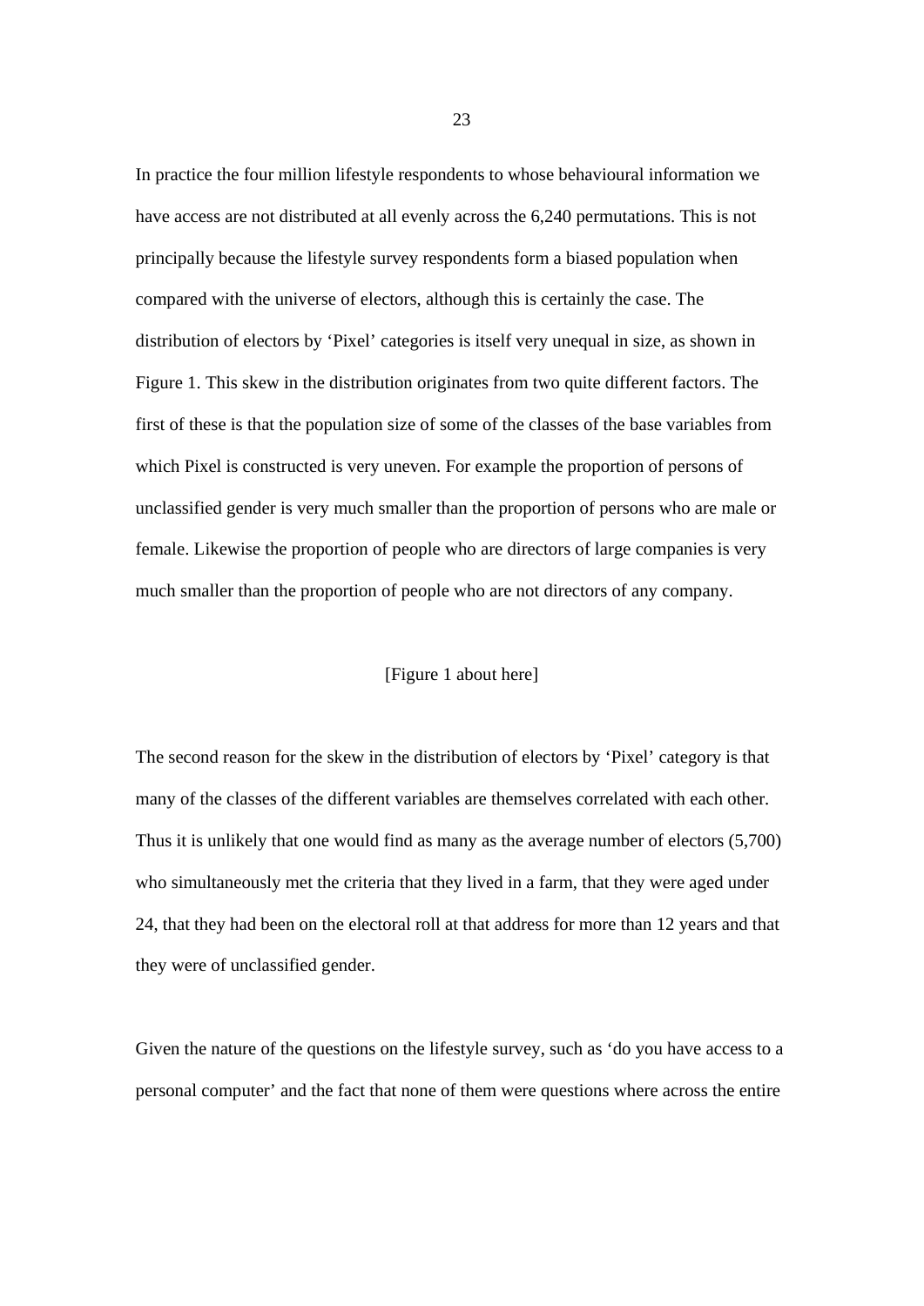In practice the four million lifestyle respondents to whose behavioural information we have access are not distributed at all evenly across the 6,240 permutations. This is not principally because the lifestyle survey respondents form a biased population when compared with the universe of electors, although this is certainly the case. The distribution of electors by 'Pixel' categories is itself very unequal in size, as shown in Figure 1. This skew in the distribution originates from two quite different factors. The first of these is that the population size of some of the classes of the base variables from which Pixel is constructed is very uneven. For example the proportion of persons of unclassified gender is very much smaller than the proportion of persons who are male or female. Likewise the proportion of people who are directors of large companies is very much smaller than the proportion of people who are not directors of any company.

[Figure 1 about here]

The second reason for the skew in the distribution of electors by 'Pixel' category is that many of the classes of the different variables are themselves correlated with each other. Thus it is unlikely that one would find as many as the average number of electors (5,700) who simultaneously met the criteria that they lived in a farm, that they were aged under 24, that they had been on the electoral roll at that address for more than 12 years and that they were of unclassified gender.

Given the nature of the questions on the lifestyle survey, such as 'do you have access to a personal computer' and the fact that none of them were questions where across the entire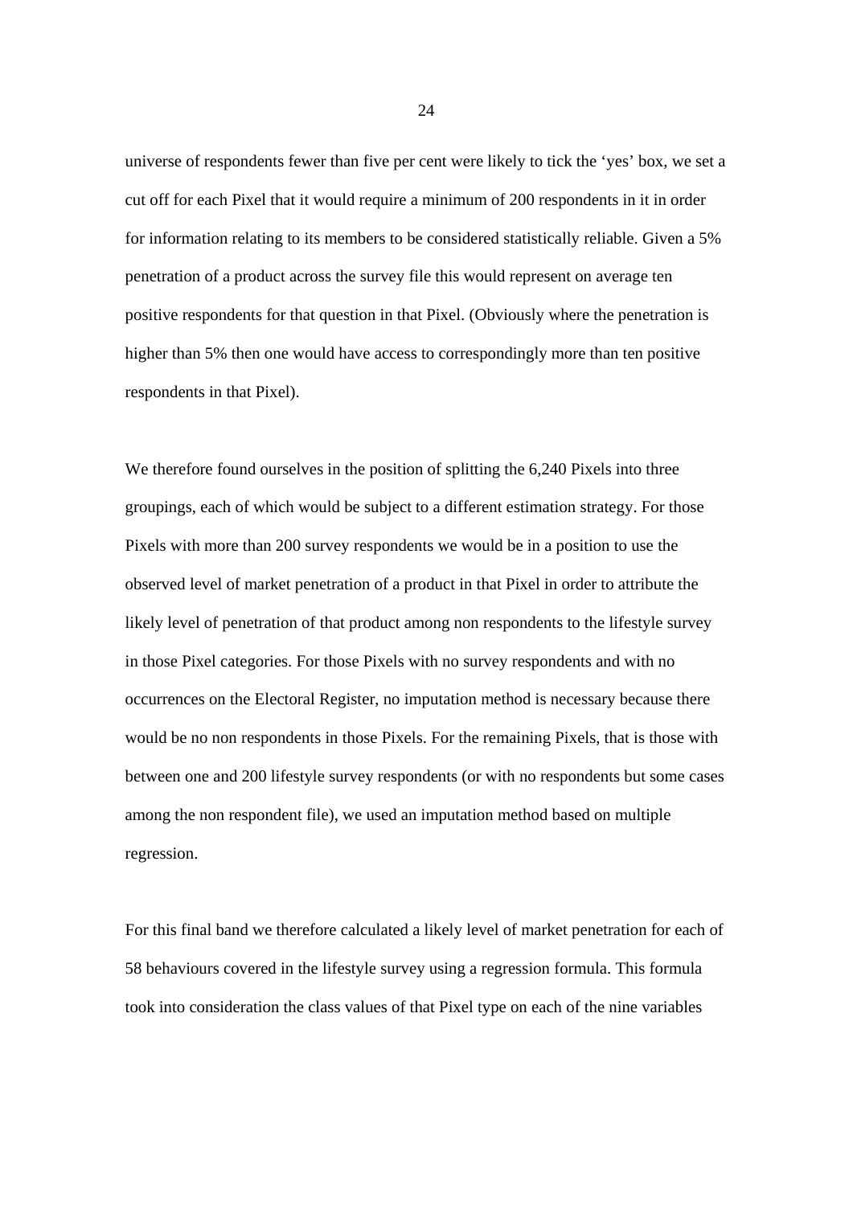universe of respondents fewer than five per cent were likely to tick the 'yes' box, we set a cut off for each Pixel that it would require a minimum of 200 respondents in it in order for information relating to its members to be considered statistically reliable. Given a 5% penetration of a product across the survey file this would represent on average ten positive respondents for that question in that Pixel. (Obviously where the penetration is higher than 5% then one would have access to correspondingly more than ten positive respondents in that Pixel).

We therefore found ourselves in the position of splitting the 6,240 Pixels into three groupings, each of which would be subject to a different estimation strategy. For those Pixels with more than 200 survey respondents we would be in a position to use the observed level of market penetration of a product in that Pixel in order to attribute the likely level of penetration of that product among non respondents to the lifestyle survey in those Pixel categories. For those Pixels with no survey respondents and with no occurrences on the Electoral Register, no imputation method is necessary because there would be no non respondents in those Pixels. For the remaining Pixels, that is those with between one and 200 lifestyle survey respondents (or with no respondents but some cases among the non respondent file), we used an imputation method based on multiple regression.

For this final band we therefore calculated a likely level of market penetration for each of 58 behaviours covered in the lifestyle survey using a regression formula. This formula took into consideration the class values of that Pixel type on each of the nine variables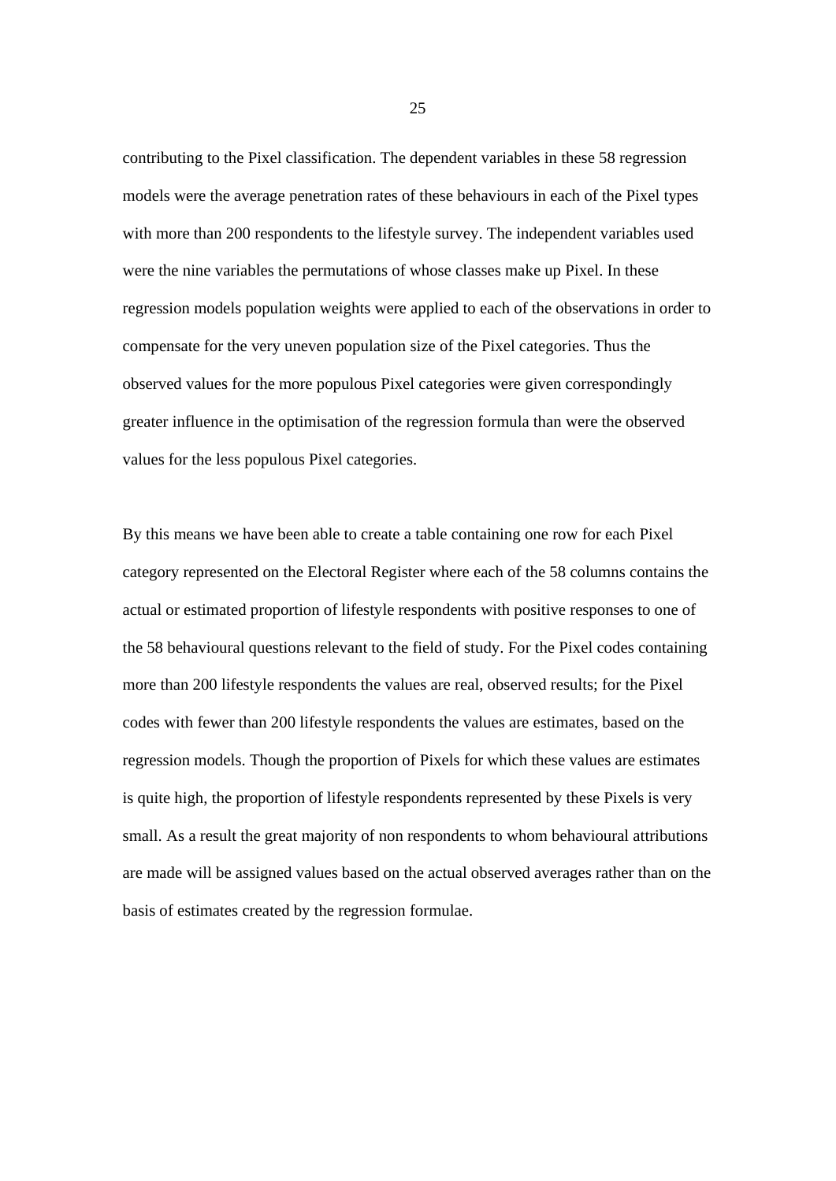contributing to the Pixel classification. The dependent variables in these 58 regression models were the average penetration rates of these behaviours in each of the Pixel types with more than 200 respondents to the lifestyle survey. The independent variables used were the nine variables the permutations of whose classes make up Pixel. In these regression models population weights were applied to each of the observations in order to compensate for the very uneven population size of the Pixel categories. Thus the observed values for the more populous Pixel categories were given correspondingly greater influence in the optimisation of the regression formula than were the observed values for the less populous Pixel categories.

By this means we have been able to create a table containing one row for each Pixel category represented on the Electoral Register where each of the 58 columns contains the actual or estimated proportion of lifestyle respondents with positive responses to one of the 58 behavioural questions relevant to the field of study. For the Pixel codes containing more than 200 lifestyle respondents the values are real, observed results; for the Pixel codes with fewer than 200 lifestyle respondents the values are estimates, based on the regression models. Though the proportion of Pixels for which these values are estimates is quite high, the proportion of lifestyle respondents represented by these Pixels is very small. As a result the great majority of non respondents to whom behavioural attributions are made will be assigned values based on the actual observed averages rather than on the basis of estimates created by the regression formulae.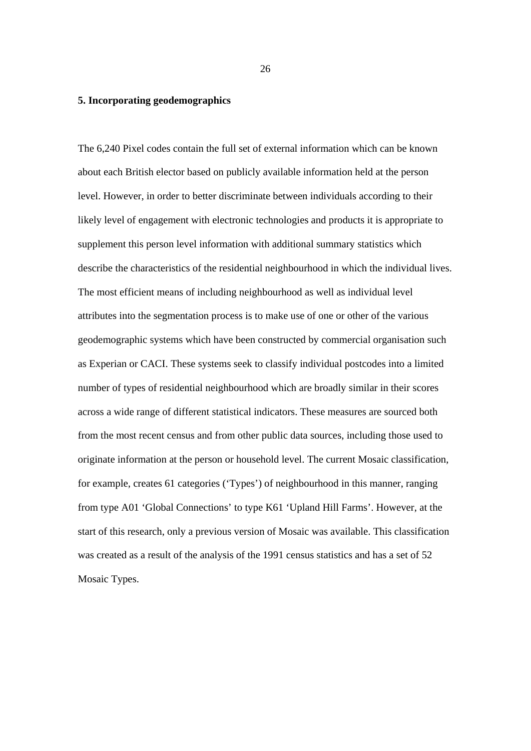## 5. Incorporating geodemographics

The 6,240 Pixel codes contain the full set of external information which can be known about each British elector based on publicly available information held at the person level. However, in order to better discriminate between individuals according to their likely level of engagement with electronic technologies and products it is appropriate to supplement this person level information with additional summary statistics which describe the characteristics of the residential neighbourhood in which the individual lives. The most efficient means of including neighbourhood as well as individual level attributes into the segmentation process is to make use of one or other of the various geodemographic systems which have been constructed by commercial organisation such as Experian or CACI. These systems seek to classify individual postcodes into a limited number of types of residential neighbourhood which are broadly similar in their scores across a wide range of different statistical indicators. These measures are sourced both from the most recent census and from other public data sources, including those used to originate information at the person or household level. The current Mosaic classification, for example, creates 61 categories ('Types') of neighbourhood in this manner, ranging from type A01 'Global Connections' to type K61 'Upland Hill Farms'. However, at the start of this research, only a previous version of Mosaic was available. This classification was created as a result of the analysis of the 1991 census statistics and has a set of 52 Mosaic Types.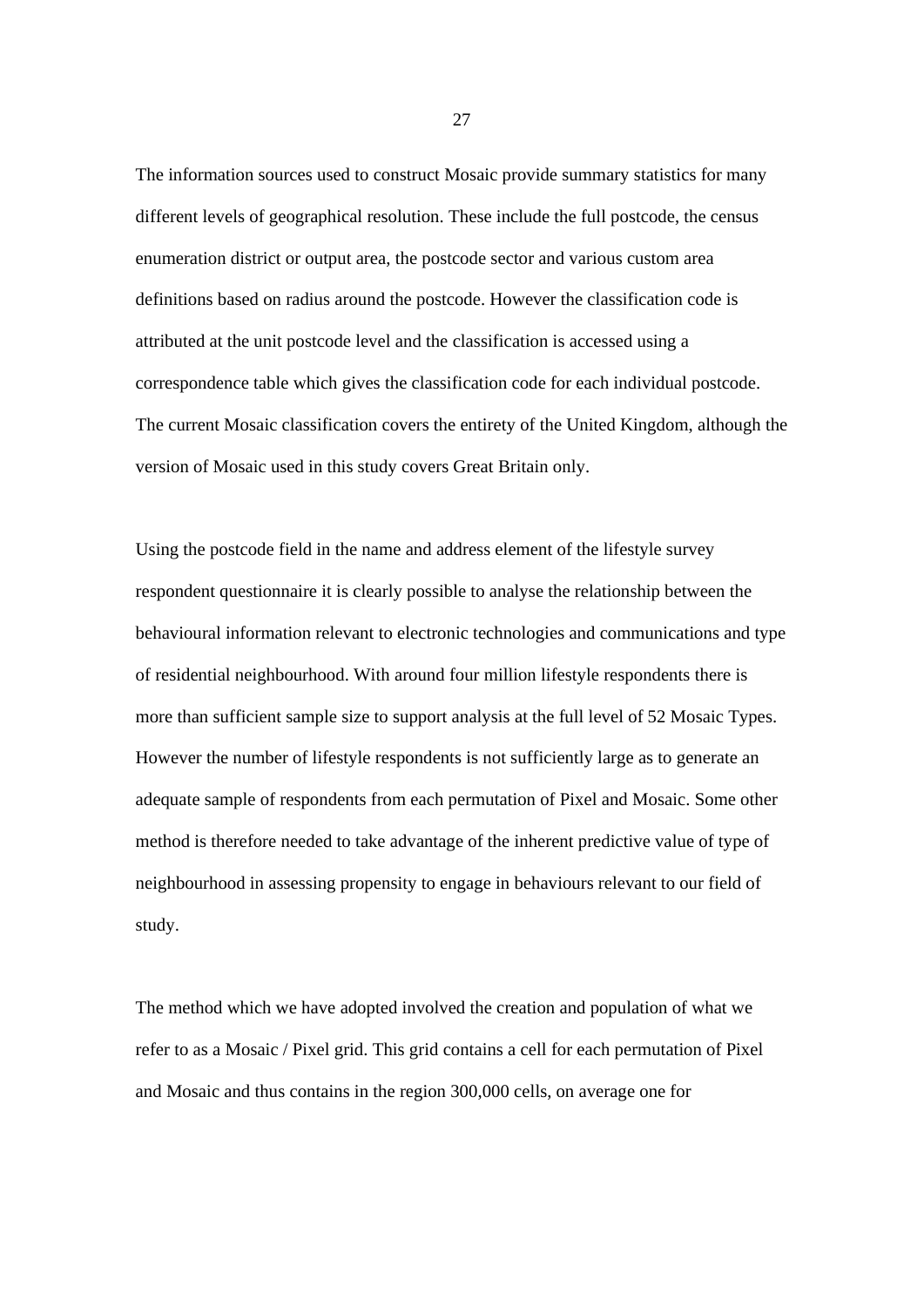The information sources used to construct Mosaic provide summary statistics for many different levels of geographical resolution. These include the full postcode, the census enumeration district or output area, the postcode sector and various custom area definitions based on radius around the postcode. However the classification code is attributed at the unit postcode level and the classification is accessed using a correspondence table which gives the classification code for each individual postcode. The current Mosaic classification covers the entirety of the United Kingdom, although the version of Mosaic used in this study covers Great Britain only.

Using the postcode field in the name and address element of the lifestyle survey respondent questionnaire it is clearly possible to analyse the relationship between the behavioural information relevant to electronic technologies and communications and type of residential neighbourhood. With around four million lifestyle respondents there is more than sufficient sample size to support analysis at the full level of 52 Mosaic Types. However the number of lifestyle respondents is not sufficiently large as to generate an adequate sample of respondents from each permutation of Pixel and Mosaic. Some other method is therefore needed to take advantage of the inherent predictive value of type of neighbourhood in assessing propensity to engage in behaviours relevant to our field of study.

The method which we have adopted involved the creation and population of what we refer to as a Mosaic / Pixel grid. This grid contains a cell for each permutation of Pixel and Mosaic and thus contains in the region 300,000 cells, on average one for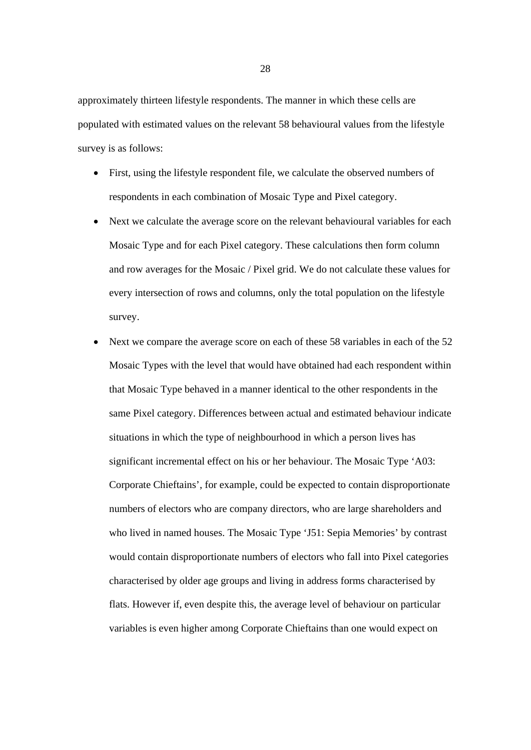approximately thirteen lifestyle respondents. The manner in which these cells are populated with estimated values on the relevant 58 behavioural values from the lifestyle survey is as follows:

- First, using the lifestyle respondent file, we calculate the observed numbers of respondents in each combination of Mosaic Type and Pixel category.
- Next we calculate the average score on the relevant behavioural variables for each Mosaic Type and for each Pixel category. These calculations then form column and row averages for the Mosaic / Pixel grid. We do not calculate these values for every intersection of rows and columns, only the total population on the lifestyle survey.
- Next we compare the average score on each of these 58 variables in each of the 52 Mosaic Types with the level that would have obtained had each respondent within that Mosaic Type behaved in a manner identical to the other respondents in the same Pixel category. Differences between actual and estimated behaviour indicate situations in which the type of neighbourhood in which a person lives has significant incremental effect on his or her behaviour. The Mosaic Type 'A03: Corporate Chieftains', for example, could be expected to contain disproportionate numbers of electors who are company directors, who are large shareholders and who lived in named houses. The Mosaic Type 'J51: Sepia Memories' by contrast would contain disproportionate numbers of electors who fall into Pixel categories characterised by older age groups and living in address forms characterised by flats. However if, even despite this, the average level of behaviour on particular variables is even higher among Corporate Chieftains than one would expect on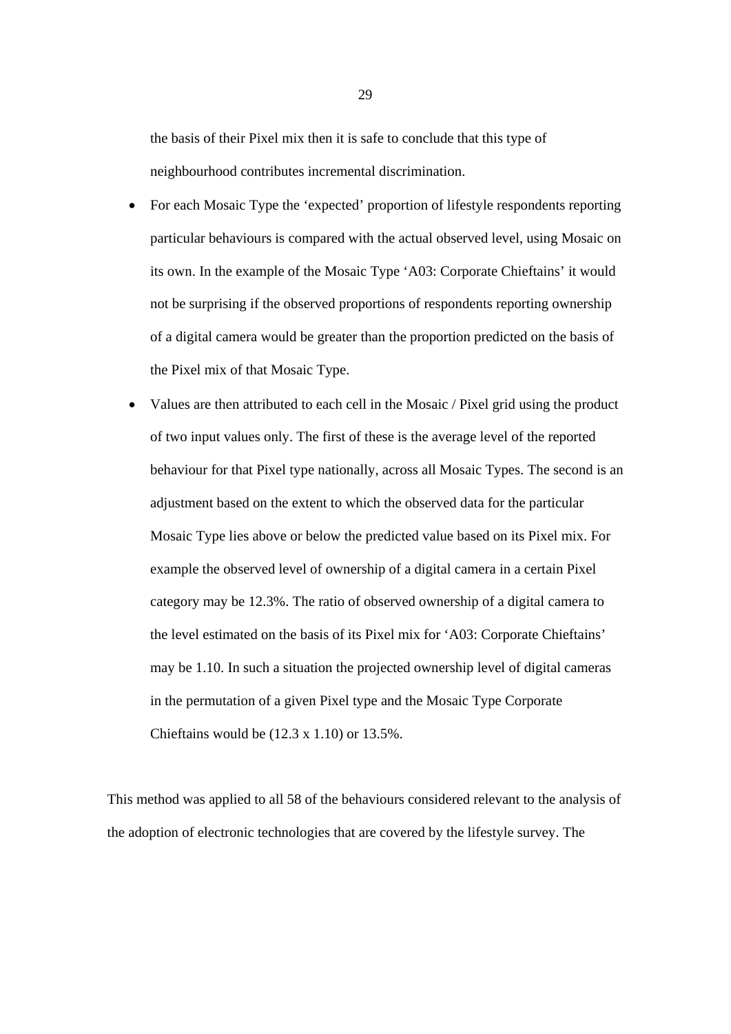the basis of their Pixel mix then it is safe to conclude that this type of neighbourhood contributes incremental discrimination.

- For each Mosaic Type the 'expected' proportion of lifestyle respondents reporting particular behaviours is compared with the actual observed level, using Mosaic on its own. In the example of the Mosaic Type 'A03: Corporate Chieftains' it would not be surprising if the observed proportions of respondents reporting ownership of a digital camera would be greater than the proportion predicted on the basis of the Pixel mix of that Mosaic Type.
- Values are then attributed to each cell in the Mosaic / Pixel grid using the product of two input values only. The first of these is the average level of the reported behaviour for that Pixel type nationally, across all Mosaic Types. The second is an adjustment based on the extent to which the observed data for the particular Mosaic Type lies above or below the predicted value based on its Pixel mix. For example the observed level of ownership of a digital camera in a certain Pixel category may be 12.3%. The ratio of observed ownership of a digital camera to the level estimated on the basis of its Pixel mix for 'A03: Corporate Chieftains' may be 1.10. In such a situation the projected ownership level of digital cameras in the permutation of a given Pixel type and the Mosaic Type Corporate Chieftains would be (12.3 x 1.10) or 13.5%.

This method was applied to all 58 of the behaviours considered relevant to the analysis of the adoption of electronic technologies that are covered by the lifestyle survey. The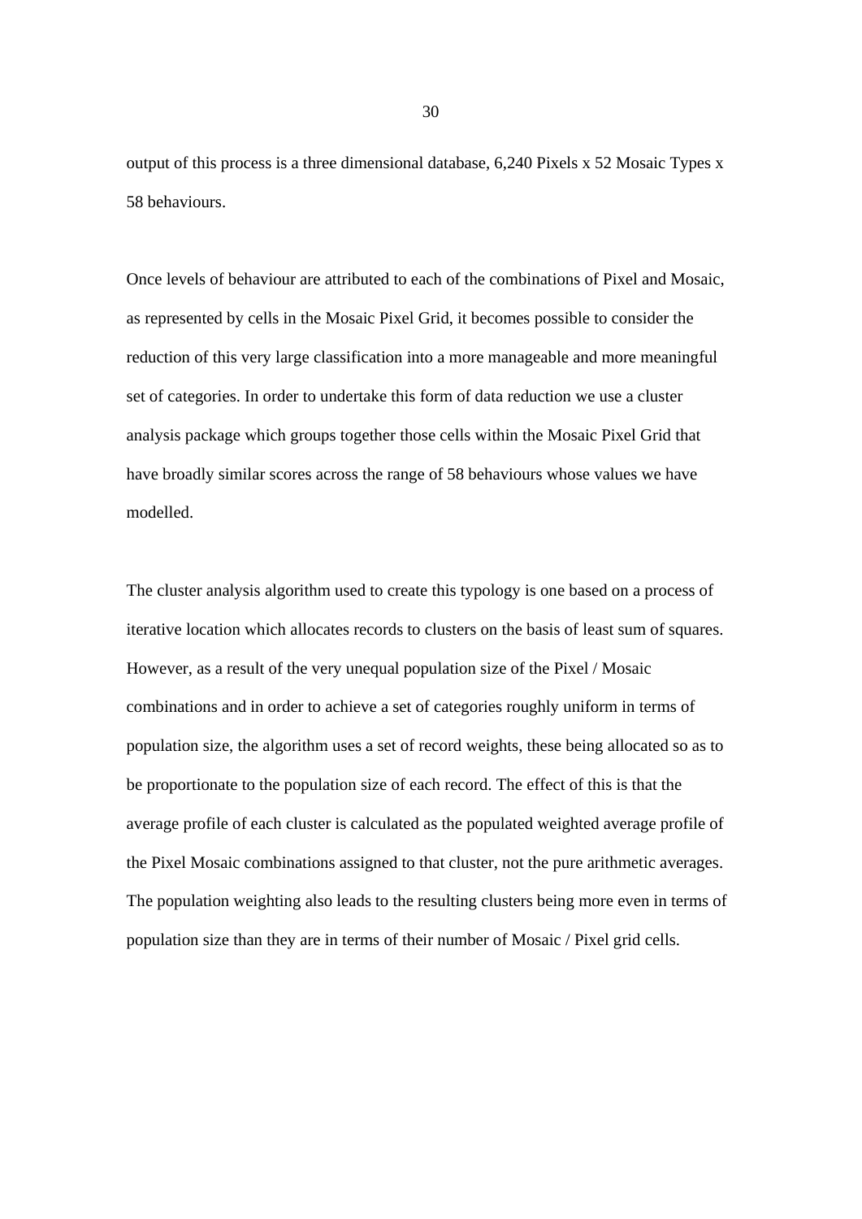output of this process is a three dimensional database, 6,240 Pixels x 52 Mosaic Types x 58 behaviours.

Once levels of behaviour are attributed to each of the combinations of Pixel and Mosaic, as represented by cells in the Mosaic Pixel Grid, it becomes possible to consider the reduction of this very large classification into a more manageable and more meaningful set of categories. In order to undertake this form of data reduction we use a cluster analysis package which groups together those cells within the Mosaic Pixel Grid that have broadly similar scores across the range of 58 behaviours whose values we have modelled.

The cluster analysis algorithm used to create this typology is one based on a process of iterative location which allocates records to clusters on the basis of least sum of squares. However, as a result of the very unequal population size of the Pixel / Mosaic combinations and in order to achieve a set of categories roughly uniform in terms of population size, the algorithm uses a set of record weights, these being allocated so as to be proportionate to the population size of each record. The effect of this is that the average profile of each cluster is calculated as the populated weighted average profile of the Pixel Mosaic combinations assigned to that cluster, not the pure arithmetic averages. The population weighting also leads to the resulting clusters being more even in terms of population size than they are in terms of their number of Mosaic / Pixel grid cells.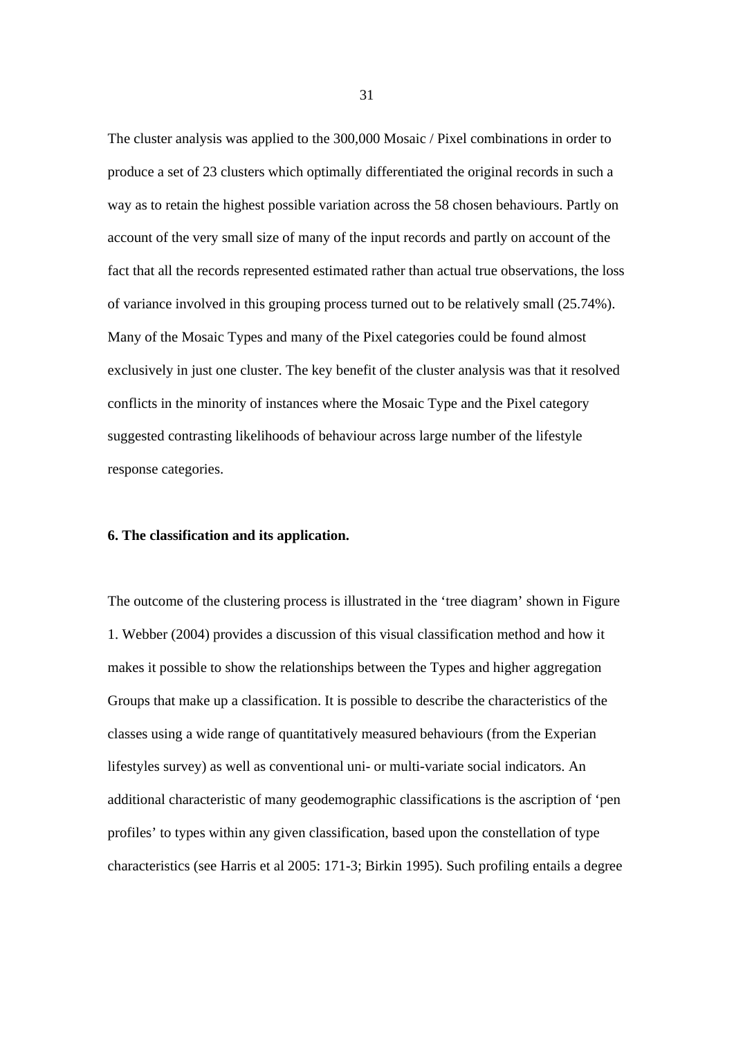The cluster analysis was applied to the 300,000 Mosaic / Pixel combinations in order to produce a set of 23 clusters which optimally differentiated the original records in such a way as to retain the highest possible variation across the 58 chosen behaviours. Partly on account of the very small size of many of the input records and partly on account of the fact that all the records represented estimated rather than actual true observations, the loss of variance involved in this grouping process turned out to be relatively small (25.74%). Many of the Mosaic Types and many of the Pixel categories could be found almost exclusively in just one cluster. The key benefit of the cluster analysis was that it resolved conflicts in the minority of instances where the Mosaic Type and the Pixel category suggested contrasting likelihoods of behaviour across large number of the lifestyle response categories.

### 6. The classification and its application.

The outcome of the clustering process is illustrated in the 'tree diagram' shown in Figure 1. Webber (2004) provides a discussion of this visual classification method and how it makes it possible to show the relationships between the Types and higher aggregation Groups that make up a classification. It is possible to describe the characteristics of the classes using a wide range of quantitatively measured behaviours (from the Experian lifestyles survey) as well as conventional uni- or multi-variate social indicators. An additional characteristic of many geodemographic classifications is the ascription of 'pen profiles' to types within any given classification, based upon the constellation of type characteristics (see Harris et al 2005: 171-3; Birkin 1995). Such profiling entails a degree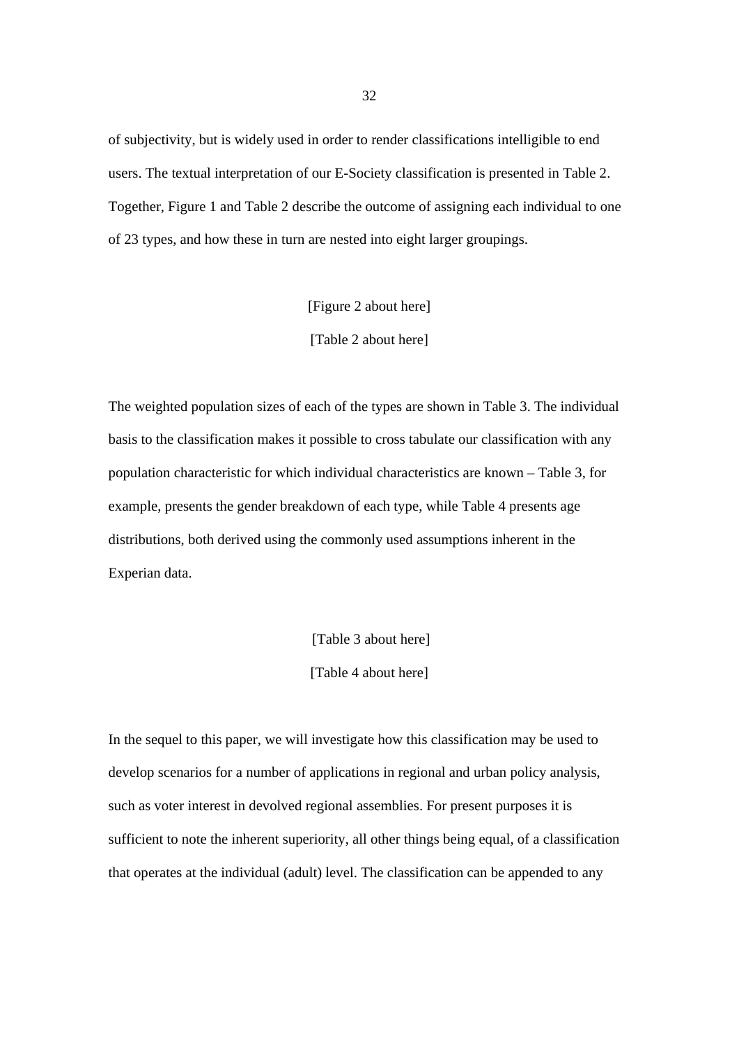of subjectivity, but is widely used in order to render classifications intelligible to end users. The textual interpretation of our E-Society classification is presented in Table 2. Together, Figure 1 and Table 2 describe the outcome of assigning each individual to one of 23 types, and how these in turn are nested into eight larger groupings.

[Figure 2 about here]

[Table 2 about here]

The weighted population sizes of each of the types are shown in Table 3. The individual basis to the classification makes it possible to cross tabulate our classification with any population characteristic for which individual characteristics are known – Table 3, for example, presents the gender breakdown of each type, while Table 4 presents age distributions, both derived using the commonly used assumptions inherent in the Experian data.

[Table 3 about here]

[Table 4 about here]

In the sequel to this paper, we will investigate how this classification may be used to develop scenarios for a number of applications in regional and urban policy analysis, such as voter interest in devolved regional assemblies. For present purposes it is sufficient to note the inherent superiority, all other things being equal, of a classification that operates at the individual (adult) level. The classification can be appended to any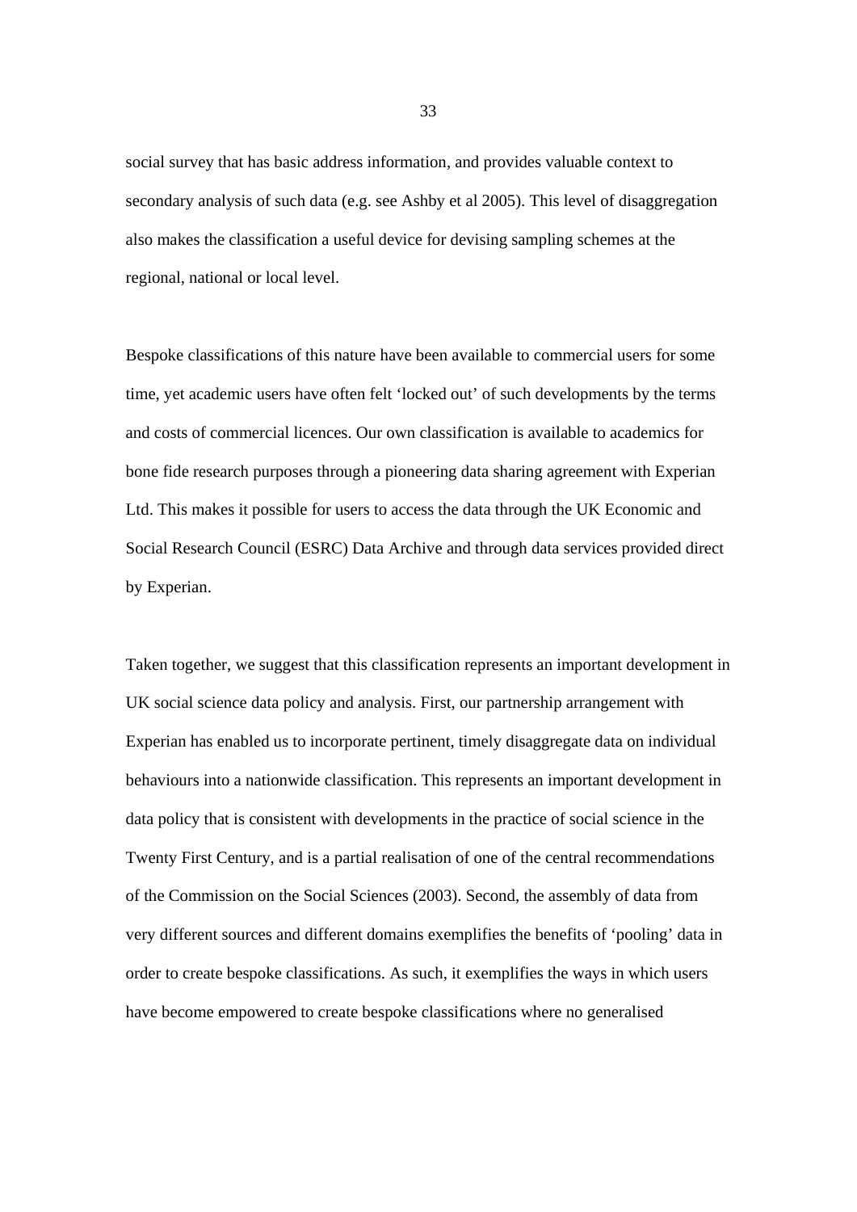social survey that has basic address information, and provides valuable context to secondary analysis of such data (e.g. see Ashby et al 2005). This level of disaggregation also makes the classification a useful device for devising sampling schemes at the regional, national or local level.

Bespoke classifications of this nature have been available to commercial users for some time, yet academic users have often felt 'locked out' of such developments by the terms and costs of commercial licences. Our own classification is available to academics for bone fide research purposes through a pioneering data sharing agreement with Experian Ltd. This makes it possible for users to access the data through the UK Economic and Social Research Council (ESRC) Data Archive and through data services provided direct by Experian.

Taken together, we suggest that this classification represents an important development in UK social science data policy and analysis. First, our partnership arrangement with Experian has enabled us to incorporate pertinent, timely disaggregate data on individual behaviours into a nationwide classification. This represents an important development in data policy that is consistent with developments in the practice of social science in the Twenty First Century, and is a partial realisation of one of the central recommendations of the Commission on the Social Sciences (2003). Second, the assembly of data from very different sources and different domains exemplifies the benefits of 'pooling' data in order to create bespoke classifications. As such, it exemplifies the ways in which users have become empowered to create bespoke classifications where no generalised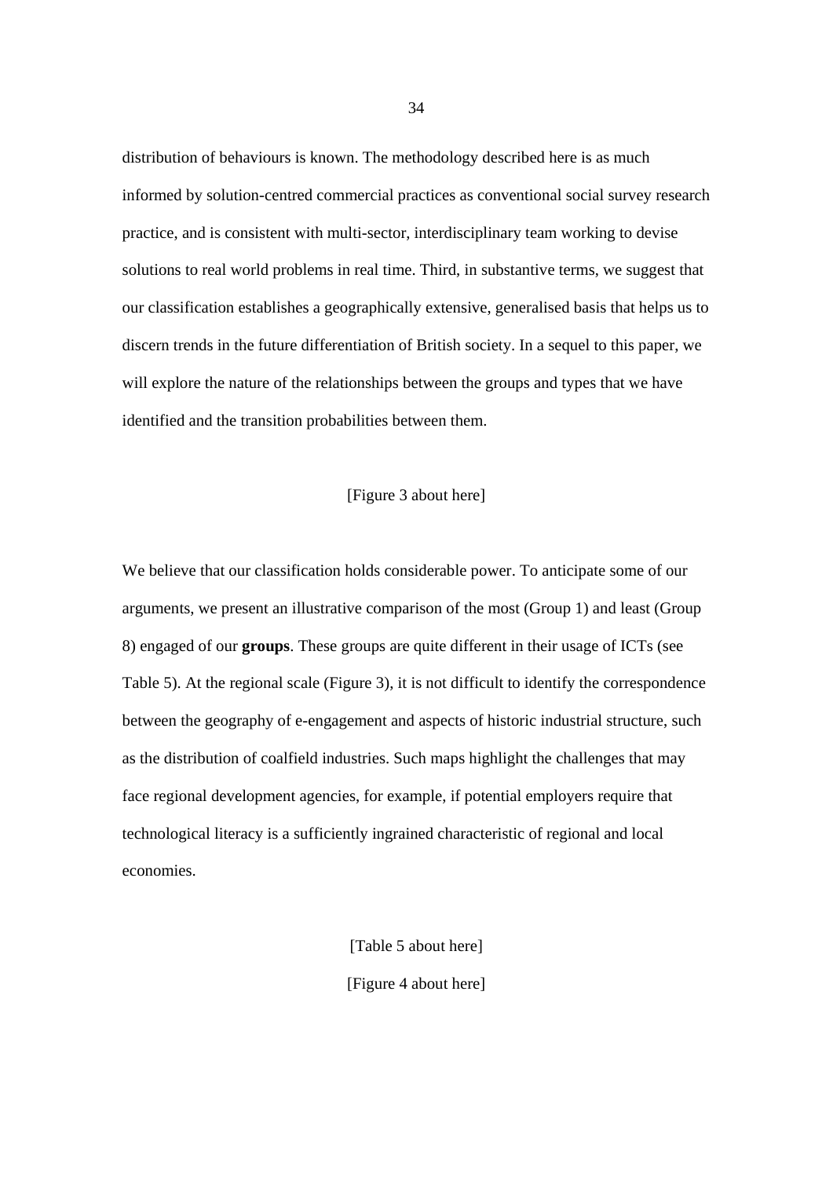distribution of behaviours is known. The methodology described here is as much informed by solution-centred commercial practices as conventional social survey research practice, and is consistent with multi-sector, interdisciplinary team working to devise solutions to real world problems in real time. Third, in substantive terms, we suggest that our classification establishes a geographically extensive, generalised basis that helps us to discern trends in the future differentiation of British society. In a sequel to this paper, we will explore the nature of the relationships between the groups and types that we have identified and the transition probabilities between them.

[Figure 3 about here]

We believe that our classification holds considerable power. To anticipate some of our arguments, we present an illustrative comparison of the most (Group 1) and least (Group 8) engaged of our **groups**. These groups are quite different in their usage of ICTs (see Table 5). At the regional scale (Figure 3), it is not difficult to identify the correspondence between the geography of e-engagement and aspects of historic industrial structure, such as the distribution of coalfield industries. Such maps highlight the challenges that may face regional development agencies, for example, if potential employers require that technological literacy is a sufficiently ingrained characteristic of regional and local economies.

[Table 5 about here]

[Figure 4 about here]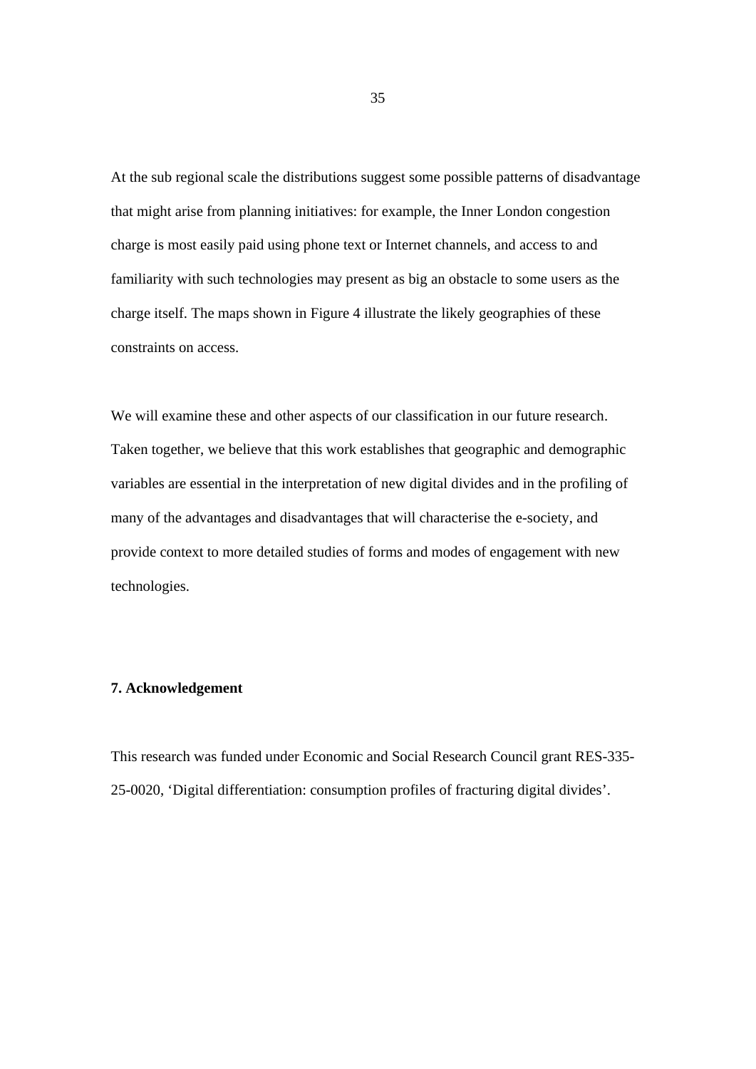At the sub regional scale the distributions suggest some possible patterns of disadvantage that might arise from planning initiatives: for example, the Inner London congestion charge is most easily paid using phone text or Internet channels, and access to and familiarity with such technologies may present as big an obstacle to some users as the charge itself. The maps shown in Figure 4 illustrate the likely geographies of these constraints on access.

We will examine these and other aspects of our classification in our future research. Taken together, we believe that this work establishes that geographic and demographic variables are essential in the interpretation of new digital divides and in the profiling of many of the advantages and disadvantages that will characterise the e-society, and provide context to more detailed studies of forms and modes of engagement with new technologies.

## 7. Acknowledgement

This research was funded under Economic and Social Research Council grant RES-335-25-0020, 'Digital differentiation: consumption profiles of fracturing digital divides'.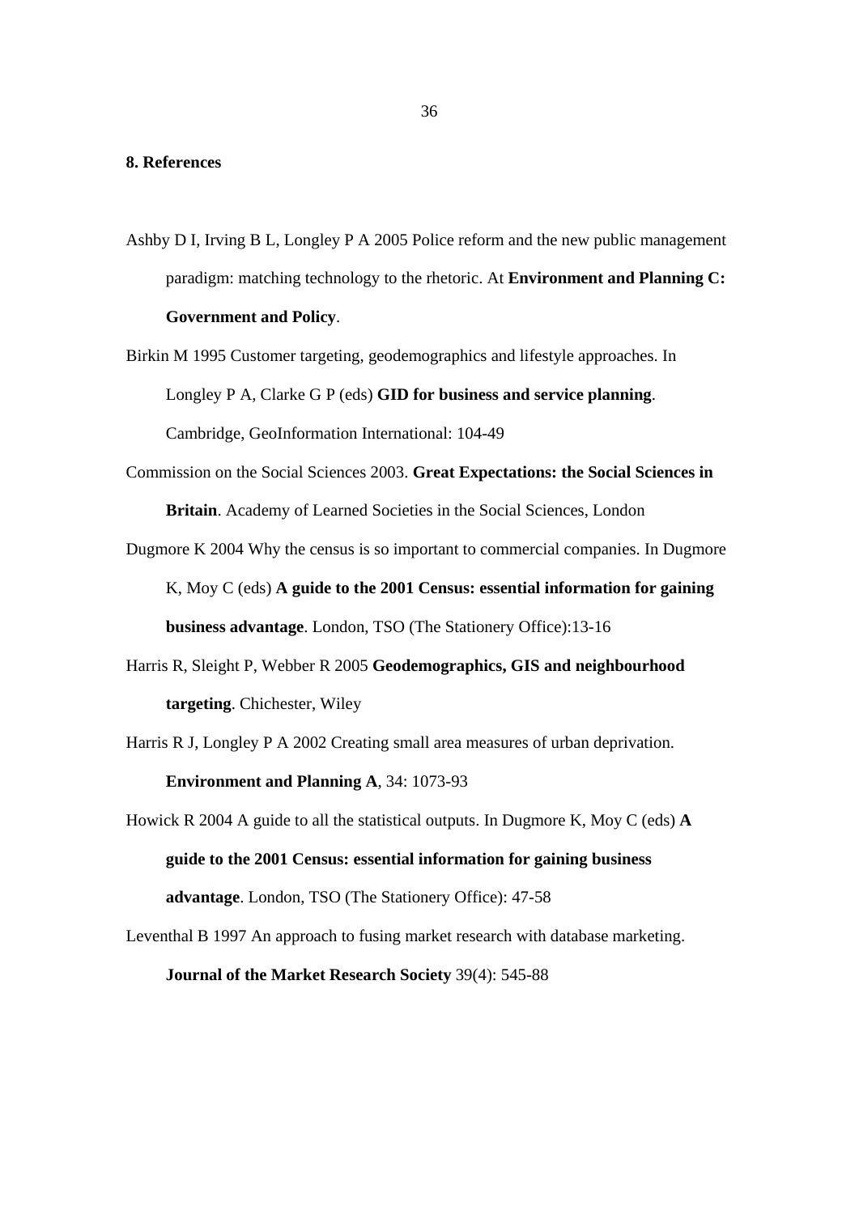## 8. References

Ashby D I, Irving B L, Longley P A 2005 Police reform and the new public management paradigm: matching technology to the rhetoric. At **Environment and Planning C: Government and Policy**.

Birkin M 1995 Customer targeting, geodemographics and lifestyle approaches. In Longley P A, Clarke G P (eds) **GID for business and service planning**. Cambridge, GeoInformation International: 104-49

Commission on the Social Sciences 2003. **Great Expectations: the Social Sciences in Britain**. Academy of Learned Societies in the Social Sciences, London

Dugmore K 2004 Why the census is so important to commercial companies. In Dugmore K, Moy C (eds) **A guide to the 2001 Census: essential information for gaining business advantage**. London, TSO (The Stationery Office):13-16

Harris R, Sleight P, Webber R 2005 **Geodemographics, GIS and neighbourhood targeting**. Chichester, Wiley

Harris R J, Longley P A 2002 Creating small area measures of urban deprivation. **Environment and Planning A**, 34: 1073-93

Howick R 2004 A guide to all the statistical outputs. In Dugmore K, Moy C (eds) **A guide to the 2001 Census: essential information for gaining business advantage**. London, TSO (The Stationery Office): 47-58

Leventhal B 1997 An approach to fusing market research with database marketing. **Journal of the Market Research Society** 39(4): 545-88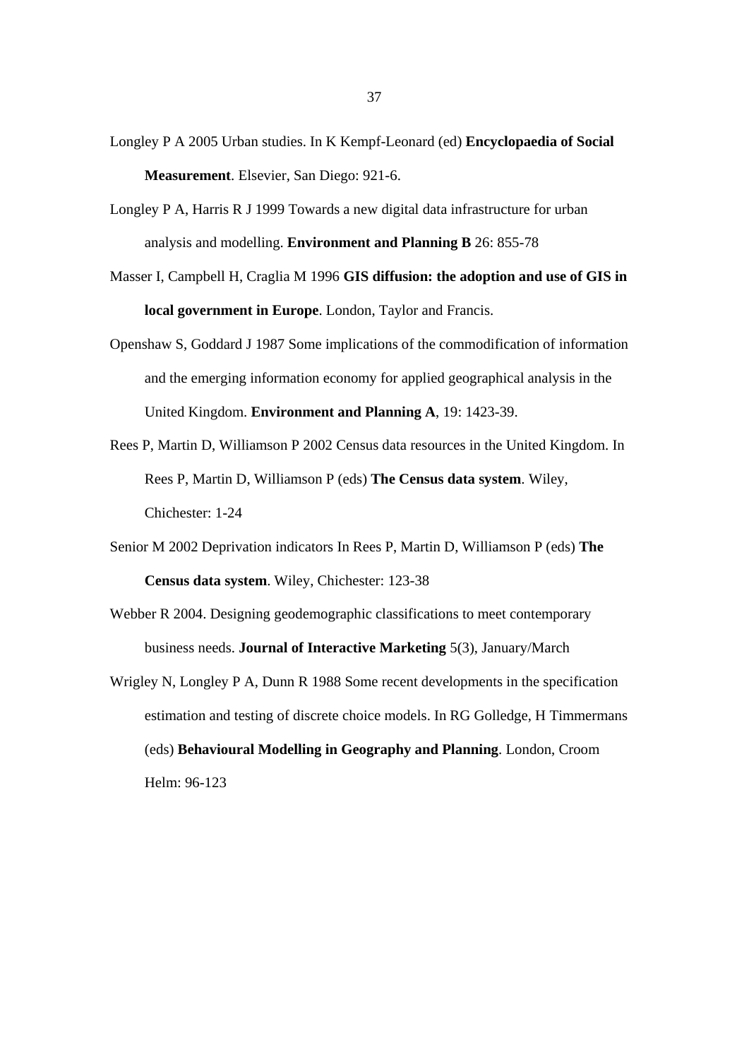Longley P A 2005 Urban studies. In K Kempf-Leonard (ed) **Encyclopaedia of Social Measurement**. Elsevier, San Diego: 921-6.

Longley P A, Harris R J 1999 Towards a new digital data infrastructure for urban analysis and modelling. **Environment and Planning B** 26: 855-78

Masser I, Campbell H, Craglia M 1996 **GIS diffusion: the adoption and use of GIS in local government in Europe**. London, Taylor and Francis.

Openshaw S, Goddard J 1987 Some implications of the commodification of information and the emerging information economy for applied geographical analysis in the United Kingdom. **Environment and Planning A**, 19: 1423-39.

Rees P, Martin D, Williamson P 2002 Census data resources in the United Kingdom. In Rees P, Martin D, Williamson P (eds) **The Census data system**. Wiley, Chichester: 1-24

Senior M 2002 Deprivation indicators In Rees P, Martin D, Williamson P (eds) **The Census data system**. Wiley, Chichester: 123-38

Webber R 2004. Designing geodemographic classifications to meet contemporary business needs. **Journal of Interactive Marketing** 5(3), January/March

Wrigley N, Longley P A, Dunn R 1988 Some recent developments in the specification estimation and testing of discrete choice models. In RG Golledge, H Timmermans (eds) **Behavioural Modelling in Geography and Planning**. London, Croom Helm: 96-123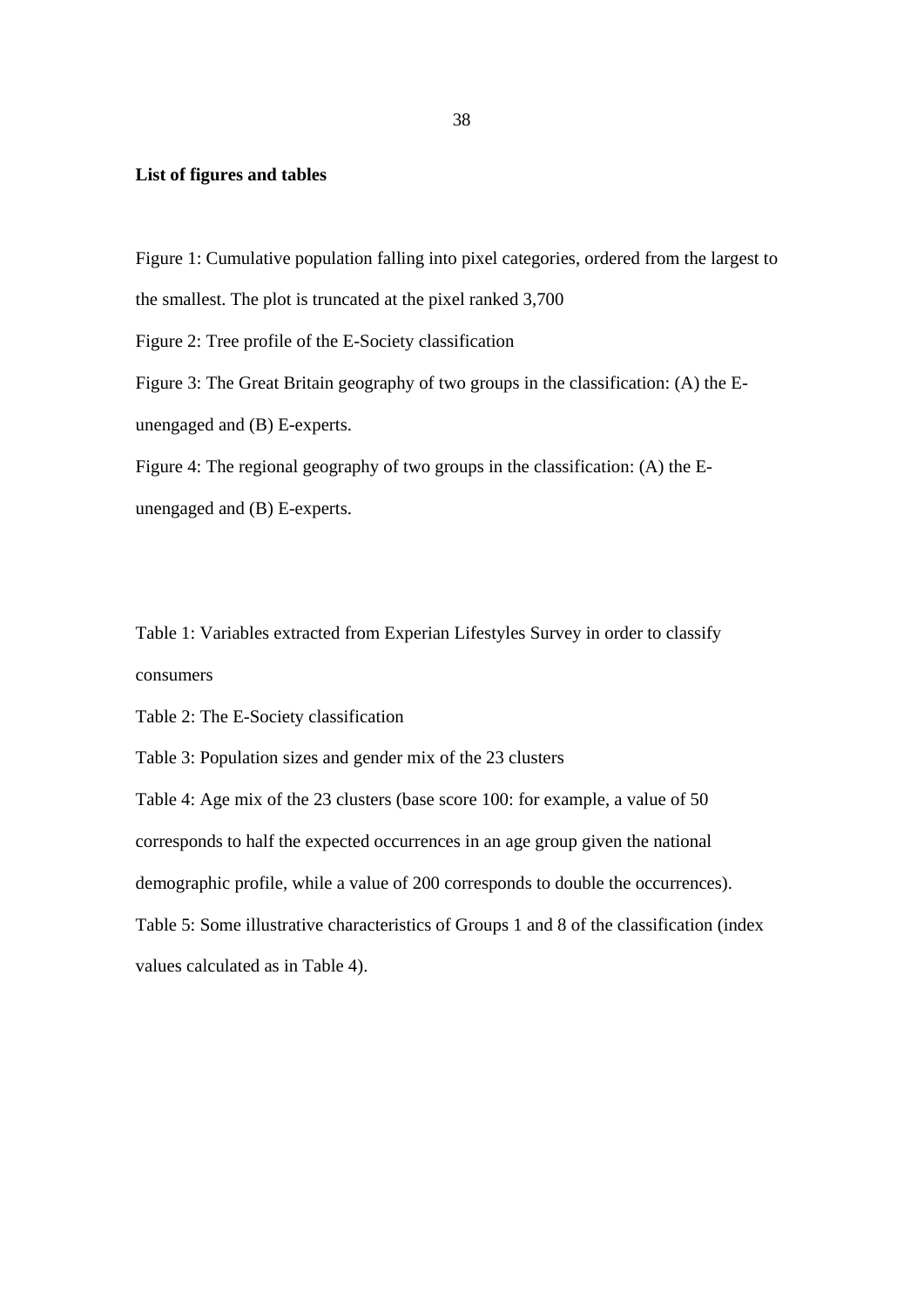**List of figures and tables**

Figure 1: Cumulative population falling into pixel categories, ordered from the largest to the smallest. The plot is truncated at the pixel ranked 3,700

Figure 2: Tree profile of the E-Society classification

Figure 3: The Great Britain geography of two groups in the classification: (A) the E-unengaged and (B) E-experts.

Figure 4: The regional geography of two groups in the classification: (A) the E-unengaged and (B) E-experts.

Table 1: Variables extracted from Experian Lifestyles Survey in order to classify consumers

Table 2: The E-Society classification

Table 3: Population sizes and gender mix of the 23 clusters

Table 4: Age mix of the 23 clusters (base score 100: for example, a value of 50 corresponds to half the expected occurrences in an age group given the national demographic profile, while a value of 200 corresponds to double the occurrences).

Table 5: Some illustrative characteristics of Groups 1 and 8 of the classification (index values calculated as in Table 4).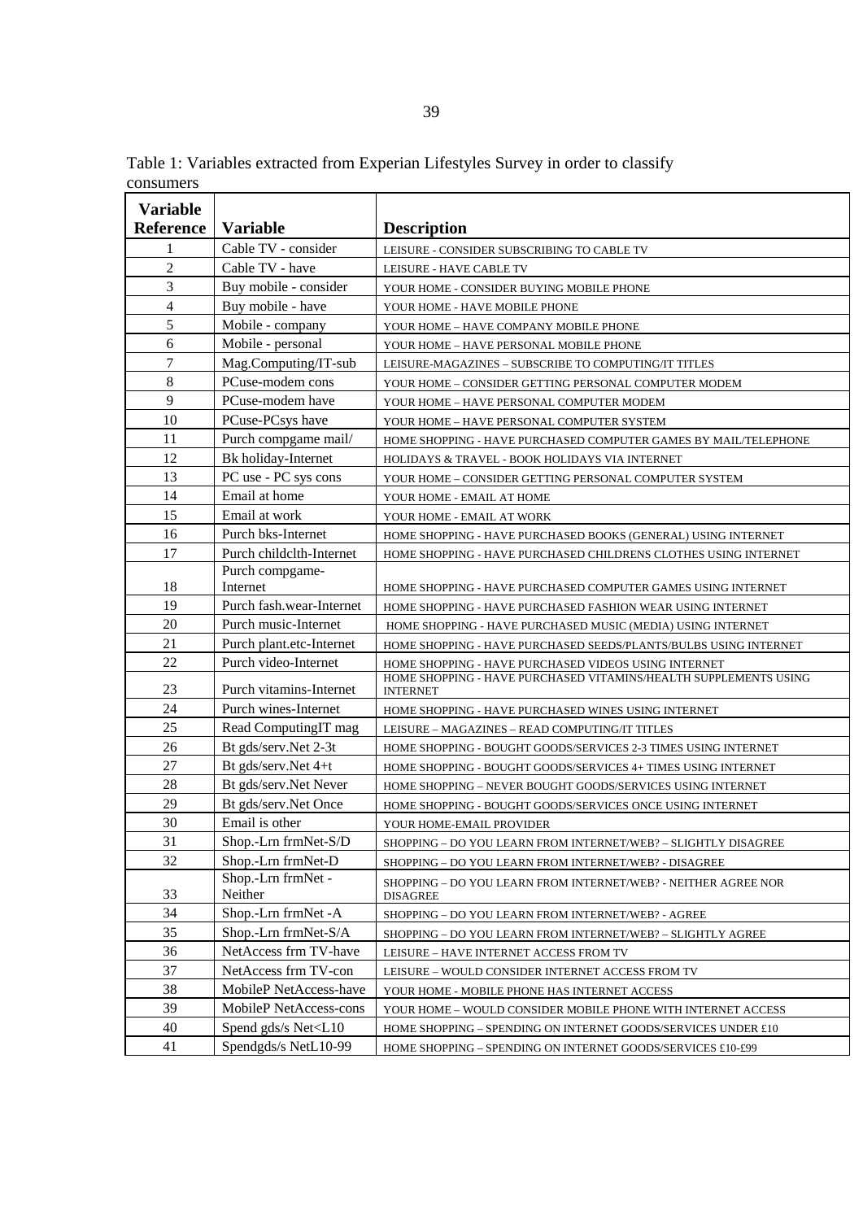Table 1: Variables extracted from Experian Lifestyles Survey in order to classify consumers

| Variable Reference | Variable | Description |
|---|---|---|
| 1 | Cable TV - consider | LEISURE - CONSIDER SUBSCRIBING TO CABLE TV |
| 2 | Cable TV - have | LEISURE - HAVE CABLE TV |
| 3 | Buy mobile - consider | YOUR HOME - CONSIDER BUYING MOBILE PHONE |
| 4 | Buy mobile - have | YOUR HOME - HAVE MOBILE PHONE |
| 5 | Mobile - company | YOUR HOME – HAVE COMPANY MOBILE PHONE |
| 6 | Mobile - personal | YOUR HOME – HAVE PERSONAL MOBILE PHONE |
| 7 | Mag.Computing/IT-sub | LEISURE-MAGAZINES – SUBSCRIBE TO COMPUTING/IT TITLES |
| 8 | PCuse-modem cons | YOUR HOME – CONSIDER GETTING PERSONAL COMPUTER MODEM |
| 9 | PCuse-modem have | YOUR HOME – HAVE PERSONAL COMPUTER MODEM |
| 10 | PCuse-PCsys have | YOUR HOME – HAVE PERSONAL COMPUTER SYSTEM |
| 11 | Purch compgame mail/ | HOME SHOPPING - HAVE PURCHASED COMPUTER GAMES BY MAIL/TELEPHONE |
| 12 | Bk holiday-Internet | HOLIDAYS & TRAVEL - BOOK HOLIDAYS VIA INTERNET |
| 13 | PC use - PC sys cons | YOUR HOME – CONSIDER GETTING PERSONAL COMPUTER SYSTEM |
| 14 | Email at home | YOUR HOME - EMAIL AT HOME |
| 15 | Email at work | YOUR HOME - EMAIL AT WORK |
| 16 | Purch bks-Internet | HOME SHOPPING - HAVE PURCHASED BOOKS (GENERAL) USING INTERNET |
| 17 | Purch childclth-Internet | HOME SHOPPING - HAVE PURCHASED CHILDRENS CLOTHES USING INTERNET |
| 18 | Purch compgame-Internet | HOME SHOPPING - HAVE PURCHASED COMPUTER GAMES USING INTERNET |
| 19 | Purch fash.wear-Internet | HOME SHOPPING - HAVE PURCHASED FASHION WEAR USING INTERNET |
| 20 | Purch music-Internet | HOME SHOPPING - HAVE PURCHASED MUSIC (MEDIA) USING INTERNET |
| 21 | Purch plant.etc-Internet | HOME SHOPPING - HAVE PURCHASED SEEDS/PLANTS/BULBS USING INTERNET |
| 22 | Purch video-Internet | HOME SHOPPING - HAVE PURCHASED VIDEOS USING INTERNET |
| 23 | Purch vitamins-Internet | HOME SHOPPING - HAVE PURCHASED VITAMINS/HEALTH SUPPLEMENTS USING INTERNET |
| 24 | Purch wines-Internet | HOME SHOPPING - HAVE PURCHASED WINES USING INTERNET |
| 25 | Read ComputingIT mag | LEISURE – MAGAZINES – READ COMPUTING/IT TITLES |
| 26 | Bt gds/serv.Net 2-3t | HOME SHOPPING - BOUGHT GOODS/SERVICES 2-3 TIMES USING INTERNET |
| 27 | Bt gds/serv.Net 4+t | HOME SHOPPING - BOUGHT GOODS/SERVICES 4+ TIMES USING INTERNET |
| 28 | Bt gds/serv.Net Never | HOME SHOPPING – NEVER BOUGHT GOODS/SERVICES USING INTERNET |
| 29 | Bt gds/serv.Net Once | HOME SHOPPING - BOUGHT GOODS/SERVICES ONCE USING INTERNET |
| 30 | Email is other | YOUR HOME-EMAIL PROVIDER |
| 31 | Shop.-Lrn frmNet-S/D | SHOPPING – DO YOU LEARN FROM INTERNET/WEB? – SLIGHTLY DISAGREE |
| 32 | Shop.-Lrn frmNet-D | SHOPPING – DO YOU LEARN FROM INTERNET/WEB? - DISAGREE |
| 33 | Shop.-Lrn frmNet - Neither | SHOPPING – DO YOU LEARN FROM INTERNET/WEB? - NEITHER AGREE NOR DISAGREE |
| 34 | Shop.-Lrn frmNet -A | SHOPPING – DO YOU LEARN FROM INTERNET/WEB? - AGREE |
| 35 | Shop.-Lrn frmNet-S/A | SHOPPING – DO YOU LEARN FROM INTERNET/WEB? – SLIGHTLY AGREE |
| 36 | NetAccess frm TV-have | LEISURE – HAVE INTERNET ACCESS FROM TV |
| 37 | NetAccess frm TV-con | LEISURE – WOULD CONSIDER INTERNET ACCESS FROM TV |
| 38 | MobileP NetAccess-have | YOUR HOME - MOBILE PHONE HAS INTERNET ACCESS |
| 39 | MobileP NetAccess-cons | YOUR HOME – WOULD CONSIDER MOBILE PHONE WITH INTERNET ACCESS |
| 40 | Spend gds/s Net<L10 | HOME SHOPPING – SPENDING ON INTERNET GOODS/SERVICES UNDER £10 |
| 41 | Spendgds/s NetL10-99 | HOME SHOPPING – SPENDING ON INTERNET GOODS/SERVICES £10-£99 |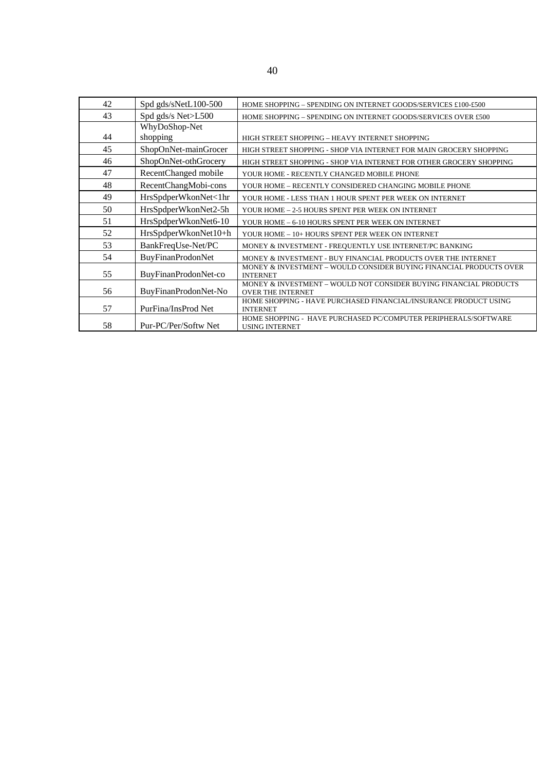| 42 | Spd gds/sNetL100-500 | HOME SHOPPING – SPENDING ON INTERNET GOODS/SERVICES £100-£500 |
|---|---|---|
| 43 | Spd gds/s Net>L500 | HOME SHOPPING – SPENDING ON INTERNET GOODS/SERVICES OVER £500 |
| 44 | WhyDoShop-Net shopping | HIGH STREET SHOPPING – HEAVY INTERNET SHOPPING |
| 45 | ShopOnNet-mainGrocer | HIGH STREET SHOPPING - SHOP VIA INTERNET FOR MAIN GROCERY SHOPPING |
| 46 | ShopOnNet-othGrocery | HIGH STREET SHOPPING - SHOP VIA INTERNET FOR OTHER GROCERY SHOPPING |
| 47 | RecentChanged mobile | YOUR HOME - RECENTLY CHANGED MOBILE PHONE |
| 48 | RecentChangMobi-cons | YOUR HOME – RECENTLY CONSIDERED CHANGING MOBILE PHONE |
| 49 | HrsSpdperWkonNet<1hr | YOUR HOME - LESS THAN 1 HOUR SPENT PER WEEK ON INTERNET |
| 50 | HrsSpdperWkonNet2-5h | YOUR HOME – 2-5 HOURS SPENT PER WEEK ON INTERNET |
| 51 | HrsSpdperWkonNet6-10 | YOUR HOME – 6-10 HOURS SPENT PER WEEK ON INTERNET |
| 52 | HrsSpdperWkonNet10+h | YOUR HOME – 10+ HOURS SPENT PER WEEK ON INTERNET |
| 53 | BankFreqUse-Net/PC | MONEY & INVESTMENT - FREQUENTLY USE INTERNET/PC BANKING |
| 54 | BuyFinanProdonNet | MONEY & INVESTMENT - BUY FINANCIAL PRODUCTS OVER THE INTERNET |
| 55 | BuyFinanProdonNet-co | MONEY & INVESTMENT – WOULD CONSIDER BUYING FINANCIAL PRODUCTS OVER INTERNET |
| 56 | BuyFinanProdonNet-No | MONEY & INVESTMENT – WOULD NOT CONSIDER BUYING FINANCIAL PRODUCTS OVER THE INTERNET |
| 57 | PurFina/InsProd Net | HOME SHOPPING - HAVE PURCHASED FINANCIAL/INSURANCE PRODUCT USING INTERNET |
| 58 | Pur-PC/Per/Softw Net | HOME SHOPPING - HAVE PURCHASED PC/COMPUTER PERIPHERALS/SOFTWARE USING INTERNET |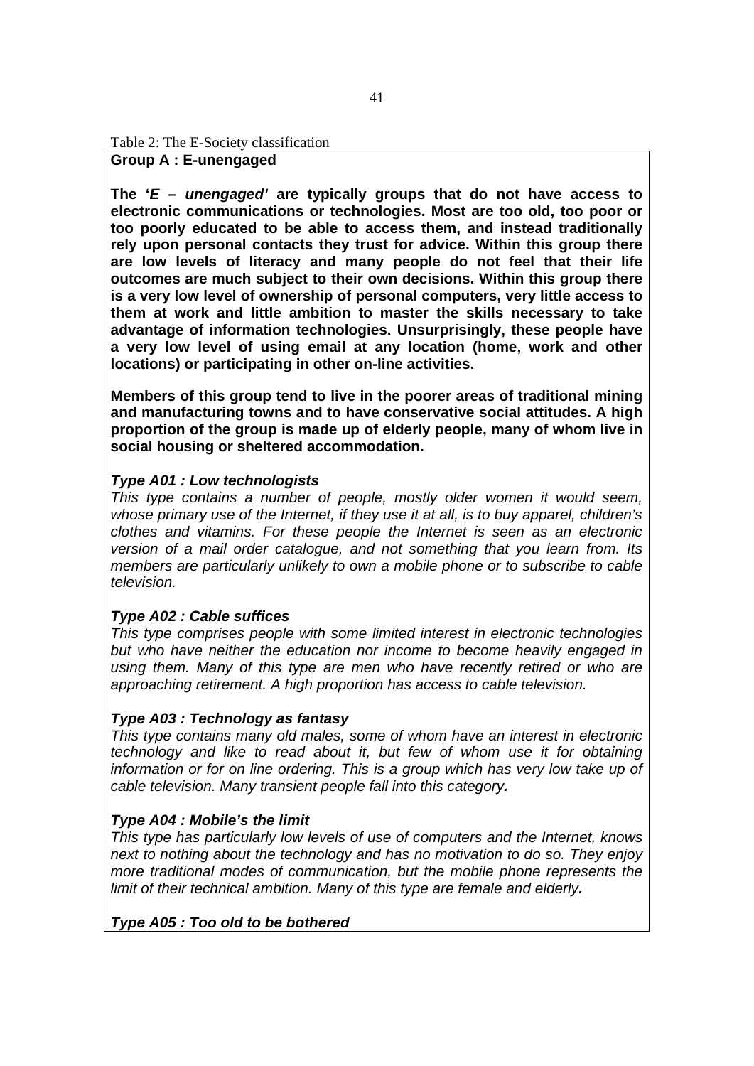Table 2: The E-Society classification

**Group A : E-unengaged**

**The '*E – unengaged'* are typically groups that do not have access to electronic communications or technologies. Most are too old, too poor or too poorly educated to be able to access them, and instead traditionally rely upon personal contacts they trust for advice. Within this group there are low levels of literacy and many people do not feel that their life outcomes are much subject to their own decisions. Within this group there is a very low level of ownership of personal computers, very little access to them at work and little ambition to master the skills necessary to take advantage of information technologies. Unsurprisingly, these people have a very low level of using email at any location (home, work and other locations) or participating in other on-line activities.**

**Members of this group tend to live in the poorer areas of traditional mining and manufacturing towns and to have conservative social attitudes. A high proportion of the group is made up of elderly people, many of whom live in social housing or sheltered accommodation.**

***Type A01 : Low technologists***

*This type contains a number of people, mostly older women it would seem, whose primary use of the Internet, if they use it at all, is to buy apparel, children's clothes and vitamins. For these people the Internet is seen as an electronic version of a mail order catalogue, and not something that you learn from. Its members are particularly unlikely to own a mobile phone or to subscribe to cable television.*

***Type A02 : Cable suffices***

*This type comprises people with some limited interest in electronic technologies but who have neither the education nor income to become heavily engaged in using them. Many of this type are men who have recently retired or who are approaching retirement. A high proportion has access to cable television.*

***Type A03 : Technology as fantasy***

*This type contains many old males, some of whom have an interest in electronic technology and like to read about it, but few of whom use it for obtaining information or for on line ordering. This is a group which has very low take up of cable television. Many transient people fall into this category.*

***Type A04 : Mobile's the limit***

*This type has particularly low levels of use of computers and the Internet, knows next to nothing about the technology and has no motivation to do so. They enjoy more traditional modes of communication, but the mobile phone represents the limit of their technical ambition. Many of this type are female and elderly.*

***Type A05 : Too old to be bothered***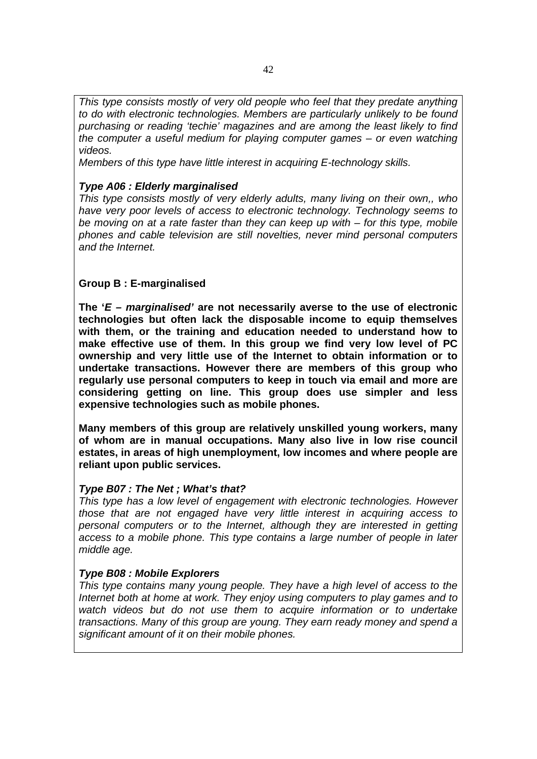*This type consists mostly of very old people who feel that they predate anything to do with electronic technologies. Members are particularly unlikely to be found purchasing or reading 'techie' magazines and are among the least likely to find the computer a useful medium for playing computer games – or even watching videos.*

*Members of this type have little interest in acquiring E-technology skills.*

***Type A06 : Elderly marginalised***

*This type consists mostly of very elderly adults, many living on their own,, who have very poor levels of access to electronic technology. Technology seems to be moving on at a rate faster than they can keep up with – for this type, mobile phones and cable television are still novelties, never mind personal computers and the Internet.*

**Group B : E-marginalised**

**The '*E – marginalised'* are not necessarily averse to the use of electronic technologies but often lack the disposable income to equip themselves with them, or the training and education needed to understand how to make effective use of them. In this group we find very low level of PC ownership and very little use of the Internet to obtain information or to undertake transactions. However there are members of this group who regularly use personal computers to keep in touch via email and more are considering getting on line. This group does use simpler and less expensive technologies such as mobile phones.**

**Many members of this group are relatively unskilled young workers, many of whom are in manual occupations. Many also live in low rise council estates, in areas of high unemployment, low incomes and where people are reliant upon public services.**

***Type B07 : The Net ; What's that?***

*This type has a low level of engagement with electronic technologies. However those that are not engaged have very little interest in acquiring access to personal computers or to the Internet, although they are interested in getting access to a mobile phone. This type contains a large number of people in later middle age.*

***Type B08 : Mobile Explorers***

*This type contains many young people. They have a high level of access to the Internet both at home at work. They enjoy using computers to play games and to watch videos but do not use them to acquire information or to undertake transactions. Many of this group are young. They earn ready money and spend a significant amount of it on their mobile phones.*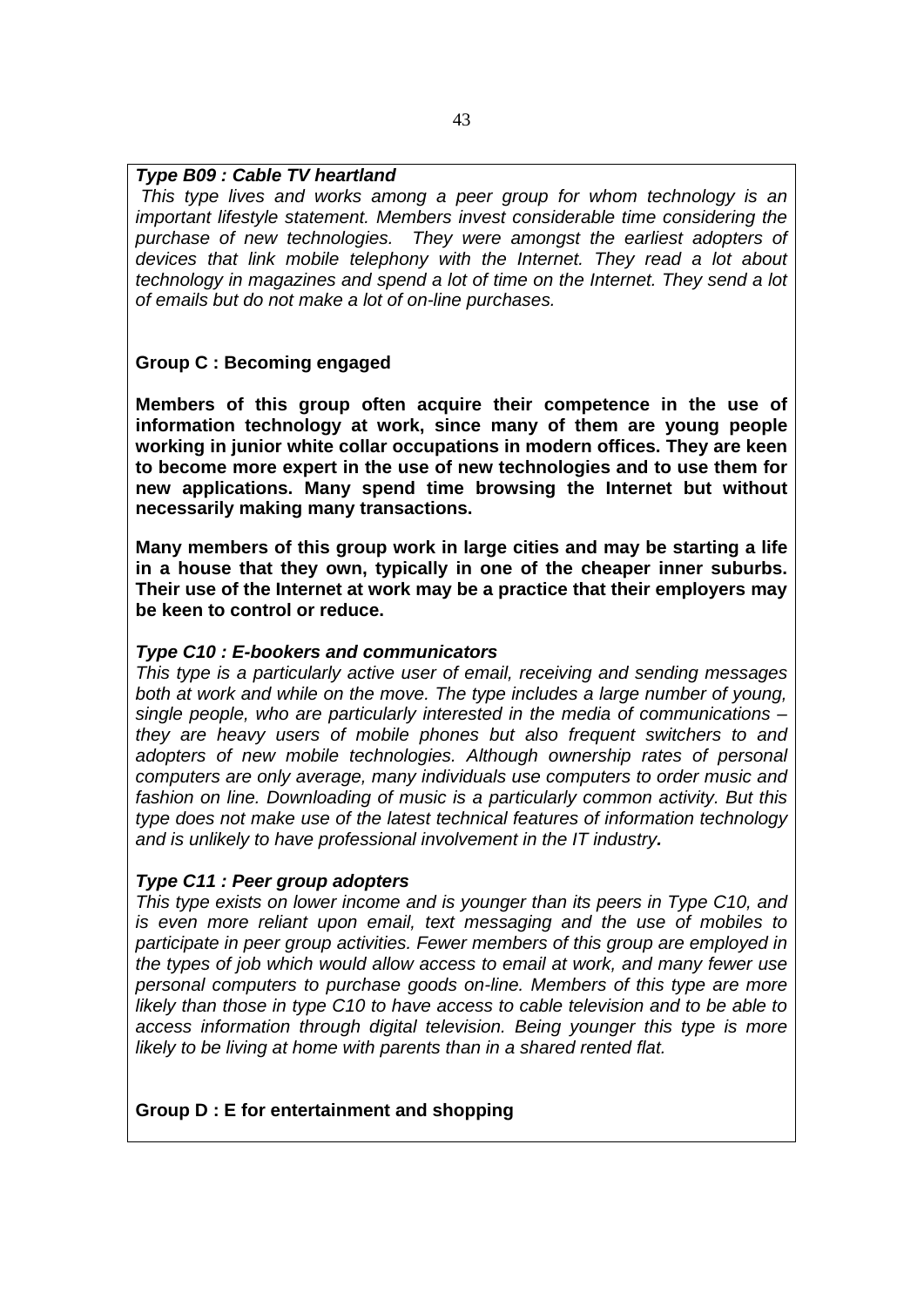***Type B09 : Cable TV heartland***

*This type lives and works among a peer group for whom technology is an important lifestyle statement. Members invest considerable time considering the purchase of new technologies. They were amongst the earliest adopters of devices that link mobile telephony with the Internet. They read a lot about technology in magazines and spend a lot of time on the Internet. They send a lot of emails but do not make a lot of on-line purchases.*

**Group C : Becoming engaged**

**Members of this group often acquire their competence in the use of information technology at work, since many of them are young people working in junior white collar occupations in modern offices. They are keen to become more expert in the use of new technologies and to use them for new applications. Many spend time browsing the Internet but without necessarily making many transactions.**

**Many members of this group work in large cities and may be starting a life in a house that they own, typically in one of the cheaper inner suburbs. Their use of the Internet at work may be a practice that their employers may be keen to control or reduce.**

***Type C10 : E-bookers and communicators***

*This type is a particularly active user of email, receiving and sending messages both at work and while on the move. The type includes a large number of young, single people, who are particularly interested in the media of communications – they are heavy users of mobile phones but also frequent switchers to and adopters of new mobile technologies. Although ownership rates of personal computers are only average, many individuals use computers to order music and fashion on line. Downloading of music is a particularly common activity. But this type does not make use of the latest technical features of information technology and is unlikely to have professional involvement in the IT industry.*

***Type C11 : Peer group adopters***

*This type exists on lower income and is younger than its peers in Type C10, and is even more reliant upon email, text messaging and the use of mobiles to participate in peer group activities. Fewer members of this group are employed in the types of job which would allow access to email at work, and many fewer use personal computers to purchase goods on-line. Members of this type are more likely than those in type C10 to have access to cable television and to be able to access information through digital television. Being younger this type is more likely to be living at home with parents than in a shared rented flat.*

**Group D : E for entertainment and shopping**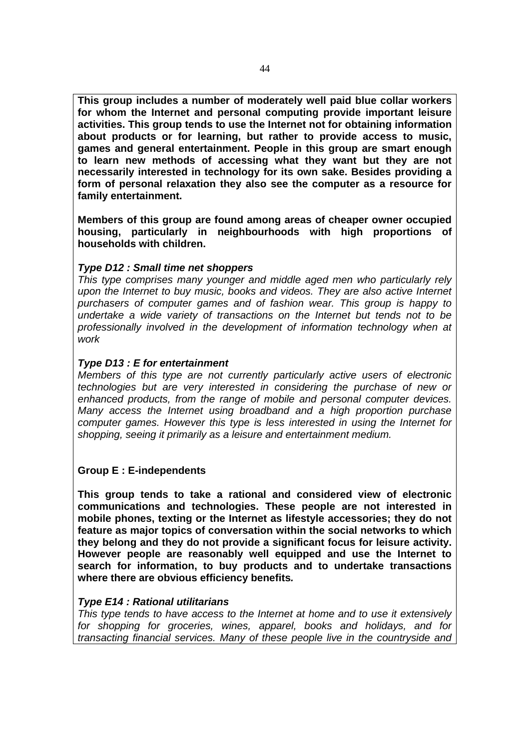**This group includes a number of moderately well paid blue collar workers for whom the Internet and personal computing provide important leisure activities. This group tends to use the Internet not for obtaining information about products or for learning, but rather to provide access to music, games and general entertainment. People in this group are smart enough to learn new methods of accessing what they want but they are not necessarily interested in technology for its own sake. Besides providing a form of personal relaxation they also see the computer as a resource for family entertainment.**

**Members of this group are found among areas of cheaper owner occupied housing, particularly in neighbourhoods with high proportions of households with children.**

***Type D12 : Small time net shoppers***

*This type comprises many younger and middle aged men who particularly rely upon the Internet to buy music, books and videos. They are also active Internet purchasers of computer games and of fashion wear. This group is happy to undertake a wide variety of transactions on the Internet but tends not to be professionally involved in the development of information technology when at work*

***Type D13 : E for entertainment***

*Members of this type are not currently particularly active users of electronic technologies but are very interested in considering the purchase of new or enhanced products, from the range of mobile and personal computer devices. Many access the Internet using broadband and a high proportion purchase computer games. However this type is less interested in using the Internet for shopping, seeing it primarily as a leisure and entertainment medium.*

**Group E : E-independents**

**This group tends to take a rational and considered view of electronic communications and technologies. These people are not interested in mobile phones, texting or the Internet as lifestyle accessories; they do not feature as major topics of conversation within the social networks to which they belong and they do not provide a significant focus for leisure activity. However people are reasonably well equipped and use the Internet to search for information, to buy products and to undertake transactions where there are obvious efficiency benefits.**

***Type E14 : Rational utilitarians***

*This type tends to have access to the Internet at home and to use it extensively for shopping for groceries, wines, apparel, books and holidays, and for transacting financial services. Many of these people live in the countryside and*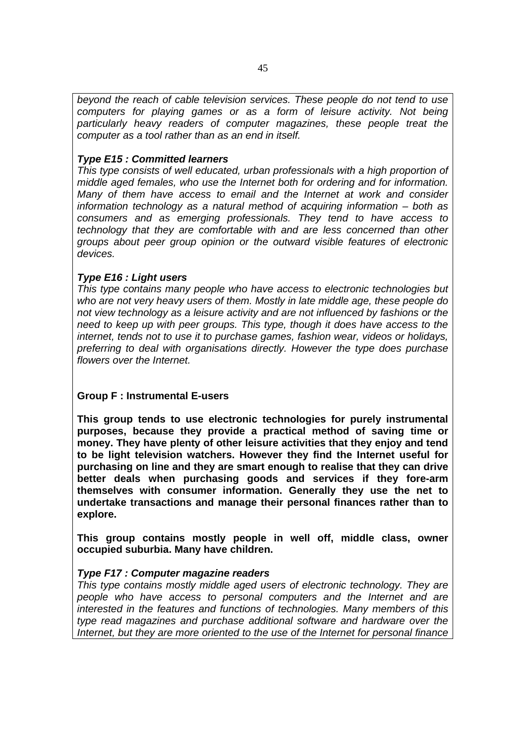*beyond the reach of cable television services. These people do not tend to use computers for playing games or as a form of leisure activity. Not being particularly heavy readers of computer magazines, these people treat the computer as a tool rather than as an end in itself.*

***Type E15 : Committed learners***

*This type consists of well educated, urban professionals with a high proportion of middle aged females, who use the Internet both for ordering and for information. Many of them have access to email and the Internet at work and consider information technology as a natural method of acquiring information – both as consumers and as emerging professionals. They tend to have access to technology that they are comfortable with and are less concerned than other groups about peer group opinion or the outward visible features of electronic devices.*

***Type E16 : Light users***

*This type contains many people who have access to electronic technologies but who are not very heavy users of them. Mostly in late middle age, these people do not view technology as a leisure activity and are not influenced by fashions or the need to keep up with peer groups. This type, though it does have access to the internet, tends not to use it to purchase games, fashion wear, videos or holidays, preferring to deal with organisations directly. However the type does purchase flowers over the Internet.*

**Group F : Instrumental E-users**

**This group tends to use electronic technologies for purely instrumental purposes, because they provide a practical method of saving time or money. They have plenty of other leisure activities that they enjoy and tend to be light television watchers. However they find the Internet useful for purchasing on line and they are smart enough to realise that they can drive better deals when purchasing goods and services if they fore-arm themselves with consumer information. Generally they use the net to undertake transactions and manage their personal finances rather than to explore.**

**This group contains mostly people in well off, middle class, owner occupied suburbia. Many have children.**

***Type F17 : Computer magazine readers***

*This type contains mostly middle aged users of electronic technology. They are people who have access to personal computers and the Internet and are interested in the features and functions of technologies. Many members of this type read magazines and purchase additional software and hardware over the Internet, but they are more oriented to the use of the Internet for personal finance*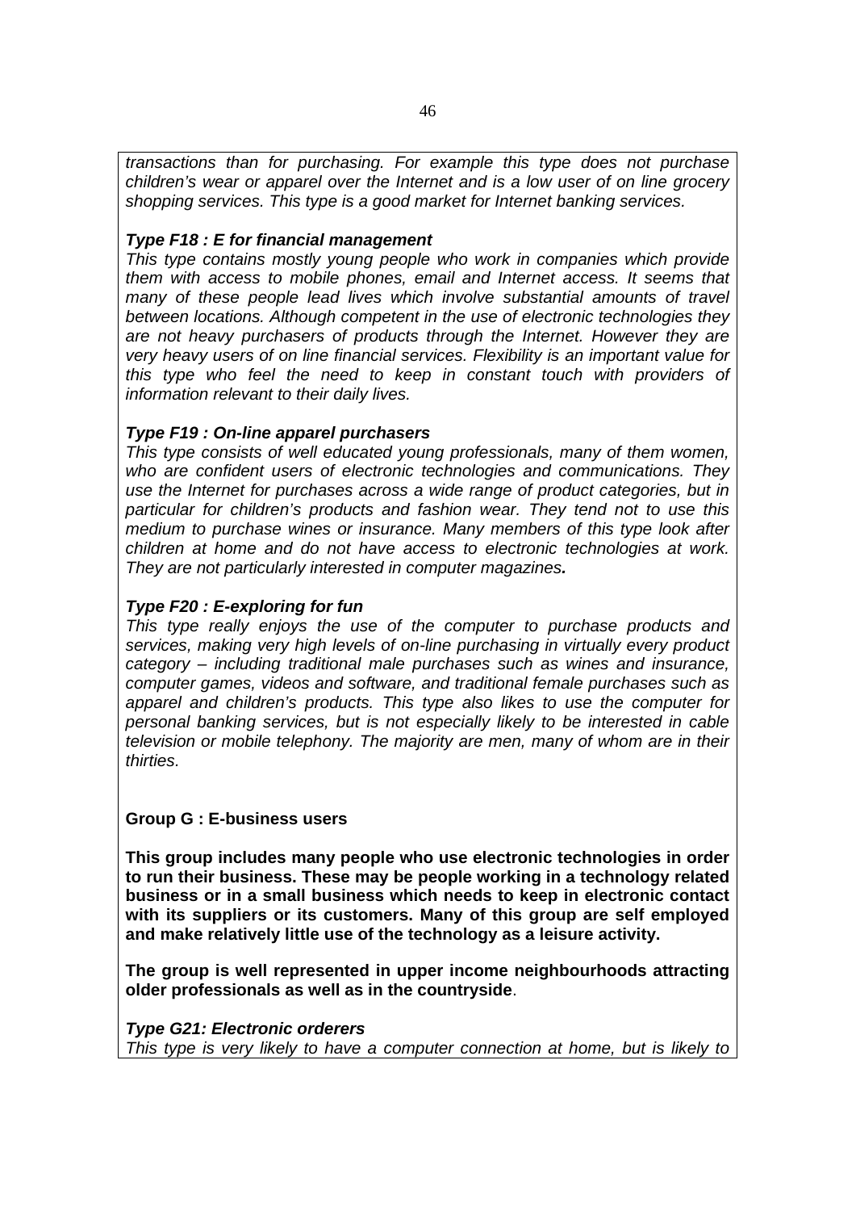*transactions than for purchasing. For example this type does not purchase children's wear or apparel over the Internet and is a low user of on line grocery shopping services. This type is a good market for Internet banking services.*

***Type F18 : E for financial management***

*This type contains mostly young people who work in companies which provide them with access to mobile phones, email and Internet access. It seems that many of these people lead lives which involve substantial amounts of travel between locations. Although competent in the use of electronic technologies they are not heavy purchasers of products through the Internet. However they are very heavy users of on line financial services. Flexibility is an important value for this type who feel the need to keep in constant touch with providers of information relevant to their daily lives.*

***Type F19 : On-line apparel purchasers***

*This type consists of well educated young professionals, many of them women, who are confident users of electronic technologies and communications. They use the Internet for purchases across a wide range of product categories, but in particular for children's products and fashion wear. They tend not to use this medium to purchase wines or insurance. Many members of this type look after children at home and do not have access to electronic technologies at work. They are not particularly interested in computer magazines.*

***Type F20 : E-exploring for fun***

*This type really enjoys the use of the computer to purchase products and services, making very high levels of on-line purchasing in virtually every product category – including traditional male purchases such as wines and insurance, computer games, videos and software, and traditional female purchases such as apparel and children's products. This type also likes to use the computer for personal banking services, but is not especially likely to be interested in cable television or mobile telephony. The majority are men, many of whom are in their thirties.*

**Group G : E-business users**

**This group includes many people who use electronic technologies in order to run their business. These may be people working in a technology related business or in a small business which needs to keep in electronic contact with its suppliers or its customers. Many of this group are self employed and make relatively little use of the technology as a leisure activity.**

**The group is well represented in upper income neighbourhoods attracting older professionals as well as in the countryside**.

***Type G21: Electronic orderers***

*This type is very likely to have a computer connection at home, but is likely to*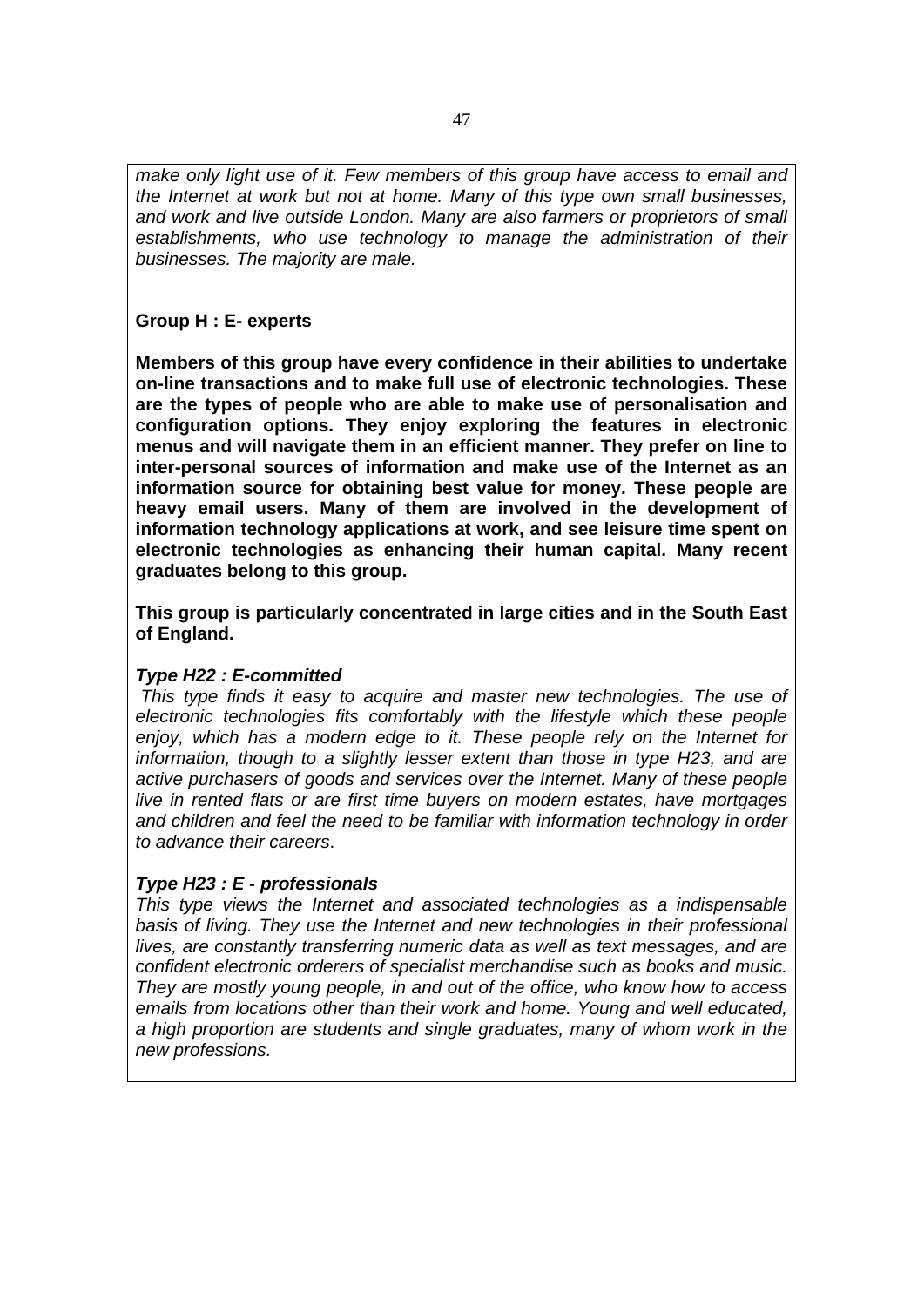*make only light use of it. Few members of this group have access to email and the Internet at work but not at home. Many of this type own small businesses, and work and live outside London. Many are also farmers or proprietors of small establishments, who use technology to manage the administration of their businesses. The majority are male.*

**Group H : E- experts**

**Members of this group have every confidence in their abilities to undertake on-line transactions and to make full use of electronic technologies. These are the types of people who are able to make use of personalisation and configuration options. They enjoy exploring the features in electronic menus and will navigate them in an efficient manner. They prefer on line to inter-personal sources of information and make use of the Internet as an information source for obtaining best value for money. These people are heavy email users. Many of them are involved in the development of information technology applications at work, and see leisure time spent on electronic technologies as enhancing their human capital. Many recent graduates belong to this group.**

**This group is particularly concentrated in large cities and in the South East of England.**

***Type H22 : E-committed***

*This type finds it easy to acquire and master new technologies. The use of electronic technologies fits comfortably with the lifestyle which these people enjoy, which has a modern edge to it. These people rely on the Internet for information, though to a slightly lesser extent than those in type H23, and are active purchasers of goods and services over the Internet. Many of these people live in rented flats or are first time buyers on modern estates, have mortgages and children and feel the need to be familiar with information technology in order to advance their careers.*

***Type H23 : E - professionals***

*This type views the Internet and associated technologies as a indispensable basis of living. They use the Internet and new technologies in their professional lives, are constantly transferring numeric data as well as text messages, and are confident electronic orderers of specialist merchandise such as books and music. They are mostly young people, in and out of the office, who know how to access emails from locations other than their work and home. Young and well educated, a high proportion are students and single graduates, many of whom work in the new professions.*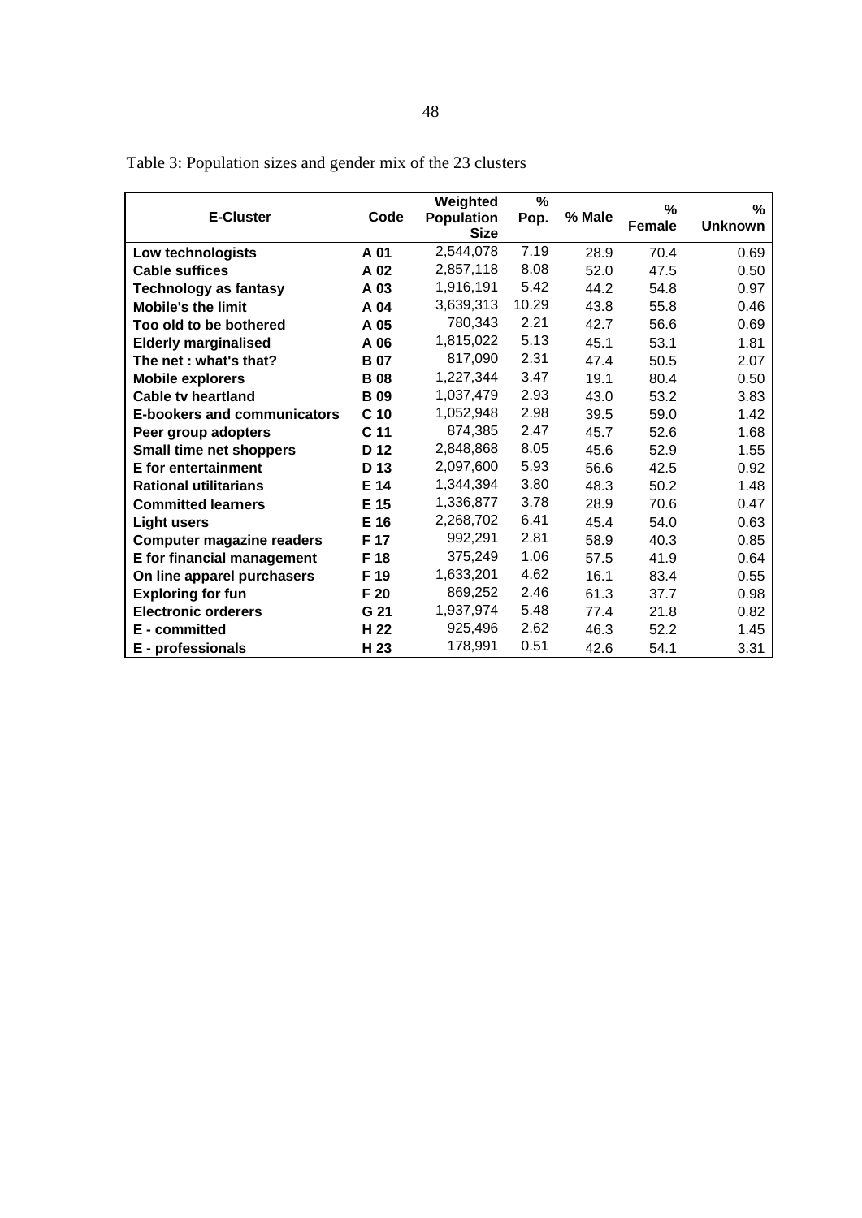Table 3: Population sizes and gender mix of the 23 clusters

| E-Cluster | Code | Weighted Population Size | % Pop. | % Male | % Female | % Unknown |
|---|---|---|---|---|---|---|
| **Low technologists** | **A 01** | 2,544,078 | 7.19 | 28.9 | 70.4 | 0.69 |
| **Cable suffices** | **A 02** | 2,857,118 | 8.08 | 52.0 | 47.5 | 0.50 |
| **Technology as fantasy** | **A 03** | 1,916,191 | 5.42 | 44.2 | 54.8 | 0.97 |
| **Mobile's the limit** | **A 04** | 3,639,313 | 10.29 | 43.8 | 55.8 | 0.46 |
| **Too old to be bothered** | **A 05** | 780,343 | 2.21 | 42.7 | 56.6 | 0.69 |
| **Elderly marginalised** | **A 06** | 1,815,022 | 5.13 | 45.1 | 53.1 | 1.81 |
| **The net : what's that?** | **B 07** | 817,090 | 2.31 | 47.4 | 50.5 | 2.07 |
| **Mobile explorers** | **B 08** | 1,227,344 | 3.47 | 19.1 | 80.4 | 0.50 |
| **Cable tv heartland** | **B 09** | 1,037,479 | 2.93 | 43.0 | 53.2 | 3.83 |
| **E-bookers and communicators** | **C 10** | 1,052,948 | 2.98 | 39.5 | 59.0 | 1.42 |
| **Peer group adopters** | **C 11** | 874,385 | 2.47 | 45.7 | 52.6 | 1.68 |
| **Small time net shoppers** | **D 12** | 2,848,868 | 8.05 | 45.6 | 52.9 | 1.55 |
| **E for entertainment** | **D 13** | 2,097,600 | 5.93 | 56.6 | 42.5 | 0.92 |
| **Rational utilitarians** | **E 14** | 1,344,394 | 3.80 | 48.3 | 50.2 | 1.48 |
| **Committed learners** | **E 15** | 1,336,877 | 3.78 | 28.9 | 70.6 | 0.47 |
| **Light users** | **E 16** | 2,268,702 | 6.41 | 45.4 | 54.0 | 0.63 |
| **Computer magazine readers** | **F 17** | 992,291 | 2.81 | 58.9 | 40.3 | 0.85 |
| **E for financial management** | **F 18** | 375,249 | 1.06 | 57.5 | 41.9 | 0.64 |
| **On line apparel purchasers** | **F 19** | 1,633,201 | 4.62 | 16.1 | 83.4 | 0.55 |
| **Exploring for fun** | **F 20** | 869,252 | 2.46 | 61.3 | 37.7 | 0.98 |
| **Electronic orderers** | **G 21** | 1,937,974 | 5.48 | 77.4 | 21.8 | 0.82 |
| **E - committed** | **H 22** | 925,496 | 2.62 | 46.3 | 52.2 | 1.45 |
| **E - professionals** | **H 23** | 178,991 | 0.51 | 42.6 | 54.1 | 3.31 |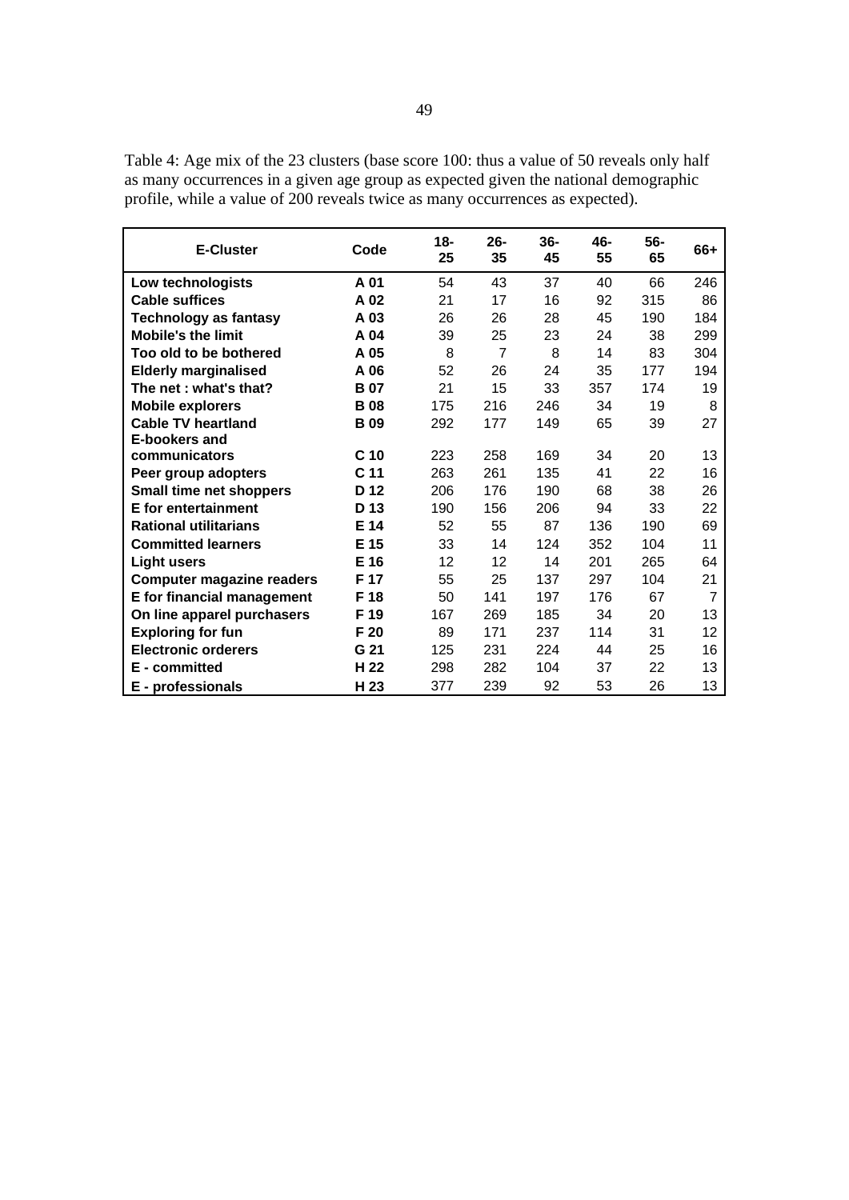Table 4: Age mix of the 23 clusters (base score 100: thus a value of 50 reveals only half as many occurrences in a given age group as expected given the national demographic profile, while a value of 200 reveals twice as many occurrences as expected).

| E-Cluster | Code | 18-25 | 26-35 | 36-45 | 46-55 | 56-65 | 66+ |
|---|---|---|---|---|---|---|---|
| **Low technologists** | **A 01** | 54 | 43 | 37 | 40 | 66 | 246 |
| **Cable suffices** | **A 02** | 21 | 17 | 16 | 92 | 315 | 86 |
| **Technology as fantasy** | **A 03** | 26 | 26 | 28 | 45 | 190 | 184 |
| **Mobile's the limit** | **A 04** | 39 | 25 | 23 | 24 | 38 | 299 |
| **Too old to be bothered** | **A 05** | 8 | 7 | 8 | 14 | 83 | 304 |
| **Elderly marginalised** | **A 06** | 52 | 26 | 24 | 35 | 177 | 194 |
| **The net : what's that?** | **B 07** | 21 | 15 | 33 | 357 | 174 | 19 |
| **Mobile explorers** | **B 08** | 175 | 216 | 246 | 34 | 19 | 8 |
| **Cable TV heartland** | **B 09** | 292 | 177 | 149 | 65 | 39 | 27 |
| **E-bookers and communicators** | **C 10** | 223 | 258 | 169 | 34 | 20 | 13 |
| **Peer group adopters** | **C 11** | 263 | 261 | 135 | 41 | 22 | 16 |
| **Small time net shoppers** | **D 12** | 206 | 176 | 190 | 68 | 38 | 26 |
| **E for entertainment** | **D 13** | 190 | 156 | 206 | 94 | 33 | 22 |
| **Rational utilitarians** | **E 14** | 52 | 55 | 87 | 136 | 190 | 69 |
| **Committed learners** | **E 15** | 33 | 14 | 124 | 352 | 104 | 11 |
| **Light users** | **E 16** | 12 | 12 | 14 | 201 | 265 | 64 |
| **Computer magazine readers** | **F 17** | 55 | 25 | 137 | 297 | 104 | 21 |
| **E for financial management** | **F 18** | 50 | 141 | 197 | 176 | 67 | 7 |
| **On line apparel purchasers** | **F 19** | 167 | 269 | 185 | 34 | 20 | 13 |
| **Exploring for fun** | **F 20** | 89 | 171 | 237 | 114 | 31 | 12 |
| **Electronic orderers** | **G 21** | 125 | 231 | 224 | 44 | 25 | 16 |
| **E - committed** | **H 22** | 298 | 282 | 104 | 37 | 22 | 13 |
| **E - professionals** | **H 23** | 377 | 239 | 92 | 53 | 26 | 13 |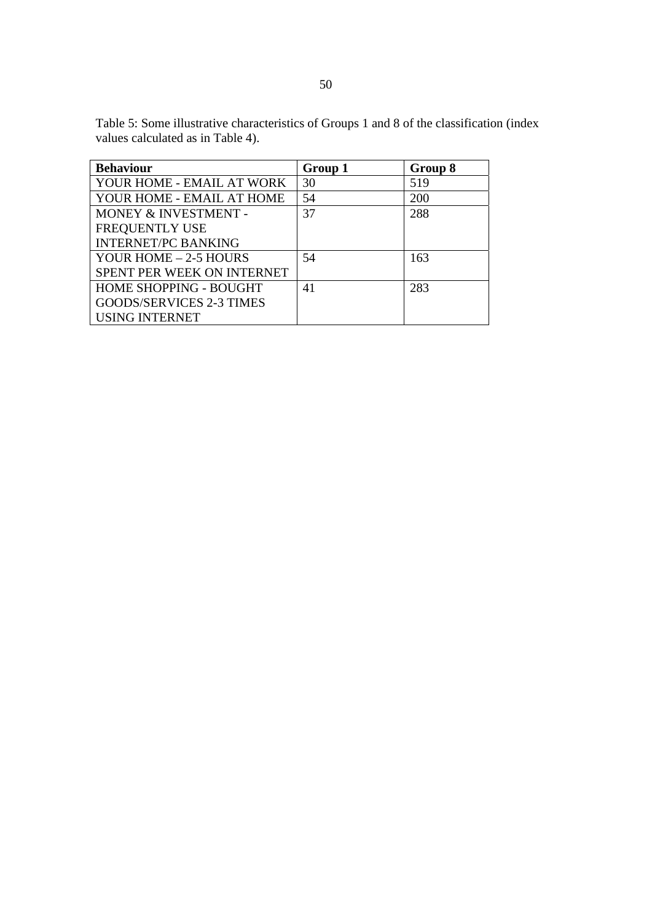Table 5: Some illustrative characteristics of Groups 1 and 8 of the classification (index values calculated as in Table 4).

| Behaviour | Group 1 | Group 8 |
| --- | --- | --- |
| YOUR HOME - EMAIL AT WORK | 30 | 519 |
| YOUR HOME - EMAIL AT HOME | 54 | 200 |
| MONEY & INVESTMENT - FREQUENTLY USE INTERNET/PC BANKING | 37 | 288 |
| YOUR HOME – 2-5 HOURS SPENT PER WEEK ON INTERNET | 54 | 163 |
| HOME SHOPPING - BOUGHT GOODS/SERVICES 2-3 TIMES USING INTERNET | 41 | 283 |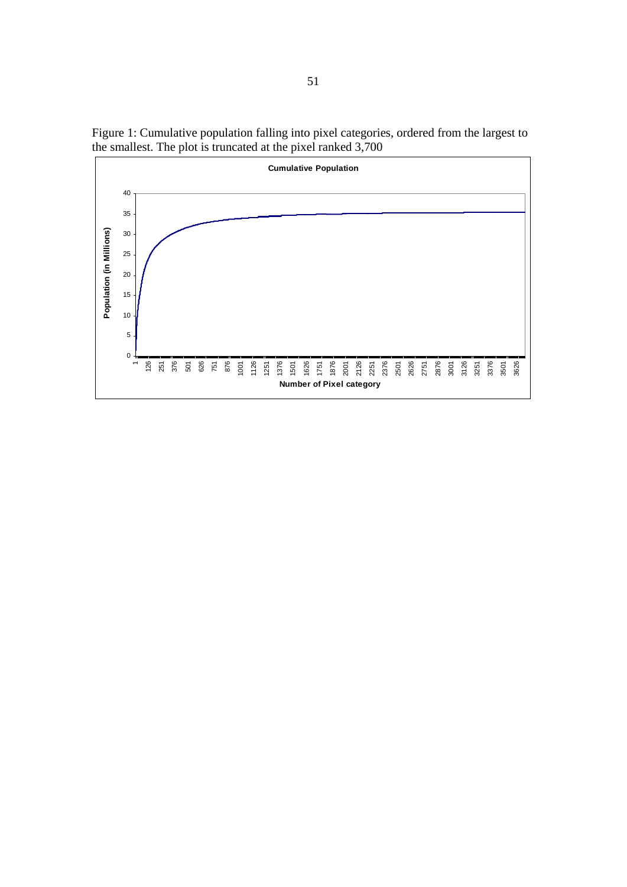Figure 1: Cumulative population falling into pixel categories, ordered from the largest to the smallest. The plot is truncated at the pixel ranked 3,700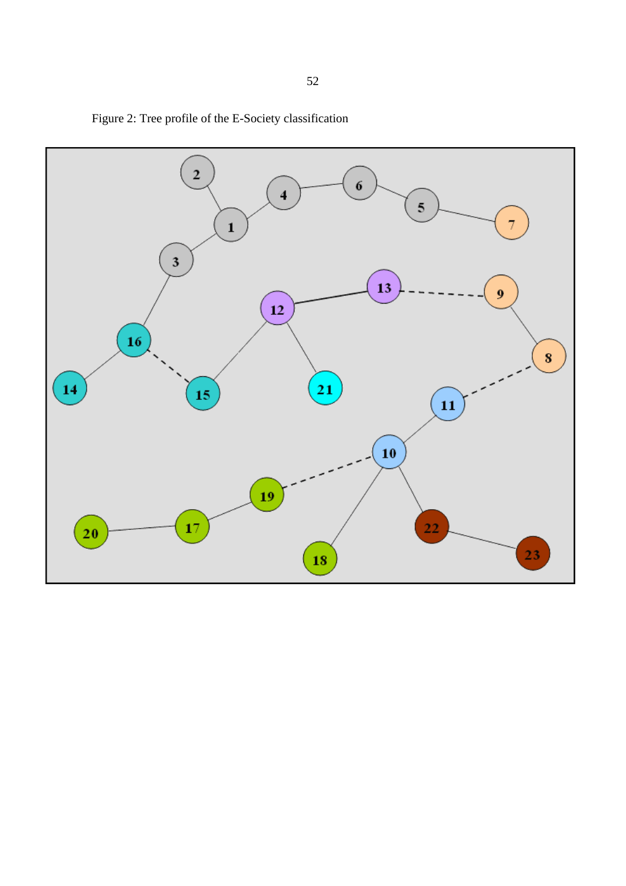Figure 2: Tree profile of the E-Society classification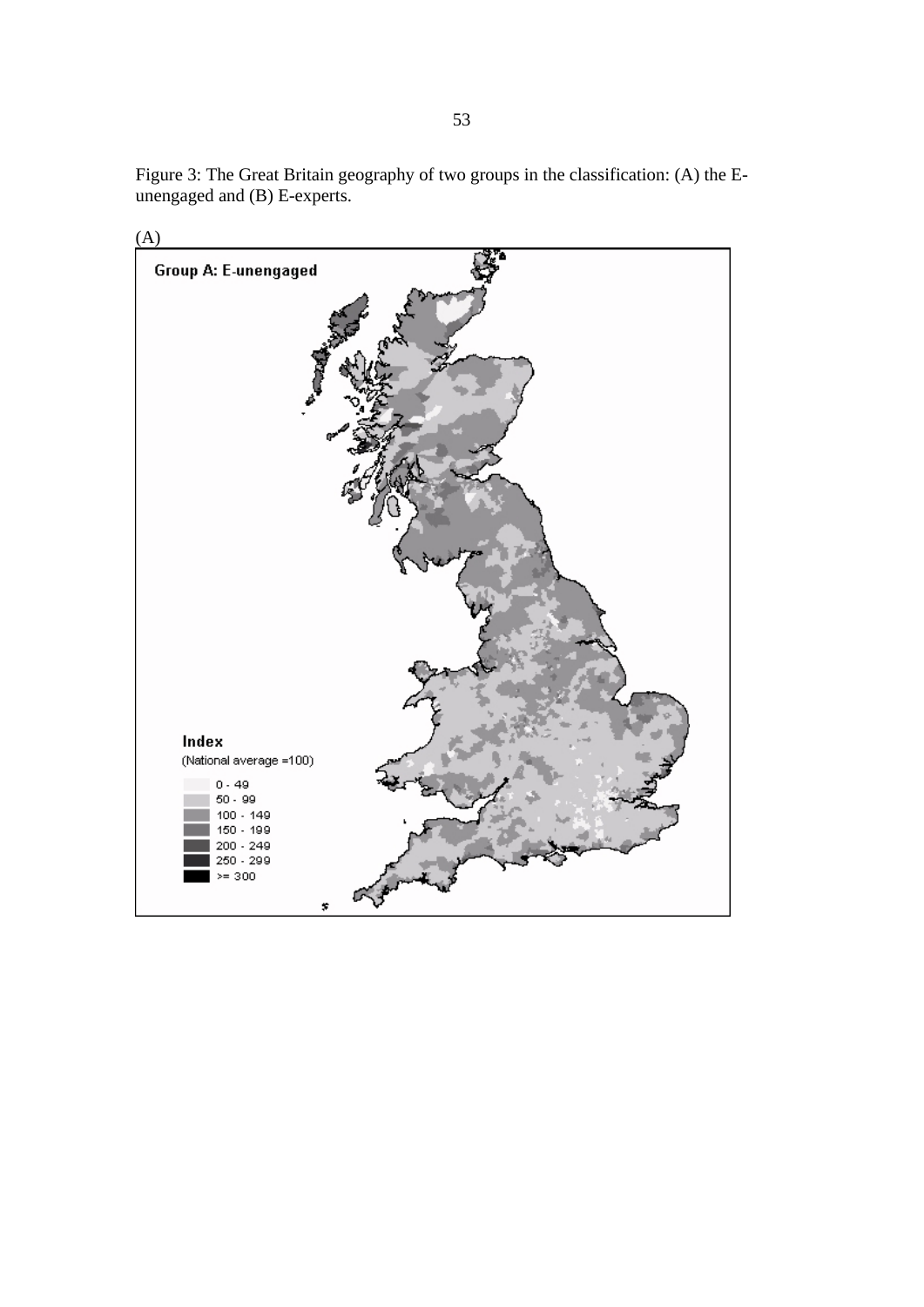Figure 3: The Great Britain geography of two groups in the classification: (A) the E-unengaged and (B) E-experts.

(A)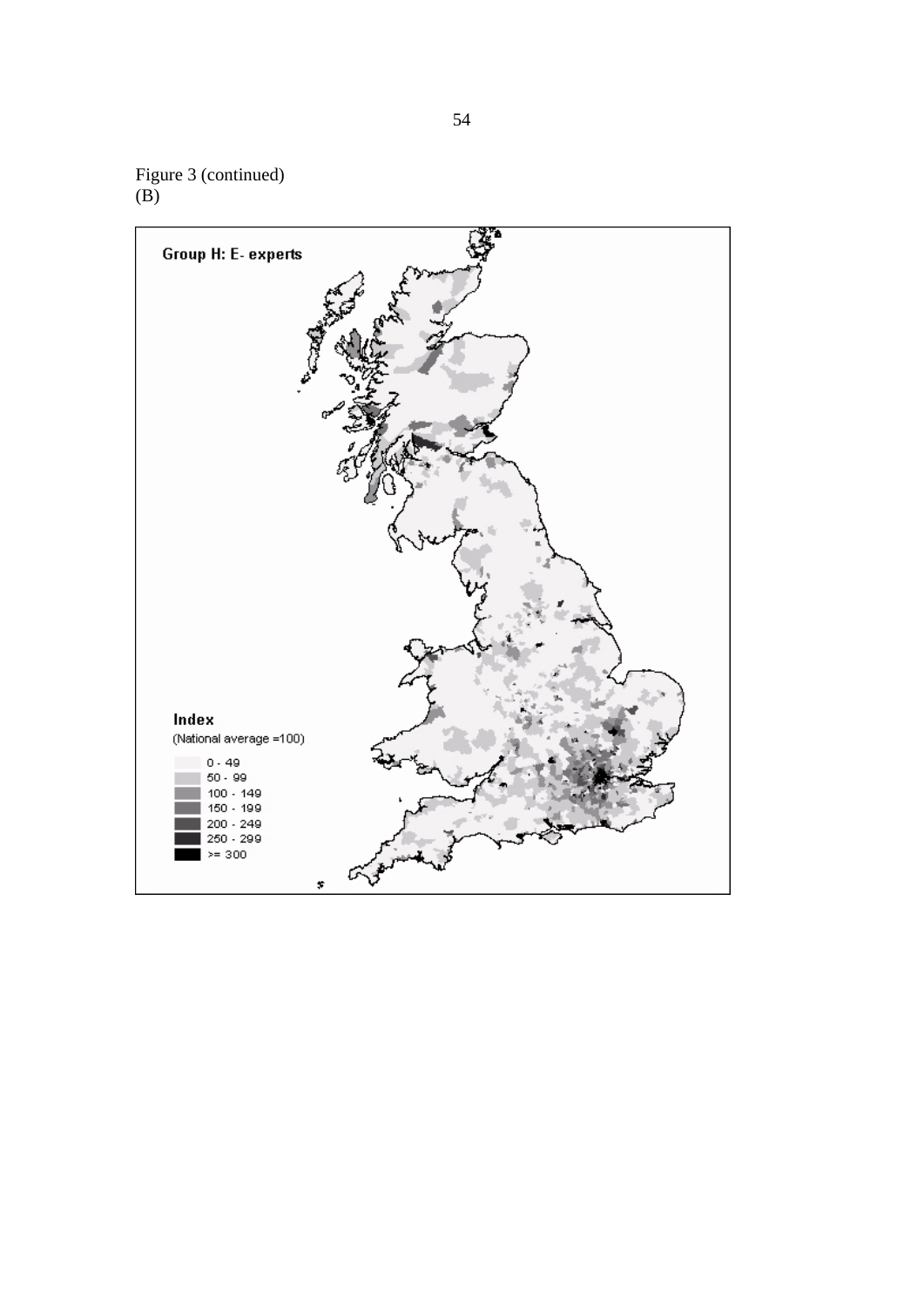Figure 3 (continued)
(B)

Group H: E- experts

Index
(National average =100)

- 0 - 49
- 50 - 99
- 100 - 149
- 150 - 199
- 200 - 249
- 250 - 299
- >= 300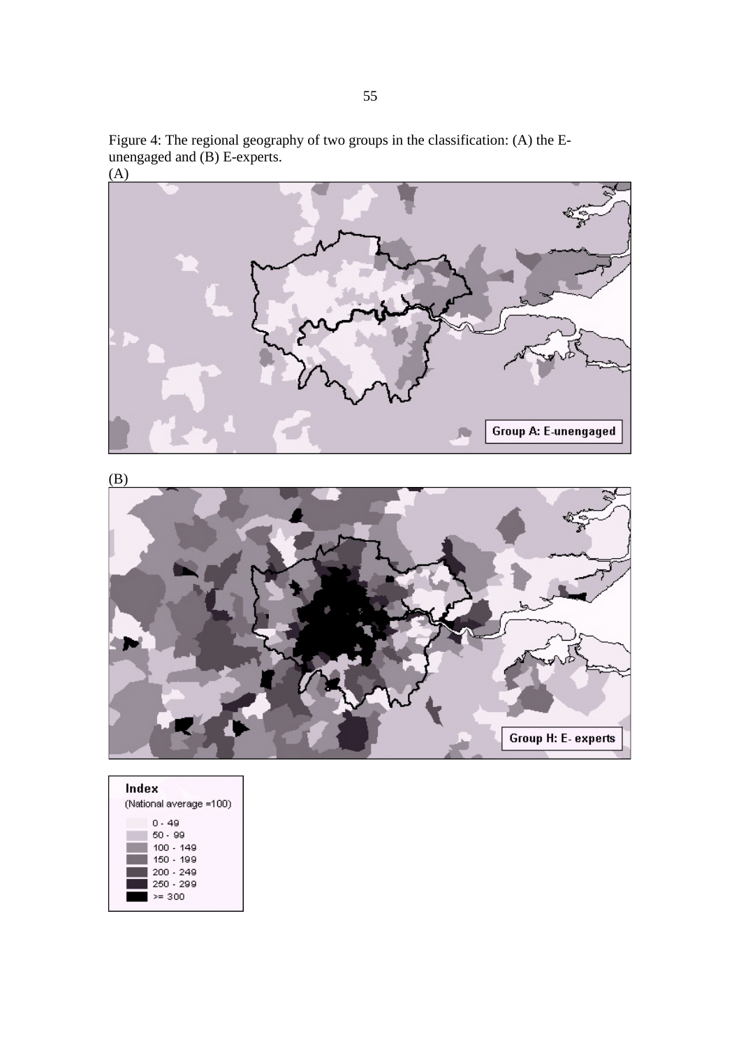Figure 4: The regional geography of two groups in the classification: (A) the E-unengaged and (B) E-experts.

(A)

Group A: E-unengaged

(B)

Group H: E- experts

Index
(National average =100)
0 - 49
50 - 99
100 - 149
150 - 199
200 - 249
250 - 299
>= 300